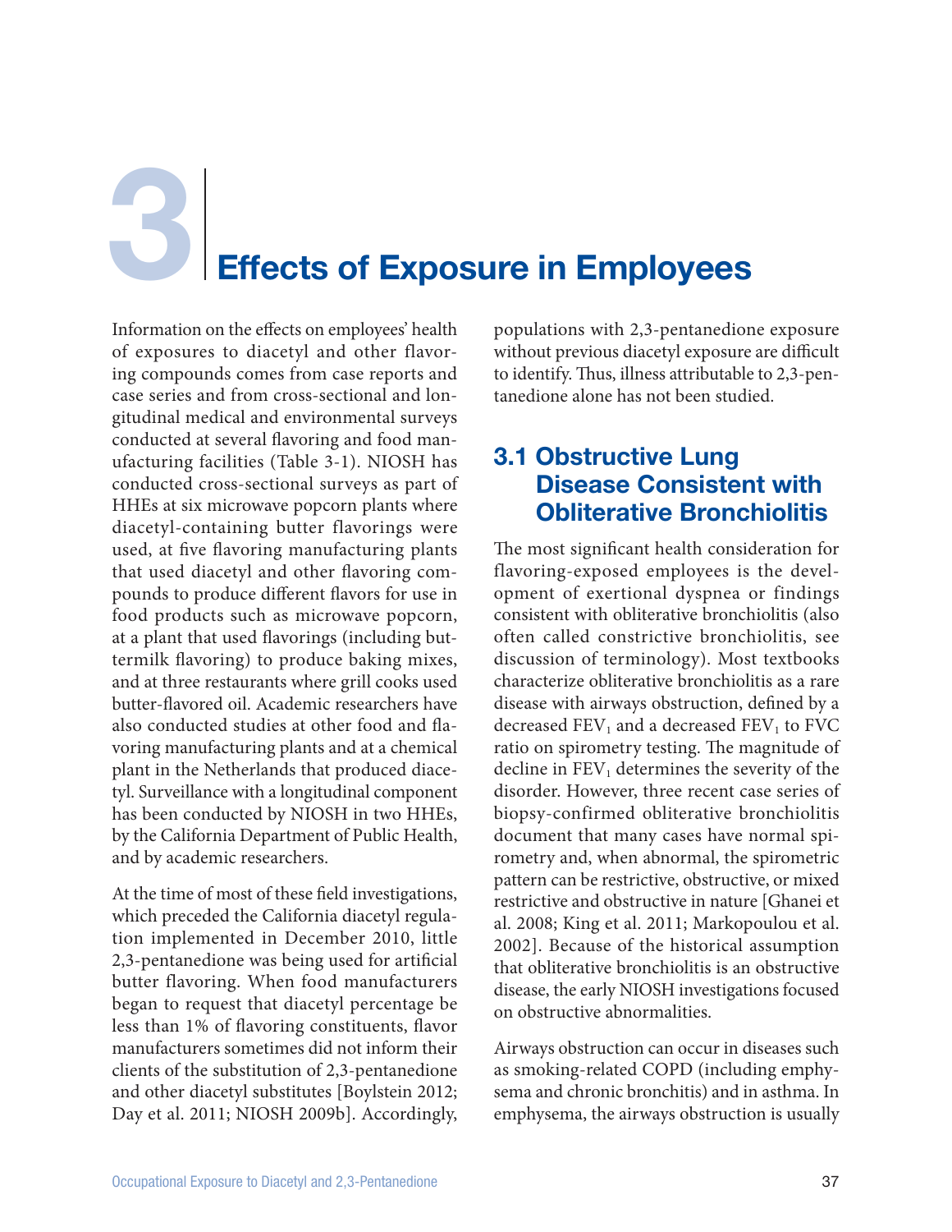# 3 Effects of Exposure in Employees

Information on the effects on employees' health of exposures to diacetyl and other flavoring compounds comes from case reports and case series and from cross-sectional and longitudinal medical and environmental surveys conducted at several flavoring and food manufacturing facilities (Table 3-1). NIOSH has conducted cross-sectional surveys as part of HHEs at six microwave popcorn plants where diacetyl-containing butter flavorings were used, at five flavoring manufacturing plants that used diacetyl and other flavoring compounds to produce different flavors for use in food products such as microwave popcorn, at a plant that used flavorings (including buttermilk flavoring) to produce baking mixes, and at three restaurants where grill cooks used butter-flavored oil. Academic researchers have also conducted studies at other food and flavoring manufacturing plants and at a chemical plant in the Netherlands that produced diacetyl. Surveillance with a longitudinal component has been conducted by NIOSH in two HHEs, by the California Department of Public Health, and by academic researchers.

At the time of most of these field investigations, which preceded the California diacetyl regulation implemented in December 2010, little 2,3-pentanedione was being used for artificial butter flavoring. When food manufacturers began to request that diacetyl percentage be less than 1% of flavoring constituents, flavor manufacturers sometimes did not inform their clients of the substitution of 2,3-pentanedione and other diacetyl substitutes [Boylstein 2012; Day et al. 2011; NIOSH 2009b]. Accordingly, populations with 2,3-pentanedione exposure without previous diacetyl exposure are difficult to identify. Thus, illness attributable to 2,3-pentanedione alone has not been studied.

## 3.1 Obstructive Lung Disease Consistent with Obliterative Bronchiolitis

The most significant health consideration for flavoring-exposed employees is the development of exertional dyspnea or findings consistent with obliterative bronchiolitis (also often called constrictive bronchiolitis, see discussion of terminology). Most textbooks characterize obliterative bronchiolitis as a rare disease with airways obstruction, defined by a decreased $FEV_1$ and a decreased $FEV_1$ to FVC ratio on spirometry testing. The magnitude of decline in $FEV_1$ determines the severity of the disorder. However, three recent case series of biopsy-confirmed obliterative bronchiolitis document that many cases have normal spirometry and, when abnormal, the spirometric pattern can be restrictive, obstructive, or mixed restrictive and obstructive in nature [Ghanei et al. 2008; King et al. 2011; Markopoulou et al. 2002]. Because of the historical assumption that obliterative bronchiolitis is an obstructive disease, the early NIOSH investigations focused on obstructive abnormalities.

Airways obstruction can occur in diseases such as smoking-related COPD (including emphysema and chronic bronchitis) and in asthma. In emphysema, the airways obstruction is usually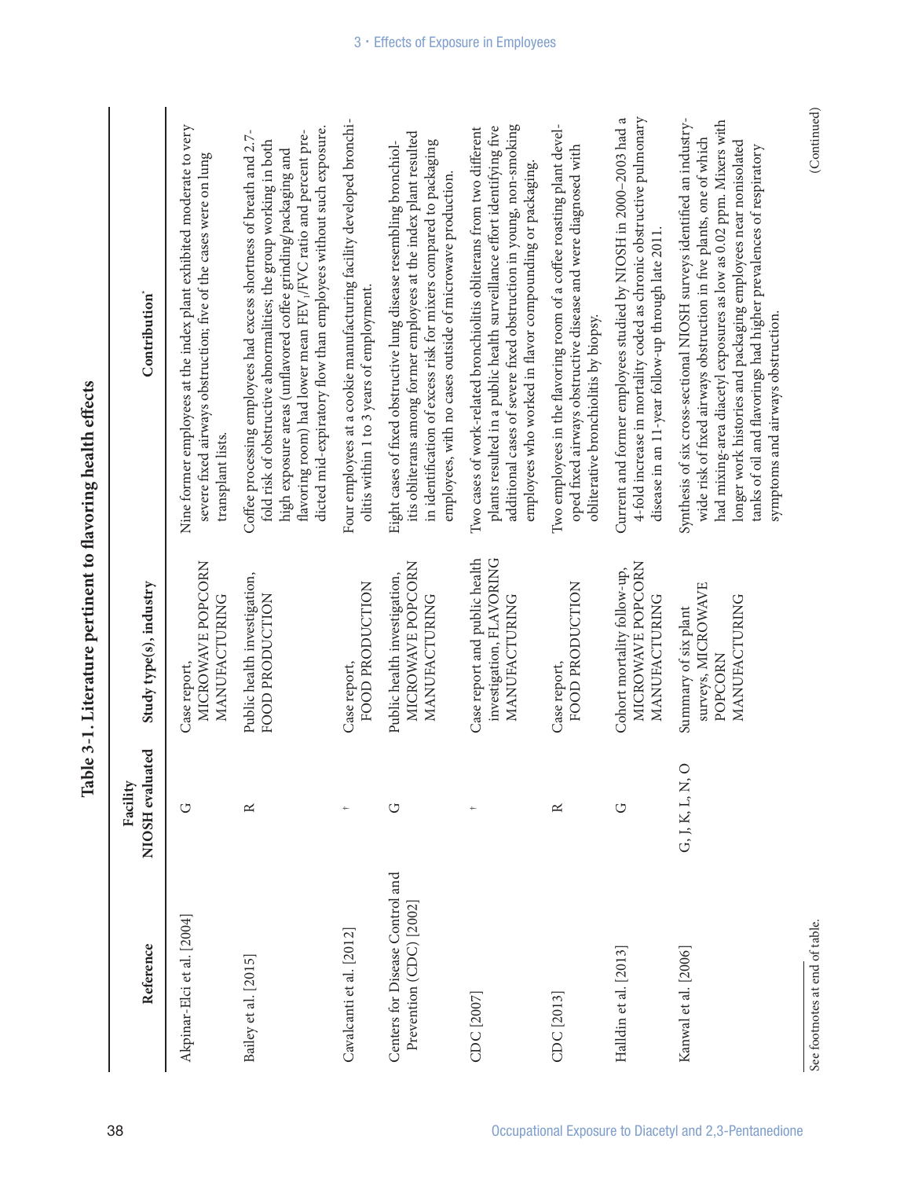**Table 3-1. Literature pertinent to flavoring health effects**

| Reference | Facility NIOSH evaluated | Study type(s), industry | Contribution* |
|---|---|---|---|
| Akpinar-Elci et al. [2004] | G | Case report, MICROWAVE POPCORN MANUFACTURING | Nine former employees at the index plant exhibited moderate to very severe fixed airways obstruction; five of the cases were on lung transplant lists. |
| Bailey et al. [2015] | R | Public health investigation, FOOD PRODUCTION | Coffee processing employees had excess shortness of breath and 2.7-fold risk of obstructive abnormalities; the group working in both high exposure areas (unflavored coffee grinding/packaging and flavoring room) had lower mean $FEV_1$/FVC ratio and percent predicted mid-expiratory flow than employees without such exposure. |
| Cavalcanti et al. [2012] | † | Case report, FOOD PRODUCTION | Four employees at a cookie manufacturing facility developed bronchiolitis within 1 to 3 years of employment. |
| Centers for Disease Control and Prevention (CDC) [2002] | G | Public health investigation, MICROWAVE POPCORN MANUFACTURING | Eight cases of fixed obstructive lung disease resembling bronchiolitis obliterans among former employees at the index plant resulted in identification of excess risk for mixers compared to packaging employees, with no cases outside of microwave production. |
| CDC [2007] | † | Case report and public health investigation, FLAVORING MANUFACTURING | Two cases of work-related bronchiolitis obliterans from two different plants resulted in a public health surveillance effort identifying five additional cases of severe fixed obstruction in young, non-smoking employees who worked in flavor compounding or packaging. |
| CDC [2013] | R | Case report, FOOD PRODUCTION | Two employees in the flavoring room of a coffee roasting plant developed fixed airways obstructive disease and were diagnosed with obliterative bronchiolitis by biopsy. |
| Halldin et al. [2013] | G | Cohort mortality follow-up, MICROWAVE POPCORN MANUFACTURING | Current and former employees studied by NIOSH in 2000–2003 had a 4-fold increase in mortality coded as chronic obstructive pulmonary disease in an 11-year follow-up through late 2011. |
| Kanwal et al. [2006] | G, J, K, L, N, O | Summary of six plant surveys, MICROWAVE POPCORN MANUFACTURING | Synthesis of six cross-sectional NIOSH surveys identified an industry-wide risk of fixed airways obstruction in five plants, one of which had mixing-area diacetyl exposures as low as 0.02 ppm. Mixers with longer work histories and packaging employees near nonisolated tanks of oil and flavorings had higher prevalences of respiratory symptoms and airways obstruction. |

See footnotes at end of table.

(Continued)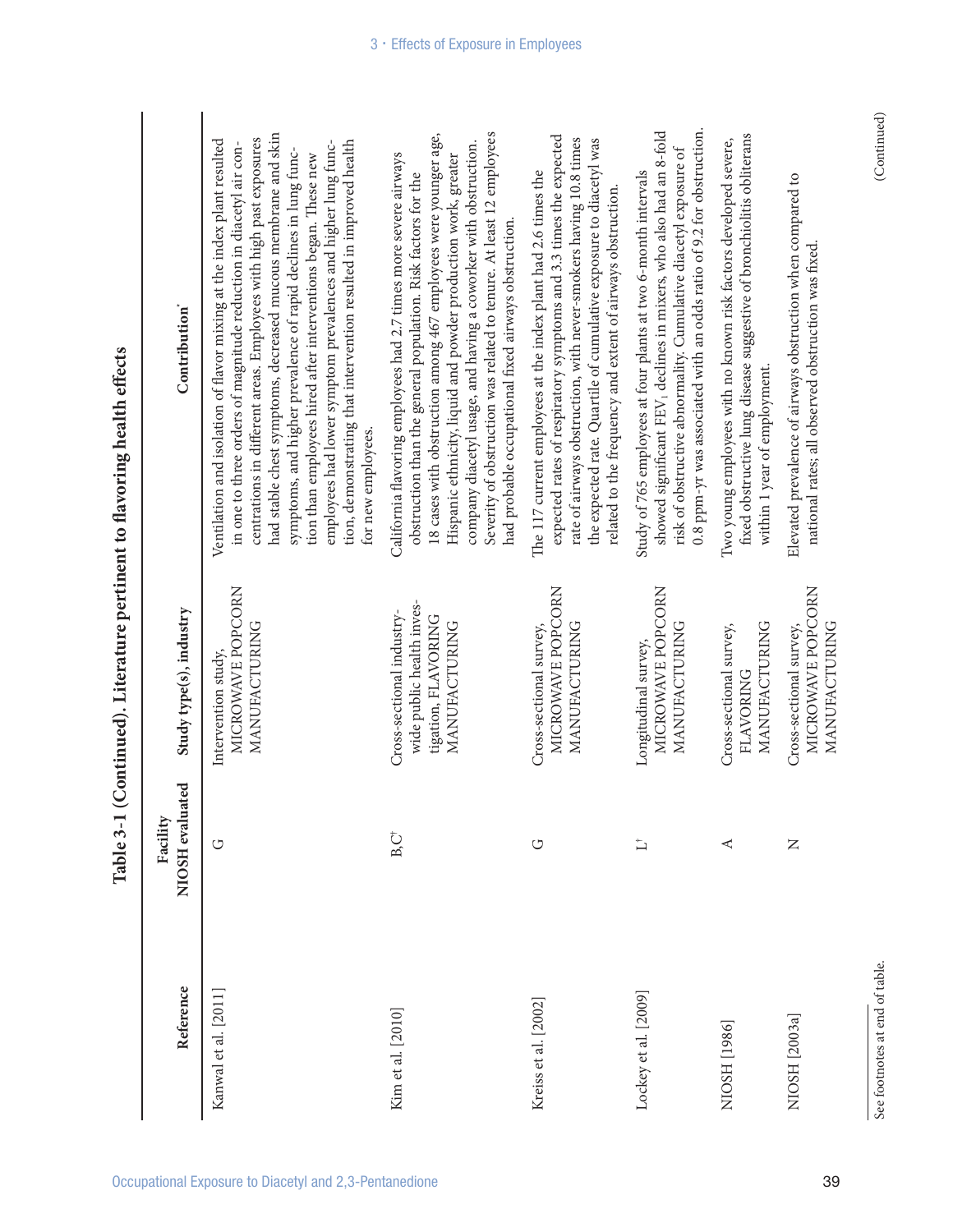## Table 3-1 (Continued). Literature pertinent to flavoring health effects

| Reference | Facility NIOSH evaluated | Study type(s), industry | Contribution* |
| --- | --- | --- | --- |
| Kanwal et al. [2011] | G | Intervention study, MICROWAVE POPCORN MANUFACTURING | Ventilation and isolation of flavor mixing at the index plant resulted in one to three orders of magnitude reduction in diacetyl air concentrations in different areas. Employees with high past exposures had stable chest symptoms, decreased mucous membrane and skin symptoms, and higher prevalence of rapid declines in lung function than employees hired after interventions began. These new employees had lower symptom prevalences and higher lung function, demonstrating that intervention resulted in improved health for new employees. |
| Kim et al. [2010] | B,C† | Cross-sectional industry-wide public health investigation, FLAVORING MANUFACTURING | California flavoring employees had 2.7 times more severe airways obstruction than the general population. Risk factors for the 18 cases with obstruction among 467 employees were younger age, Hispanic ethnicity, liquid and powder production work, greater company diacetyl usage, and having a coworker with obstruction. Severity of obstruction was related to tenure. At least 12 employees had probable occupational fixed airways obstruction. |
| Kreiss et al. [2002] | G | Cross-sectional survey, MICROWAVE POPCORN MANUFACTURING | The 117 current employees at the index plant had 2.6 times the expected rates of respiratory symptoms and 3.3 times the expected rate of airways obstruction, with never-smokers having 10.8 times the expected rate. Quartile of cumulative exposure to diacetyl was related to the frequency and extent of airways obstruction. |
| Lockey et al. [2009] | L† | Longitudinal survey, MICROWAVE POPCORN MANUFACTURING | Study of 765 employees at four plants at two 6-month intervals showed significant $FEV_1$ declines in mixers, who also had an 8-fold risk of obstructive abnormality. Cumulative diacetyl exposure of 0.8 ppm-yr was associated with an odds ratio of 9.2 for obstruction. |
| NIOSH [1986] | A | Cross-sectional survey, FLAVORING MANUFACTURING | Two young employees with no known risk factors developed severe, fixed obstructive lung disease suggestive of bronchiolitis obliterans within 1 year of employment. |
| NIOSH [2003a] | N | Cross-sectional survey, MICROWAVE POPCORN MANUFACTURING | Elevated prevalence of airways obstruction when compared to national rates; all observed obstruction was fixed. |

See footnotes at end of table.

(Continued)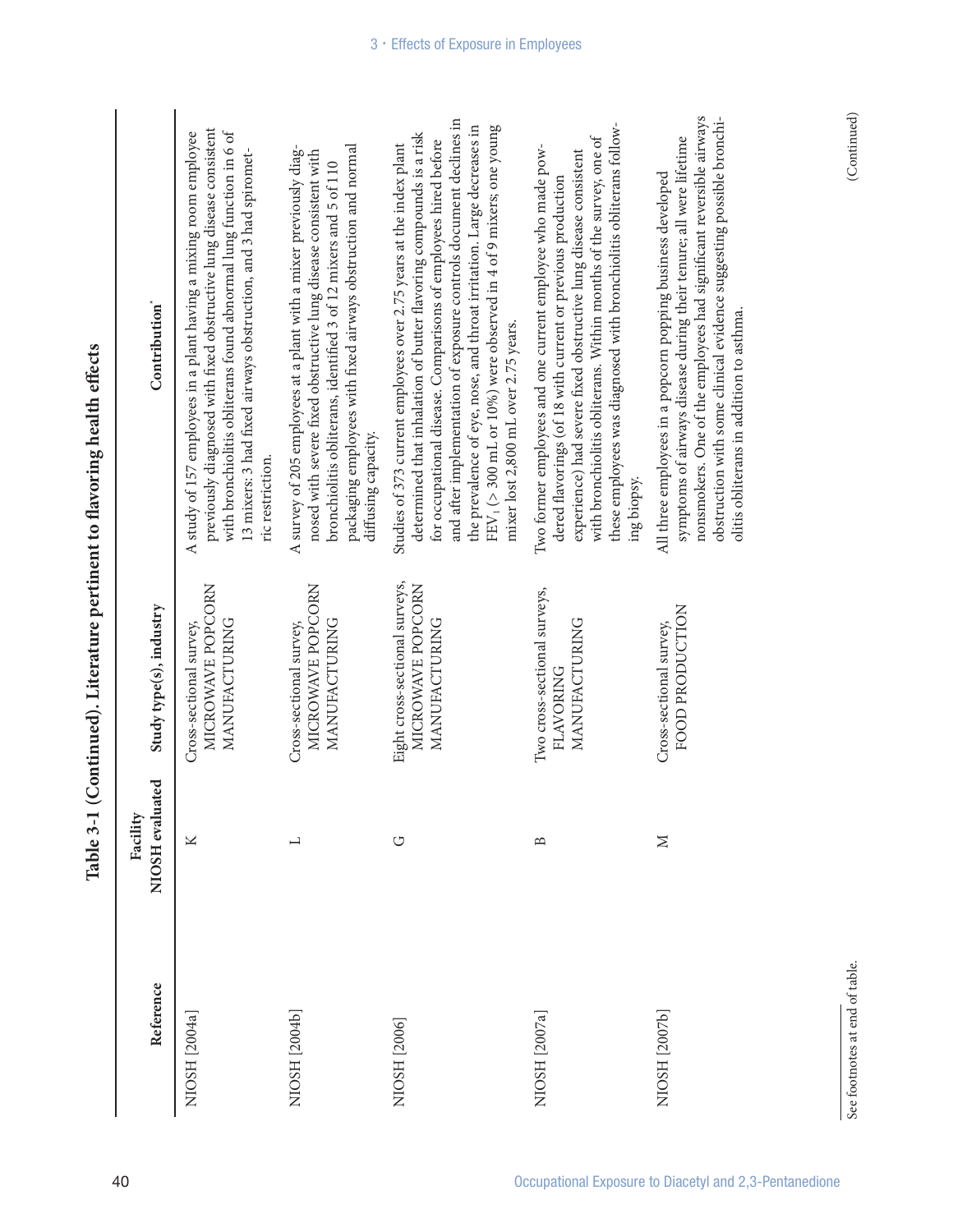**Table 3-1 (Continued). Literature pertinent to flavoring health effects**

| Reference | Facility NIOSH evaluated | Study type(s), industry | Contribution* |
| --- | --- | --- | --- |
| NIOSH [2004a] | K | Cross-sectional survey, MICROWAVE POPCORN MANUFACTURING | A study of 157 employees in a plant having a mixing room employee previously diagnosed with fixed obstructive lung disease consistent with bronchiolitis obliterans found abnormal lung function in 6 of 13 mixers: 3 had fixed airways obstruction, and 3 had spirometric restriction. |
| NIOSH [2004b] | L | Cross-sectional survey, MICROWAVE POPCORN MANUFACTURING | A survey of 205 employees at a plant with a mixer previously diagnosed with severe fixed obstructive lung disease consistent with bronchiolitis obliterans, identified 3 of 12 mixers and 5 of 110 packaging employees with fixed airways obstruction and normal diffusing capacity. |
| NIOSH [2006] | G | Eight cross-sectional surveys, MICROWAVE POPCORN MANUFACTURING | Studies of 373 current employees over 2.75 years at the index plant determined that inhalation of butter flavoring compounds is a risk for occupational disease. Comparisons of employees hired before and after implementation of exposure controls document declines in the prevalence of eye, nose, and throat irritation. Large decreases in $FEV_1$ (> 300 mL or 10%) were observed in 4 of 9 mixers; one young mixer lost 2,800 mL over 2.75 years. |
| NIOSH [2007a] | B | Two cross-sectional surveys, FLAVORING MANUFACTURING | Two former employees and one current employee who made powdered flavorings (of 18 with current or previous production experience) had severe fixed obstructive lung disease consistent with bronchiolitis obliterans. Within months of the survey, one of these employees was diagnosed with bronchiolitis obliterans following biopsy. |
| NIOSH [2007b] | M | Cross-sectional survey, FOOD PRODUCTION | All three employees in a popcorn popping business developed symptoms of airways disease during their tenure; all were lifetime nonsmokers. One of the employees had significant reversible airways obstruction with some clinical evidence suggesting possible bronchiolitis obliterans in addition to asthma. |

See footnotes at end of table.

(Continued)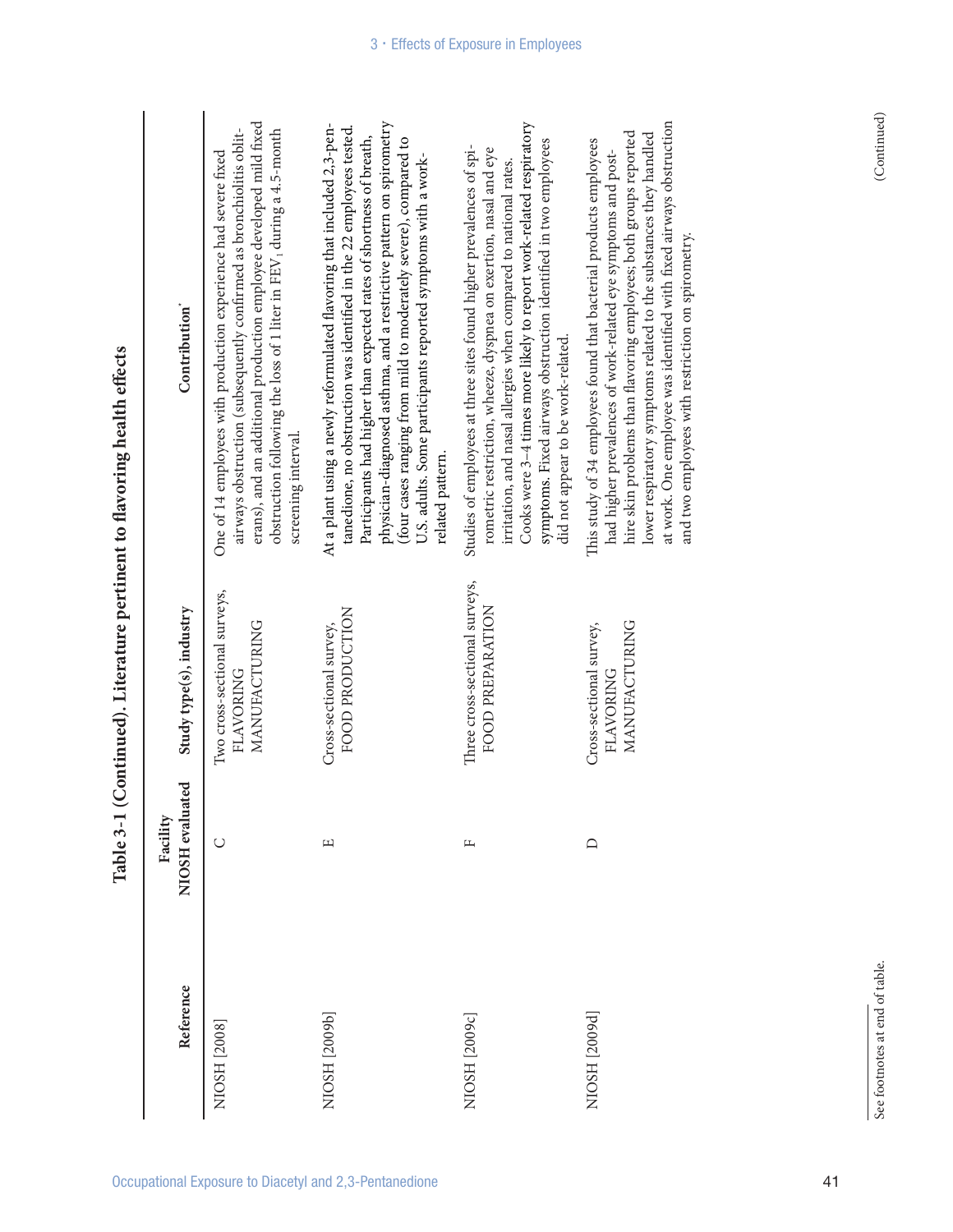**Table 3-1 (Continued). Literature pertinent to flavoring health effects**

| Reference | Facility NIOSH evaluated | Study type(s), industry | Contribution* |
|---|---|---|---|
| NIOSH [2008] | C | Two cross-sectional surveys, FLAVORING MANUFACTURING | One of 14 employees with production experience had severe fixed airways obstruction (subsequently confirmed as bronchiolitis obliterans), and an additional production employee developed mild fixed obstruction following the loss of 1 liter in $FEV_1$ during a 4.5-month screening interval. |
| NIOSH [2009b] | E | Cross-sectional survey, FOOD PRODUCTION | At a plant using a newly reformulated flavoring that included 2,3-pentanedione, no obstruction was identified in the 22 employees tested. Participants had higher than expected rates of shortness of breath, physician-diagnosed asthma, and a restrictive pattern on spirometry (four cases ranging from mild to moderately severe), compared to U.S. adults. Some participants reported symptoms with a work-related pattern. |
| NIOSH [2009c] | F | Three cross-sectional surveys, FOOD PREPARATION | Studies of employees at three sites found higher prevalences of spirometric restriction, wheeze, dyspnea on exertion, nasal and eye irritation, and nasal allergies when compared to national rates. Cooks were 3–4 times more likely to report work-related respiratory symptoms. Fixed airways obstruction identified in two employees did not appear to be work-related. |
| NIOSH [2009d] | D | Cross-sectional survey, FLAVORING MANUFACTURING | This study of 34 employees found that bacterial products employees had higher prevalences of work-related eye symptoms and post-hire skin problems than flavoring employees; both groups reported lower respiratory symptoms related to the substances they handled at work. One employee was identified with fixed airways obstruction and two employees with restriction on spirometry. |

See footnotes at end of table.

(Continued)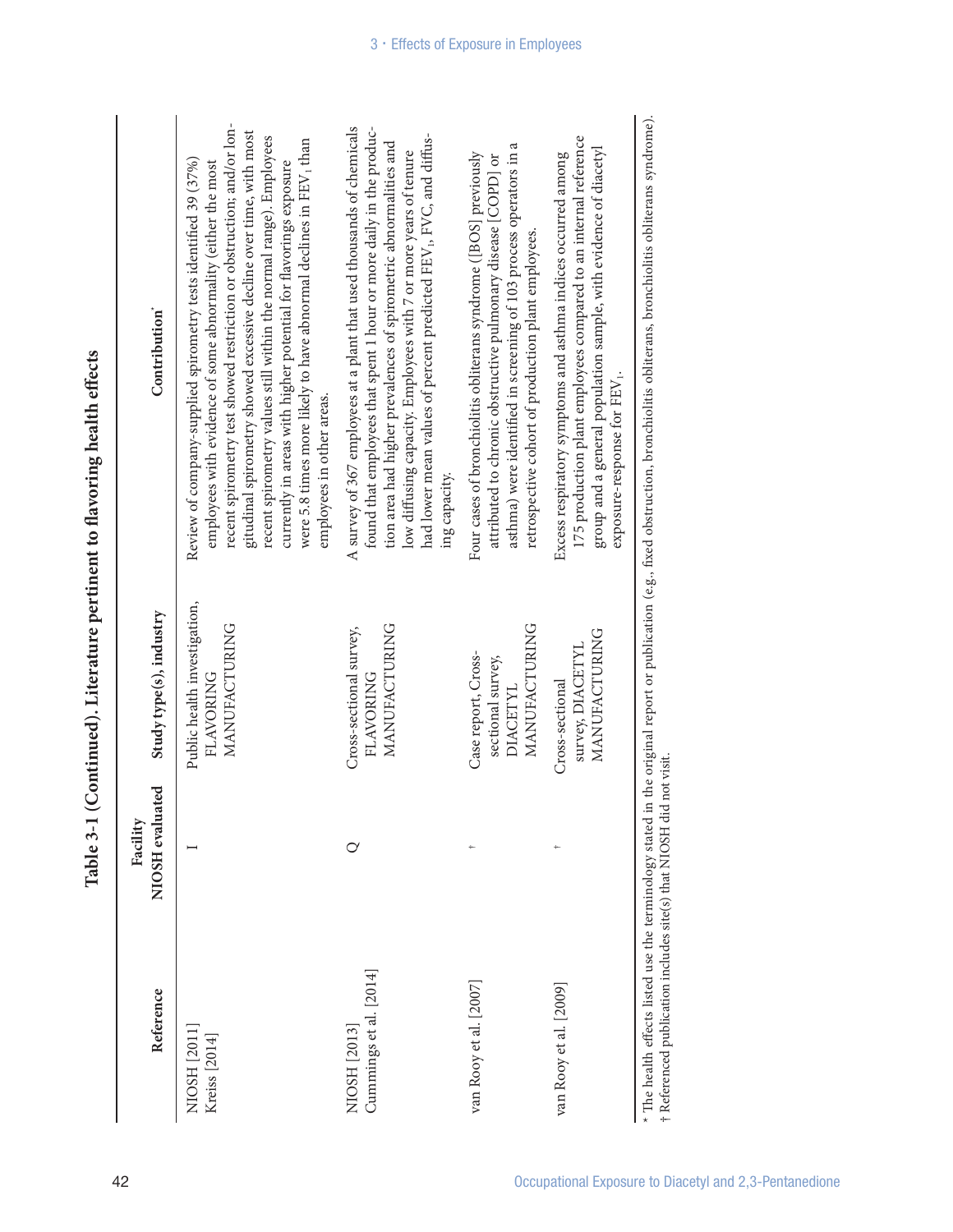**Table 3-1 (Continued). Literature pertinent to flavoring health effects**

| Reference | Facility NIOSH evaluated | Study type(s), industry | Contribution* |
|---|---|---|---|
| NIOSH [2011] Kreiss [2014] | I | Public health investigation, FLAVORING MANUFACTURING | Review of company-supplied spirometry tests identified 39 (37%) employees with evidence of some abnormality (either the most recent spirometry test showed restriction or obstruction; and/or longitudinal spirometry showed excessive decline over time, with most recent spirometry values still within the normal range). Employees currently in areas with higher potential for flavorings exposure were 5.8 times more likely to have abnormal declines in $FEV_1$ than employees in other areas. |
| NIOSH [2013] Cummings et al. [2014] | Q | Cross-sectional survey, FLAVORING MANUFACTURING | A survey of 367 employees at a plant that used thousands of chemicals found that employees that spent 1 hour or more daily in the production area had higher prevalences of spirometric abnormalities and low diffusing capacity. Employees with 7 or more years of tenure had lower mean values of percent predicted $FEV_1$, FVC, and diffusing capacity. |
| van Rooy et al. [2007] | † | Case report, Cross-sectional survey, DIACETYL MANUFACTURING | Four cases of bronchiolitis obliterans syndrome ([BOS] previously attributed to chronic obstructive pulmonary disease [COPD] or asthma) were identified in screening of 103 process operators in a retrospective cohort of production plant employees. |
| van Rooy et al. [2009] | † | Cross-sectional survey, DIACETYL MANUFACTURING | Excess respiratory symptoms and asthma indices occurred among 175 production plant employees compared to an internal reference group and a general population sample, with evidence of diacetyl exposure-response for $FEV_1$. |

* The health effects listed use the terminology stated in the original report or publication (e.g., fixed obstruction, bronchiolitis obliterans, bronchiolitis obliterans syndrome).
† Referenced publication includes site(s) that NIOSH did not visit.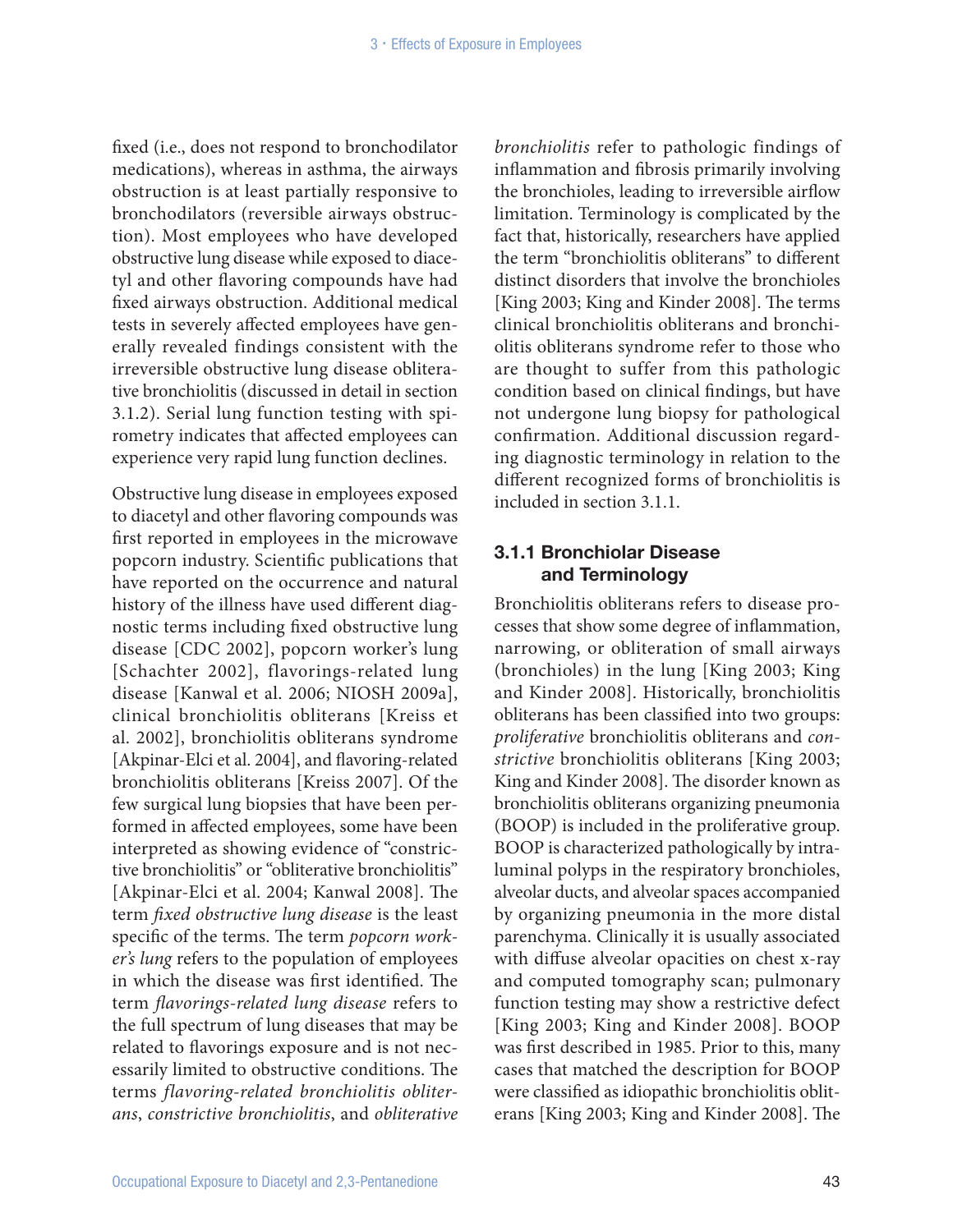fixed (i.e., does not respond to bronchodilator medications), whereas in asthma, the airways obstruction is at least partially responsive to bronchodilators (reversible airways obstruction). Most employees who have developed obstructive lung disease while exposed to diacetyl and other flavoring compounds have had fixed airways obstruction. Additional medical tests in severely affected employees have generally revealed findings consistent with the irreversible obstructive lung disease obliterative bronchiolitis (discussed in detail in section 3.1.2). Serial lung function testing with spirometry indicates that affected employees can experience very rapid lung function declines.

Obstructive lung disease in employees exposed to diacetyl and other flavoring compounds was first reported in employees in the microwave popcorn industry. Scientific publications that have reported on the occurrence and natural history of the illness have used different diagnostic terms including fixed obstructive lung disease [CDC 2002], popcorn worker's lung [Schachter 2002], flavorings-related lung disease [Kanwal et al. 2006; NIOSH 2009a], clinical bronchiolitis obliterans [Kreiss et al. 2002], bronchiolitis obliterans syndrome [Akpinar-Elci et al. 2004], and flavoring-related bronchiolitis obliterans [Kreiss 2007]. Of the few surgical lung biopsies that have been performed in affected employees, some have been interpreted as showing evidence of "constrictive bronchiolitis" or "obliterative bronchiolitis" [Akpinar-Elci et al. 2004; Kanwal 2008]. The term *fixed obstructive lung disease* is the least specific of the terms. The term *popcorn worker's lung* refers to the population of employees in which the disease was first identified. The term *flavorings-related lung disease* refers to the full spectrum of lung diseases that may be related to flavorings exposure and is not necessarily limited to obstructive conditions. The terms *flavoring-related bronchiolitis obliterans*, *constrictive bronchiolitis*, and *obliterative bronchiolitis* refer to pathologic findings of inflammation and fibrosis primarily involving the bronchioles, leading to irreversible airflow limitation. Terminology is complicated by the fact that, historically, researchers have applied the term "bronchiolitis obliterans" to different distinct disorders that involve the bronchioles [King 2003; King and Kinder 2008]. The terms clinical bronchiolitis obliterans and bronchiolitis obliterans syndrome refer to those who are thought to suffer from this pathologic condition based on clinical findings, but have not undergone lung biopsy for pathological confirmation. Additional discussion regarding diagnostic terminology in relation to the different recognized forms of bronchiolitis is included in section 3.1.1.

### 3.1.1 Bronchiolar Disease and Terminology

Bronchiolitis obliterans refers to disease processes that show some degree of inflammation, narrowing, or obliteration of small airways (bronchioles) in the lung [King 2003; King and Kinder 2008]. Historically, bronchiolitis obliterans has been classified into two groups: *proliferative* bronchiolitis obliterans and *constrictive* bronchiolitis obliterans [King 2003; King and Kinder 2008]. The disorder known as bronchiolitis obliterans organizing pneumonia (BOOP) is included in the proliferative group. BOOP is characterized pathologically by intraluminal polyps in the respiratory bronchioles, alveolar ducts, and alveolar spaces accompanied by organizing pneumonia in the more distal parenchyma. Clinically it is usually associated with diffuse alveolar opacities on chest x-ray and computed tomography scan; pulmonary function testing may show a restrictive defect [King 2003; King and Kinder 2008]. BOOP was first described in 1985. Prior to this, many cases that matched the description for BOOP were classified as idiopathic bronchiolitis obliterans [King 2003; King and Kinder 2008]. The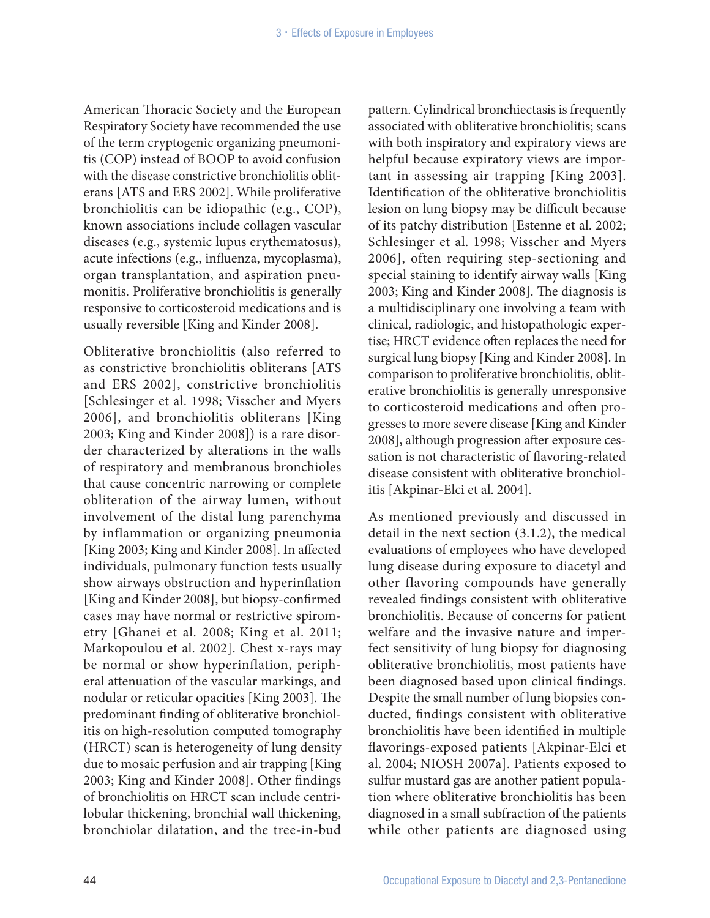American Thoracic Society and the European Respiratory Society have recommended the use of the term cryptogenic organizing pneumonitis (COP) instead of BOOP to avoid confusion with the disease constrictive bronchiolitis obliterans [ATS and ERS 2002]. While proliferative bronchiolitis can be idiopathic (e.g., COP), known associations include collagen vascular diseases (e.g., systemic lupus erythematosus), acute infections (e.g., influenza, mycoplasma), organ transplantation, and aspiration pneumonitis. Proliferative bronchiolitis is generally responsive to corticosteroid medications and is usually reversible [King and Kinder 2008].

Obliterative bronchiolitis (also referred to as constrictive bronchiolitis obliterans [ATS and ERS 2002], constrictive bronchiolitis [Schlesinger et al. 1998; Visscher and Myers 2006], and bronchiolitis obliterans [King 2003; King and Kinder 2008]) is a rare disorder characterized by alterations in the walls of respiratory and membranous bronchioles that cause concentric narrowing or complete obliteration of the airway lumen, without involvement of the distal lung parenchyma by inflammation or organizing pneumonia [King 2003; King and Kinder 2008]. In affected individuals, pulmonary function tests usually show airways obstruction and hyperinflation [King and Kinder 2008], but biopsy-confirmed cases may have normal or restrictive spirometry [Ghanei et al. 2008; King et al. 2011; Markopoulou et al. 2002]. Chest x-rays may be normal or show hyperinflation, peripheral attenuation of the vascular markings, and nodular or reticular opacities [King 2003]. The predominant finding of obliterative bronchiolitis on high-resolution computed tomography (HRCT) scan is heterogeneity of lung density due to mosaic perfusion and air trapping [King 2003; King and Kinder 2008]. Other findings of bronchiolitis on HRCT scan include centrilobular thickening, bronchial wall thickening, bronchiolar dilatation, and the tree-in-bud pattern. Cylindrical bronchiectasis is frequently associated with obliterative bronchiolitis; scans with both inspiratory and expiratory views are helpful because expiratory views are important in assessing air trapping [King 2003]. Identification of the obliterative bronchiolitis lesion on lung biopsy may be difficult because of its patchy distribution [Estenne et al. 2002; Schlesinger et al. 1998; Visscher and Myers 2006], often requiring step-sectioning and special staining to identify airway walls [King 2003; King and Kinder 2008]. The diagnosis is a multidisciplinary one involving a team with clinical, radiologic, and histopathologic expertise; HRCT evidence often replaces the need for surgical lung biopsy [King and Kinder 2008]. In comparison to proliferative bronchiolitis, obliterative bronchiolitis is generally unresponsive to corticosteroid medications and often progresses to more severe disease [King and Kinder 2008], although progression after exposure cessation is not characteristic of flavoring-related disease consistent with obliterative bronchiolitis [Akpinar-Elci et al. 2004].

As mentioned previously and discussed in detail in the next section (3.1.2), the medical evaluations of employees who have developed lung disease during exposure to diacetyl and other flavoring compounds have generally revealed findings consistent with obliterative bronchiolitis. Because of concerns for patient welfare and the invasive nature and imperfect sensitivity of lung biopsy for diagnosing obliterative bronchiolitis, most patients have been diagnosed based upon clinical findings. Despite the small number of lung biopsies conducted, findings consistent with obliterative bronchiolitis have been identified in multiple flavorings-exposed patients [Akpinar-Elci et al. 2004; NIOSH 2007a]. Patients exposed to sulfur mustard gas are another patient population where obliterative bronchiolitis has been diagnosed in a small subfraction of the patients while other patients are diagnosed using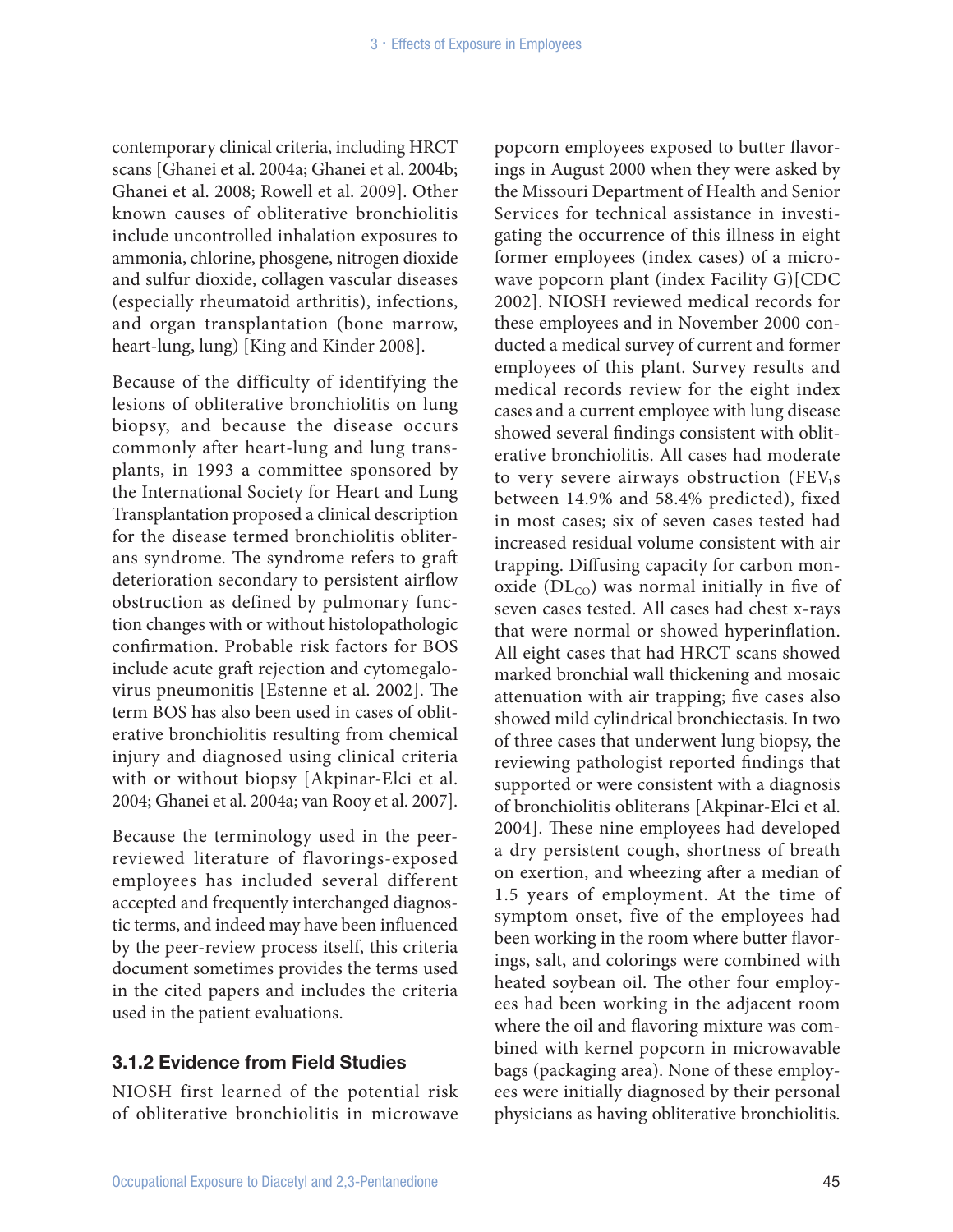contemporary clinical criteria, including HRCT scans [Ghanei et al. 2004a; Ghanei et al. 2004b; Ghanei et al. 2008; Rowell et al. 2009]. Other known causes of obliterative bronchiolitis include uncontrolled inhalation exposures to ammonia, chlorine, phosgene, nitrogen dioxide and sulfur dioxide, collagen vascular diseases (especially rheumatoid arthritis), infections, and organ transplantation (bone marrow, heart-lung, lung) [King and Kinder 2008].

Because of the difficulty of identifying the lesions of obliterative bronchiolitis on lung biopsy, and because the disease occurs commonly after heart-lung and lung transplants, in 1993 a committee sponsored by the International Society for Heart and Lung Transplantation proposed a clinical description for the disease termed bronchiolitis obliterans syndrome. The syndrome refers to graft deterioration secondary to persistent airflow obstruction as defined by pulmonary function changes with or without histolopathologic confirmation. Probable risk factors for BOS include acute graft rejection and cytomegalovirus pneumonitis [Estenne et al. 2002]. The term BOS has also been used in cases of obliterative bronchiolitis resulting from chemical injury and diagnosed using clinical criteria with or without biopsy [Akpinar-Elci et al. 2004; Ghanei et al. 2004a; van Rooy et al. 2007].

Because the terminology used in the peer-reviewed literature of flavorings-exposed employees has included several different accepted and frequently interchanged diagnostic terms, and indeed may have been influenced by the peer-review process itself, this criteria document sometimes provides the terms used in the cited papers and includes the criteria used in the patient evaluations.

### 3.1.2 Evidence from Field Studies

NIOSH first learned of the potential risk of obliterative bronchiolitis in microwave popcorn employees exposed to butter flavorings in August 2000 when they were asked by the Missouri Department of Health and Senior Services for technical assistance in investigating the occurrence of this illness in eight former employees (index cases) of a microwave popcorn plant (index Facility G)[CDC 2002]. NIOSH reviewed medical records for these employees and in November 2000 conducted a medical survey of current and former employees of this plant. Survey results and medical records review for the eight index cases and a current employee with lung disease showed several findings consistent with obliterative bronchiolitis. All cases had moderate to very severe airways obstruction ($FEV_1$s between 14.9% and 58.4% predicted), fixed in most cases; six of seven cases tested had increased residual volume consistent with air trapping. Diffusing capacity for carbon monoxide ($DL_{CO}$) was normal initially in five of seven cases tested. All cases had chest x-rays that were normal or showed hyperinflation. All eight cases that had HRCT scans showed marked bronchial wall thickening and mosaic attenuation with air trapping; five cases also showed mild cylindrical bronchiectasis. In two of three cases that underwent lung biopsy, the reviewing pathologist reported findings that supported or were consistent with a diagnosis of bronchiolitis obliterans [Akpinar-Elci et al. 2004]. These nine employees had developed a dry persistent cough, shortness of breath on exertion, and wheezing after a median of 1.5 years of employment. At the time of symptom onset, five of the employees had been working in the room where butter flavorings, salt, and colorings were combined with heated soybean oil. The other four employees had been working in the adjacent room where the oil and flavoring mixture was combined with kernel popcorn in microwavable bags (packaging area). None of these employees were initially diagnosed by their personal physicians as having obliterative bronchiolitis.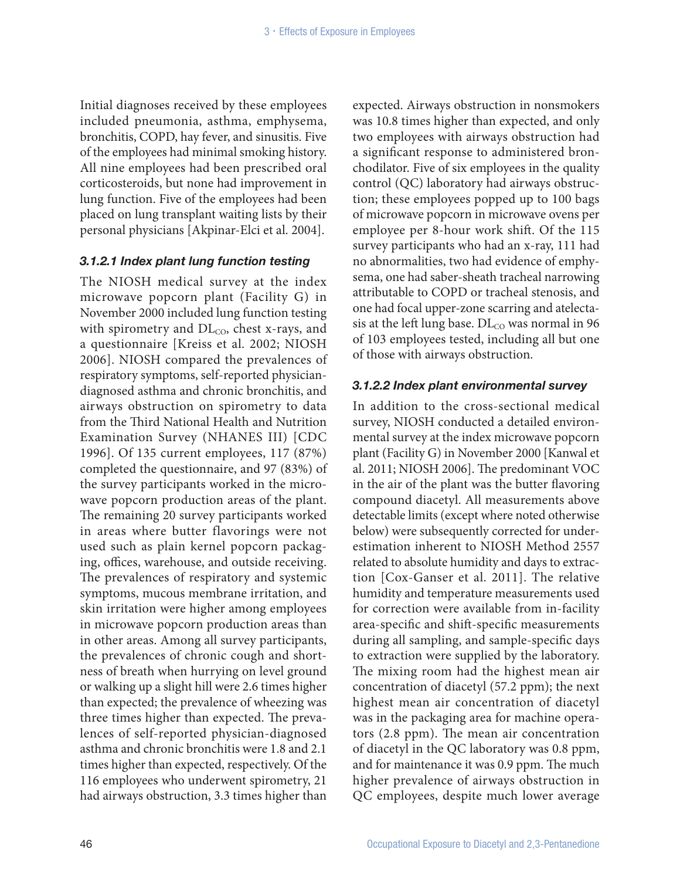Initial diagnoses received by these employees included pneumonia, asthma, emphysema, bronchitis, COPD, hay fever, and sinusitis. Five of the employees had minimal smoking history. All nine employees had been prescribed oral corticosteroids, but none had improvement in lung function. Five of the employees had been placed on lung transplant waiting lists by their personal physicians [Akpinar-Elci et al. 2004].

#### 3.1.2.1 Index plant lung function testing

The NIOSH medical survey at the index microwave popcorn plant (Facility G) in November 2000 included lung function testing with spirometry and $DL_{CO}$, chest x-rays, and a questionnaire [Kreiss et al. 2002; NIOSH 2006]. NIOSH compared the prevalences of respiratory symptoms, self-reported physician-diagnosed asthma and chronic bronchitis, and airways obstruction on spirometry to data from the Third National Health and Nutrition Examination Survey (NHANES III) [CDC 1996]. Of 135 current employees, 117 (87%) completed the questionnaire, and 97 (83%) of the survey participants worked in the microwave popcorn production areas of the plant. The remaining 20 survey participants worked in areas where butter flavorings were not used such as plain kernel popcorn packaging, offices, warehouse, and outside receiving. The prevalences of respiratory and systemic symptoms, mucous membrane irritation, and skin irritation were higher among employees in microwave popcorn production areas than in other areas. Among all survey participants, the prevalences of chronic cough and shortness of breath when hurrying on level ground or walking up a slight hill were 2.6 times higher than expected; the prevalence of wheezing was three times higher than expected. The prevalences of self-reported physician-diagnosed asthma and chronic bronchitis were 1.8 and 2.1 times higher than expected, respectively. Of the 116 employees who underwent spirometry, 21 had airways obstruction, 3.3 times higher than expected. Airways obstruction in nonsmokers was 10.8 times higher than expected, and only two employees with airways obstruction had a significant response to administered bronchodilator. Five of six employees in the quality control (QC) laboratory had airways obstruction; these employees popped up to 100 bags of microwave popcorn in microwave ovens per employee per 8-hour work shift. Of the 115 survey participants who had an x-ray, 111 had no abnormalities, two had evidence of emphysema, one had saber-sheath tracheal narrowing attributable to COPD or tracheal stenosis, and one had focal upper-zone scarring and atelectasis at the left lung base. $DL_{CO}$ was normal in 96 of 103 employees tested, including all but one of those with airways obstruction.

#### 3.1.2.2 Index plant environmental survey

In addition to the cross-sectional medical survey, NIOSH conducted a detailed environmental survey at the index microwave popcorn plant (Facility G) in November 2000 [Kanwal et al. 2011; NIOSH 2006]. The predominant VOC in the air of the plant was the butter flavoring compound diacetyl. All measurements above detectable limits (except where noted otherwise below) were subsequently corrected for underestimation inherent to NIOSH Method 2557 related to absolute humidity and days to extraction [Cox-Ganser et al. 2011]. The relative humidity and temperature measurements used for correction were available from in-facility area-specific and shift-specific measurements during all sampling, and sample-specific days to extraction were supplied by the laboratory. The mixing room had the highest mean air concentration of diacetyl (57.2 ppm); the next highest mean air concentration of diacetyl was in the packaging area for machine operators (2.8 ppm). The mean air concentration of diacetyl in the QC laboratory was 0.8 ppm, and for maintenance it was 0.9 ppm. The much higher prevalence of airways obstruction in QC employees, despite much lower average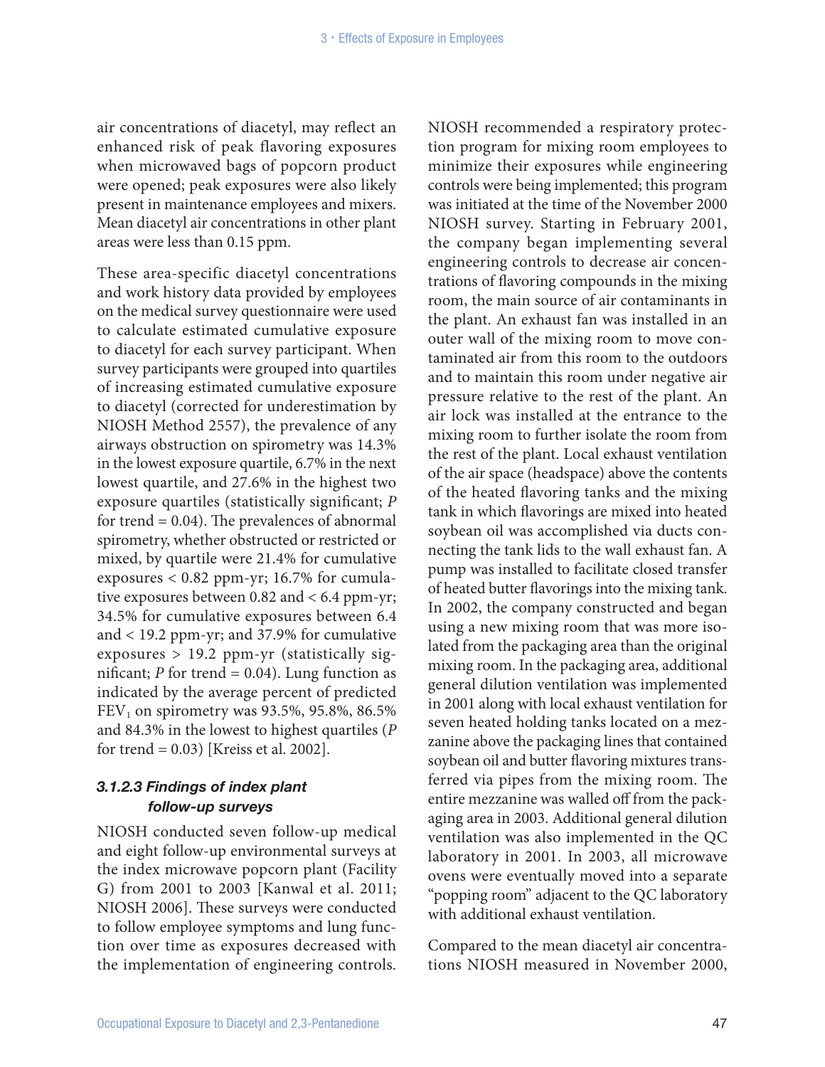air concentrations of diacetyl, may reflect an enhanced risk of peak flavoring exposures when microwaved bags of popcorn product were opened; peak exposures were also likely present in maintenance employees and mixers. Mean diacetyl air concentrations in other plant areas were less than 0.15 ppm.

These area-specific diacetyl concentrations and work history data provided by employees on the medical survey questionnaire were used to calculate estimated cumulative exposure to diacetyl for each survey participant. When survey participants were grouped into quartiles of increasing estimated cumulative exposure to diacetyl (corrected for underestimation by NIOSH Method 2557), the prevalence of any airways obstruction on spirometry was 14.3% in the lowest exposure quartile, 6.7% in the next lowest quartile, and 27.6% in the highest two exposure quartiles (statistically significant; *P* for trend = 0.04). The prevalences of abnormal spirometry, whether obstructed or restricted or mixed, by quartile were 21.4% for cumulative exposures < 0.82 ppm-yr; 16.7% for cumulative exposures between 0.82 and < 6.4 ppm-yr; 34.5% for cumulative exposures between 6.4 and < 19.2 ppm-yr; and 37.9% for cumulative exposures > 19.2 ppm-yr (statistically significant; *P* for trend = 0.04). Lung function as indicated by the average percent of predicted $FEV_1$ on spirometry was 93.5%, 95.8%, 86.5% and 84.3% in the lowest to highest quartiles (*P* for trend = 0.03) [Kreiss et al. 2002].

#### *3.1.2.3 Findings of index plant follow-up surveys*

NIOSH conducted seven follow-up medical and eight follow-up environmental surveys at the index microwave popcorn plant (Facility G) from 2001 to 2003 [Kanwal et al. 2011; NIOSH 2006]. These surveys were conducted to follow employee symptoms and lung function over time as exposures decreased with the implementation of engineering controls. NIOSH recommended a respiratory protection program for mixing room employees to minimize their exposures while engineering controls were being implemented; this program was initiated at the time of the November 2000 NIOSH survey. Starting in February 2001, the company began implementing several engineering controls to decrease air concentrations of flavoring compounds in the mixing room, the main source of air contaminants in the plant. An exhaust fan was installed in an outer wall of the mixing room to move contaminated air from this room to the outdoors and to maintain this room under negative air pressure relative to the rest of the plant. An air lock was installed at the entrance to the mixing room to further isolate the room from the rest of the plant. Local exhaust ventilation of the air space (headspace) above the contents of the heated flavoring tanks and the mixing tank in which flavorings are mixed into heated soybean oil was accomplished via ducts connecting the tank lids to the wall exhaust fan. A pump was installed to facilitate closed transfer of heated butter flavorings into the mixing tank. In 2002, the company constructed and began using a new mixing room that was more isolated from the packaging area than the original mixing room. In the packaging area, additional general dilution ventilation was implemented in 2001 along with local exhaust ventilation for seven heated holding tanks located on a mezzanine above the packaging lines that contained soybean oil and butter flavoring mixtures transferred via pipes from the mixing room. The entire mezzanine was walled off from the packaging area in 2003. Additional general dilution ventilation was also implemented in the QC laboratory in 2001. In 2003, all microwave ovens were eventually moved into a separate "popping room" adjacent to the QC laboratory with additional exhaust ventilation.

Compared to the mean diacetyl air concentrations NIOSH measured in November 2000,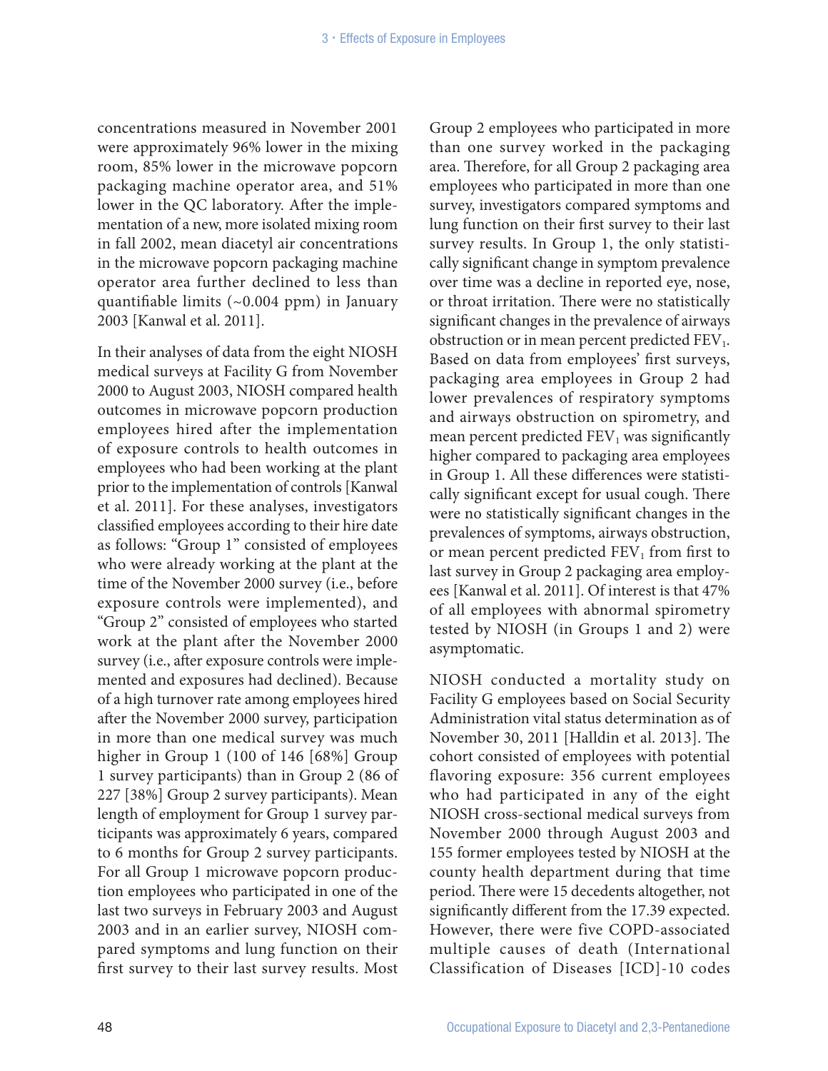concentrations measured in November 2001 were approximately 96% lower in the mixing room, 85% lower in the microwave popcorn packaging machine operator area, and 51% lower in the QC laboratory. After the implementation of a new, more isolated mixing room in fall 2002, mean diacetyl air concentrations in the microwave popcorn packaging machine operator area further declined to less than quantifiable limits (~0.004 ppm) in January 2003 [Kanwal et al. 2011].

In their analyses of data from the eight NIOSH medical surveys at Facility G from November 2000 to August 2003, NIOSH compared health outcomes in microwave popcorn production employees hired after the implementation of exposure controls to health outcomes in employees who had been working at the plant prior to the implementation of controls [Kanwal et al. 2011]. For these analyses, investigators classified employees according to their hire date as follows: "Group 1" consisted of employees who were already working at the plant at the time of the November 2000 survey (i.e., before exposure controls were implemented), and "Group 2" consisted of employees who started work at the plant after the November 2000 survey (i.e., after exposure controls were implemented and exposures had declined). Because of a high turnover rate among employees hired after the November 2000 survey, participation in more than one medical survey was much higher in Group 1 (100 of 146 [68%] Group 1 survey participants) than in Group 2 (86 of 227 [38%] Group 2 survey participants). Mean length of employment for Group 1 survey participants was approximately 6 years, compared to 6 months for Group 2 survey participants. For all Group 1 microwave popcorn production employees who participated in one of the last two surveys in February 2003 and August 2003 and in an earlier survey, NIOSH compared symptoms and lung function on their first survey to their last survey results. Most Group 2 employees who participated in more than one survey worked in the packaging area. Therefore, for all Group 2 packaging area employees who participated in more than one survey, investigators compared symptoms and lung function on their first survey to their last survey results. In Group 1, the only statistically significant change in symptom prevalence over time was a decline in reported eye, nose, or throat irritation. There were no statistically significant changes in the prevalence of airways obstruction or in mean percent predicted $FEV_1$. Based on data from employees' first surveys, packaging area employees in Group 2 had lower prevalences of respiratory symptoms and airways obstruction on spirometry, and mean percent predicted $FEV_1$ was significantly higher compared to packaging area employees in Group 1. All these differences were statistically significant except for usual cough. There were no statistically significant changes in the prevalences of symptoms, airways obstruction, or mean percent predicted $FEV_1$ from first to last survey in Group 2 packaging area employees [Kanwal et al. 2011]. Of interest is that 47% of all employees with abnormal spirometry tested by NIOSH (in Groups 1 and 2) were asymptomatic.

NIOSH conducted a mortality study on Facility G employees based on Social Security Administration vital status determination as of November 30, 2011 [Halldin et al. 2013]. The cohort consisted of employees with potential flavoring exposure: 356 current employees who had participated in any of the eight NIOSH cross-sectional medical surveys from November 2000 through August 2003 and 155 former employees tested by NIOSH at the county health department during that time period. There were 15 decedents altogether, not significantly different from the 17.39 expected. However, there were five COPD-associated multiple causes of death (International Classification of Diseases [ICD]-10 codes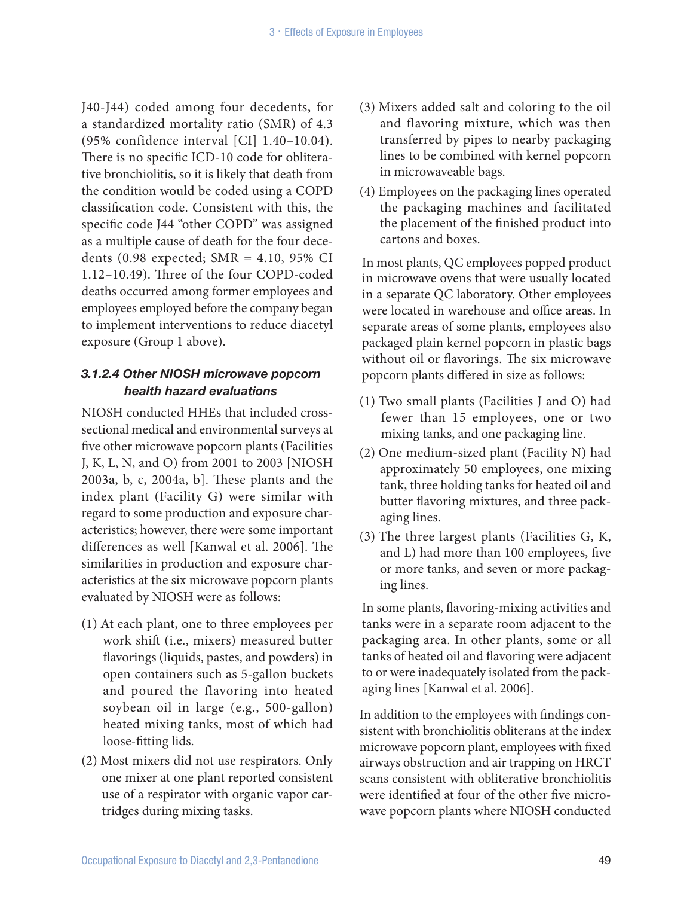J40-J44) coded among four decedents, for a standardized mortality ratio (SMR) of 4.3 (95% confidence interval [CI] 1.40–10.04). There is no specific ICD-10 code for obliterative bronchiolitis, so it is likely that death from the condition would be coded using a COPD classification code. Consistent with this, the specific code J44 "other COPD" was assigned as a multiple cause of death for the four decedents (0.98 expected; SMR = 4.10, 95% CI 1.12–10.49). Three of the four COPD-coded deaths occurred among former employees and employees employed before the company began to implement interventions to reduce diacetyl exposure (Group 1 above).

#### *3.1.2.4 Other NIOSH microwave popcorn health hazard evaluations*

NIOSH conducted HHEs that included cross-sectional medical and environmental surveys at five other microwave popcorn plants (Facilities J, K, L, N, and O) from 2001 to 2003 [NIOSH 2003a, b, c, 2004a, b]. These plants and the index plant (Facility G) were similar with regard to some production and exposure characteristics; however, there were some important differences as well [Kanwal et al. 2006]. The similarities in production and exposure characteristics at the six microwave popcorn plants evaluated by NIOSH were as follows:

(1) At each plant, one to three employees per work shift (i.e., mixers) measured butter flavorings (liquids, pastes, and powders) in open containers such as 5-gallon buckets and poured the flavoring into heated soybean oil in large (e.g., 500-gallon) heated mixing tanks, most of which had loose-fitting lids.

(2) Most mixers did not use respirators. Only one mixer at one plant reported consistent use of a respirator with organic vapor cartridges during mixing tasks.

(3) Mixers added salt and coloring to the oil and flavoring mixture, which was then transferred by pipes to nearby packaging lines to be combined with kernel popcorn in microwaveable bags.

(4) Employees on the packaging lines operated the packaging machines and facilitated the placement of the finished product into cartons and boxes.

In most plants, QC employees popped product in microwave ovens that were usually located in a separate QC laboratory. Other employees were located in warehouse and office areas. In separate areas of some plants, employees also packaged plain kernel popcorn in plastic bags without oil or flavorings. The six microwave popcorn plants differed in size as follows:

(1) Two small plants (Facilities J and O) had fewer than 15 employees, one or two mixing tanks, and one packaging line.

(2) One medium-sized plant (Facility N) had approximately 50 employees, one mixing tank, three holding tanks for heated oil and butter flavoring mixtures, and three packaging lines.

(3) The three largest plants (Facilities G, K, and L) had more than 100 employees, five or more tanks, and seven or more packaging lines.

In some plants, flavoring-mixing activities and tanks were in a separate room adjacent to the packaging area. In other plants, some or all tanks of heated oil and flavoring were adjacent to or were inadequately isolated from the packaging lines [Kanwal et al. 2006].

In addition to the employees with findings consistent with bronchiolitis obliterans at the index microwave popcorn plant, employees with fixed airways obstruction and air trapping on HRCT scans consistent with obliterative bronchiolitis were identified at four of the other five microwave popcorn plants where NIOSH conducted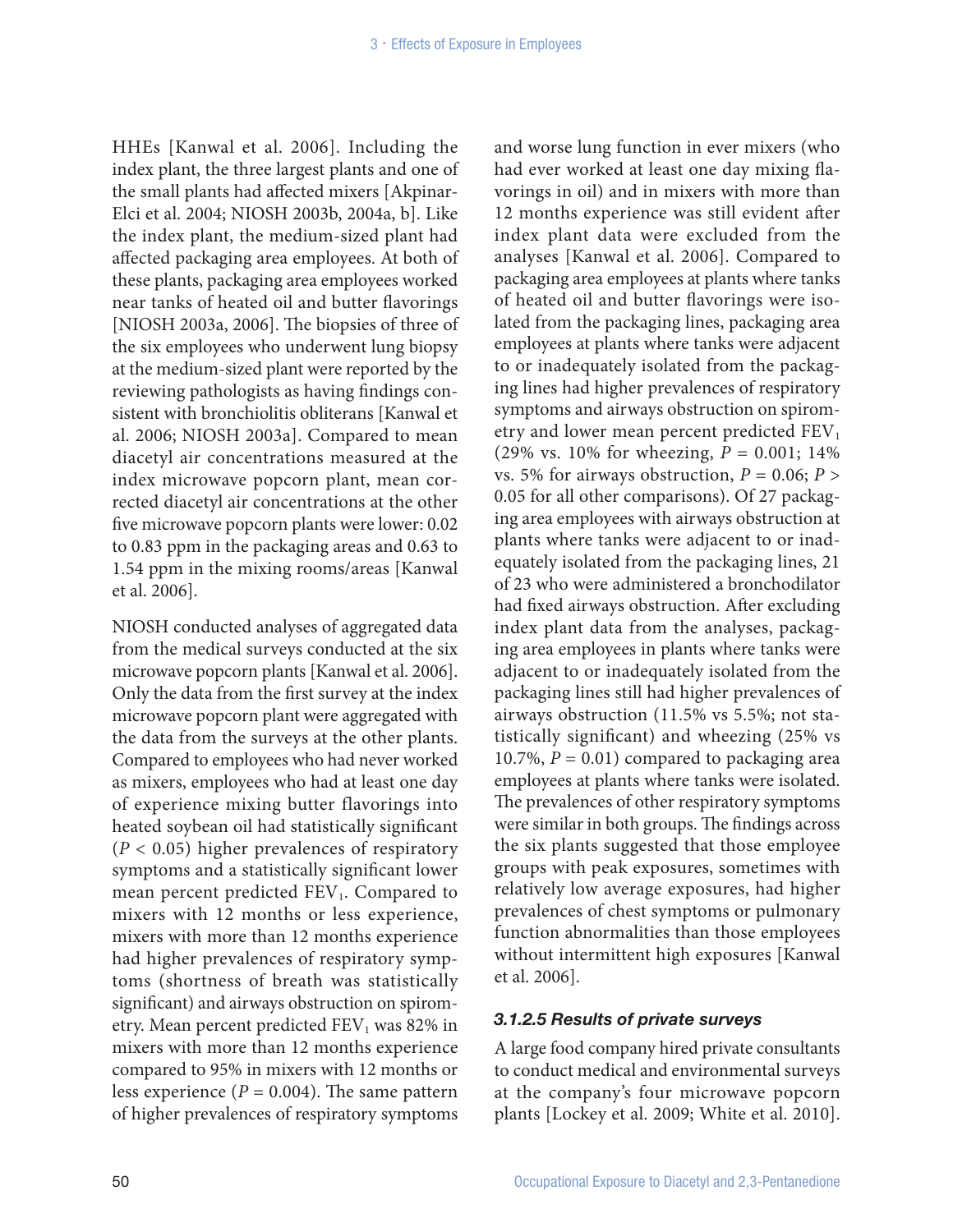HHEs [Kanwal et al. 2006]. Including the index plant, the three largest plants and one of the small plants had affected mixers [Akpinar-Elci et al. 2004; NIOSH 2003b, 2004a, b]. Like the index plant, the medium-sized plant had affected packaging area employees. At both of these plants, packaging area employees worked near tanks of heated oil and butter flavorings [NIOSH 2003a, 2006]. The biopsies of three of the six employees who underwent lung biopsy at the medium-sized plant were reported by the reviewing pathologists as having findings consistent with bronchiolitis obliterans [Kanwal et al. 2006; NIOSH 2003a]. Compared to mean diacetyl air concentrations measured at the index microwave popcorn plant, mean corrected diacetyl air concentrations at the other five microwave popcorn plants were lower: 0.02 to 0.83 ppm in the packaging areas and 0.63 to 1.54 ppm in the mixing rooms/areas [Kanwal et al. 2006].

NIOSH conducted analyses of aggregated data from the medical surveys conducted at the six microwave popcorn plants [Kanwal et al. 2006]. Only the data from the first survey at the index microwave popcorn plant were aggregated with the data from the surveys at the other plants. Compared to employees who had never worked as mixers, employees who had at least one day of experience mixing butter flavorings into heated soybean oil had statistically significant ($P < 0.05$) higher prevalences of respiratory symptoms and a statistically significant lower mean percent predicted $FEV_1$. Compared to mixers with 12 months or less experience, mixers with more than 12 months experience had higher prevalences of respiratory symptoms (shortness of breath was statistically significant) and airways obstruction on spirometry. Mean percent predicted $FEV_1$ was 82% in mixers with more than 12 months experience compared to 95% in mixers with 12 months or less experience ($P = 0.004$). The same pattern of higher prevalences of respiratory symptoms and worse lung function in ever mixers (who had ever worked at least one day mixing flavorings in oil) and in mixers with more than 12 months experience was still evident after index plant data were excluded from the analyses [Kanwal et al. 2006]. Compared to packaging area employees at plants where tanks of heated oil and butter flavorings were isolated from the packaging lines, packaging area employees at plants where tanks were adjacent to or inadequately isolated from the packaging lines had higher prevalences of respiratory symptoms and airways obstruction on spirometry and lower mean percent predicted $FEV_1$ (29% vs. 10% for wheezing, $P = 0.001$; 14% vs. 5% for airways obstruction, $P = 0.06$; $P > 0.05$ for all other comparisons). Of 27 packaging area employees with airways obstruction at plants where tanks were adjacent to or inadequately isolated from the packaging lines, 21 of 23 who were administered a bronchodilator had fixed airways obstruction. After excluding index plant data from the analyses, packaging area employees in plants where tanks were adjacent to or inadequately isolated from the packaging lines still had higher prevalences of airways obstruction (11.5% vs 5.5%; not statistically significant) and wheezing (25% vs 10.7%, $P = 0.01$) compared to packaging area employees at plants where tanks were isolated. The prevalences of other respiratory symptoms were similar in both groups. The findings across the six plants suggested that those employee groups with peak exposures, sometimes with relatively low average exposures, had higher prevalences of chest symptoms or pulmonary function abnormalities than those employees without intermittent high exposures [Kanwal et al. 2006].

#### *3.1.2.5 Results of private surveys*

A large food company hired private consultants to conduct medical and environmental surveys at the company's four microwave popcorn plants [Lockey et al. 2009; White et al. 2010].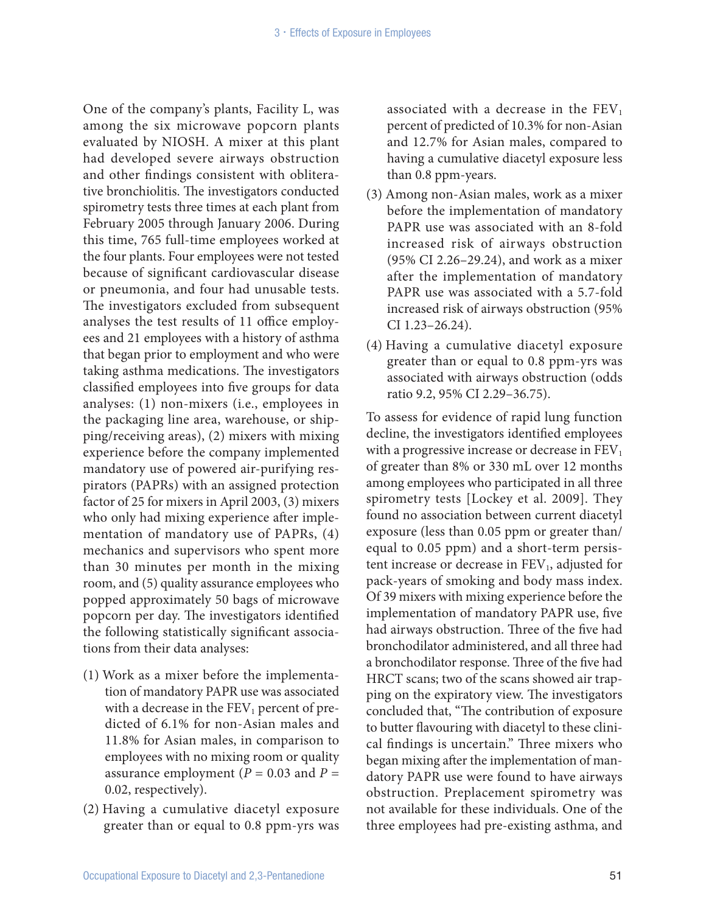One of the company's plants, Facility L, was among the six microwave popcorn plants evaluated by NIOSH. A mixer at this plant had developed severe airways obstruction and other findings consistent with obliterative bronchiolitis. The investigators conducted spirometry tests three times at each plant from February 2005 through January 2006. During this time, 765 full-time employees worked at the four plants. Four employees were not tested because of significant cardiovascular disease or pneumonia, and four had unusable tests. The investigators excluded from subsequent analyses the test results of 11 office employees and 21 employees with a history of asthma that began prior to employment and who were taking asthma medications. The investigators classified employees into five groups for data analyses: (1) non-mixers (i.e., employees in the packaging line area, warehouse, or shipping/receiving areas), (2) mixers with mixing experience before the company implemented mandatory use of powered air-purifying respirators (PAPRs) with an assigned protection factor of 25 for mixers in April 2003, (3) mixers who only had mixing experience after implementation of mandatory use of PAPRs, (4) mechanics and supervisors who spent more than 30 minutes per month in the mixing room, and (5) quality assurance employees who popped approximately 50 bags of microwave popcorn per day. The investigators identified the following statistically significant associations from their data analyses:

(1) Work as a mixer before the implementation of mandatory PAPR use was associated with a decrease in the $FEV_1$ percent of predicted of 6.1% for non-Asian males and 11.8% for Asian males, in comparison to employees with no mixing room or quality assurance employment ($P = 0.03$ and $P = 0.02$, respectively).

(2) Having a cumulative diacetyl exposure greater than or equal to 0.8 ppm-yrs was associated with a decrease in the $FEV_1$ percent of predicted of 10.3% for non-Asian and 12.7% for Asian males, compared to having a cumulative diacetyl exposure less than 0.8 ppm-years.

(3) Among non-Asian males, work as a mixer before the implementation of mandatory PAPR use was associated with an 8-fold increased risk of airways obstruction (95% CI 2.26–29.24), and work as a mixer after the implementation of mandatory PAPR use was associated with a 5.7-fold increased risk of airways obstruction (95% CI 1.23–26.24).

(4) Having a cumulative diacetyl exposure greater than or equal to 0.8 ppm-yrs was associated with airways obstruction (odds ratio 9.2, 95% CI 2.29–36.75).

To assess for evidence of rapid lung function decline, the investigators identified employees with a progressive increase or decrease in $FEV_1$ of greater than 8% or 330 mL over 12 months among employees who participated in all three spirometry tests [Lockey et al. 2009]. They found no association between current diacetyl exposure (less than 0.05 ppm or greater than/equal to 0.05 ppm) and a short-term persistent increase or decrease in $FEV_1$, adjusted for pack-years of smoking and body mass index. Of 39 mixers with mixing experience before the implementation of mandatory PAPR use, five had airways obstruction. Three of the five had bronchodilator administered, and all three had a bronchodilator response. Three of the five had HRCT scans; two of the scans showed air trapping on the expiratory view. The investigators concluded that, "The contribution of exposure to butter flavouring with diacetyl to these clinical findings is uncertain." Three mixers who began mixing after the implementation of mandatory PAPR use were found to have airways obstruction. Preplacement spirometry was not available for these individuals. One of the three employees had pre-existing asthma, and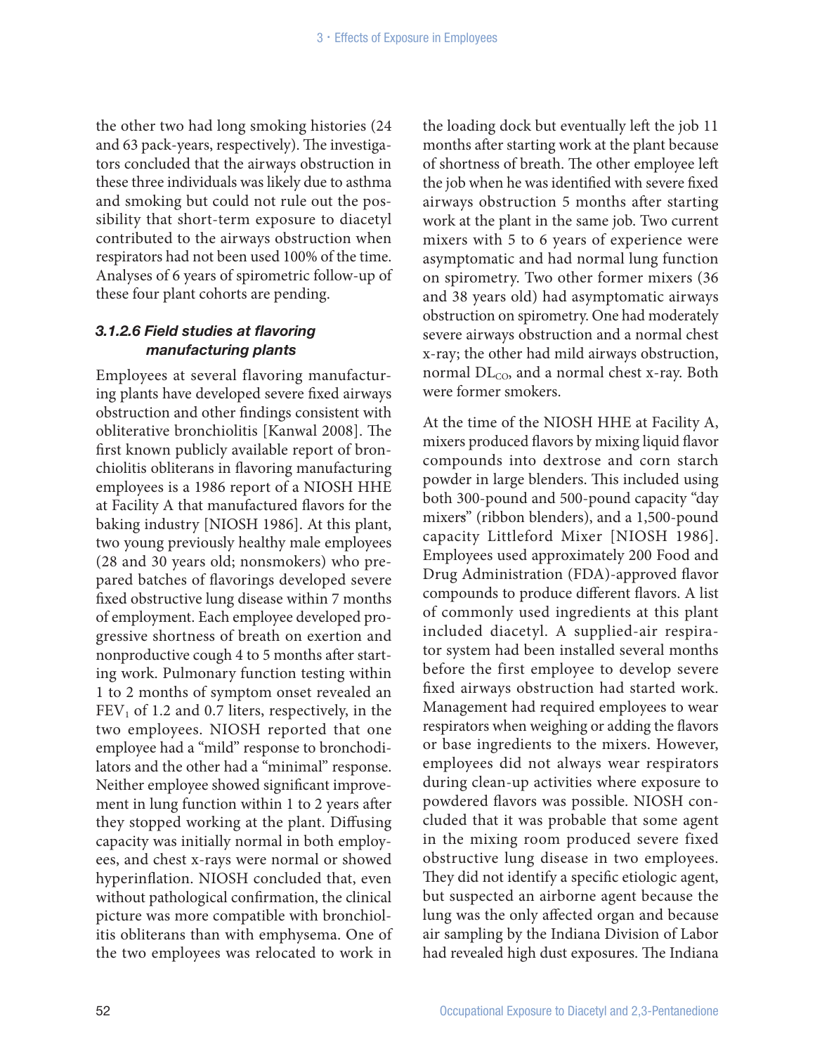the other two had long smoking histories (24 and 63 pack-years, respectively). The investigators concluded that the airways obstruction in these three individuals was likely due to asthma and smoking but could not rule out the possibility that short-term exposure to diacetyl contributed to the airways obstruction when respirators had not been used 100% of the time. Analyses of 6 years of spirometric follow-up of these four plant cohorts are pending.

#### *3.1.2.6 Field studies at flavoring manufacturing plants*

Employees at several flavoring manufacturing plants have developed severe fixed airways obstruction and other findings consistent with obliterative bronchiolitis [Kanwal 2008]. The first known publicly available report of bronchiolitis obliterans in flavoring manufacturing employees is a 1986 report of a NIOSH HHE at Facility A that manufactured flavors for the baking industry [NIOSH 1986]. At this plant, two young previously healthy male employees (28 and 30 years old; nonsmokers) who prepared batches of flavorings developed severe fixed obstructive lung disease within 7 months of employment. Each employee developed progressive shortness of breath on exertion and nonproductive cough 4 to 5 months after starting work. Pulmonary function testing within 1 to 2 months of symptom onset revealed an $FEV_1$ of 1.2 and 0.7 liters, respectively, in the two employees. NIOSH reported that one employee had a "mild" response to bronchodilators and the other had a "minimal" response. Neither employee showed significant improvement in lung function within 1 to 2 years after they stopped working at the plant. Diffusing capacity was initially normal in both employees, and chest x-rays were normal or showed hyperinflation. NIOSH concluded that, even without pathological confirmation, the clinical picture was more compatible with bronchiolitis obliterans than with emphysema. One of the two employees was relocated to work in the loading dock but eventually left the job 11 months after starting work at the plant because of shortness of breath. The other employee left the job when he was identified with severe fixed airways obstruction 5 months after starting work at the plant in the same job. Two current mixers with 5 to 6 years of experience were asymptomatic and had normal lung function on spirometry. Two other former mixers (36 and 38 years old) had asymptomatic airways obstruction on spirometry. One had moderately severe airways obstruction and a normal chest x-ray; the other had mild airways obstruction, normal $DL_{CO}$, and a normal chest x-ray. Both were former smokers.

At the time of the NIOSH HHE at Facility A, mixers produced flavors by mixing liquid flavor compounds into dextrose and corn starch powder in large blenders. This included using both 300-pound and 500-pound capacity "day mixers" (ribbon blenders), and a 1,500-pound capacity Littleford Mixer [NIOSH 1986]. Employees used approximately 200 Food and Drug Administration (FDA)-approved flavor compounds to produce different flavors. A list of commonly used ingredients at this plant included diacetyl. A supplied-air respirator system had been installed several months before the first employee to develop severe fixed airways obstruction had started work. Management had required employees to wear respirators when weighing or adding the flavors or base ingredients to the mixers. However, employees did not always wear respirators during clean-up activities where exposure to powdered flavors was possible. NIOSH concluded that it was probable that some agent in the mixing room produced severe fixed obstructive lung disease in two employees. They did not identify a specific etiologic agent, but suspected an airborne agent because the lung was the only affected organ and because air sampling by the Indiana Division of Labor had revealed high dust exposures. The Indiana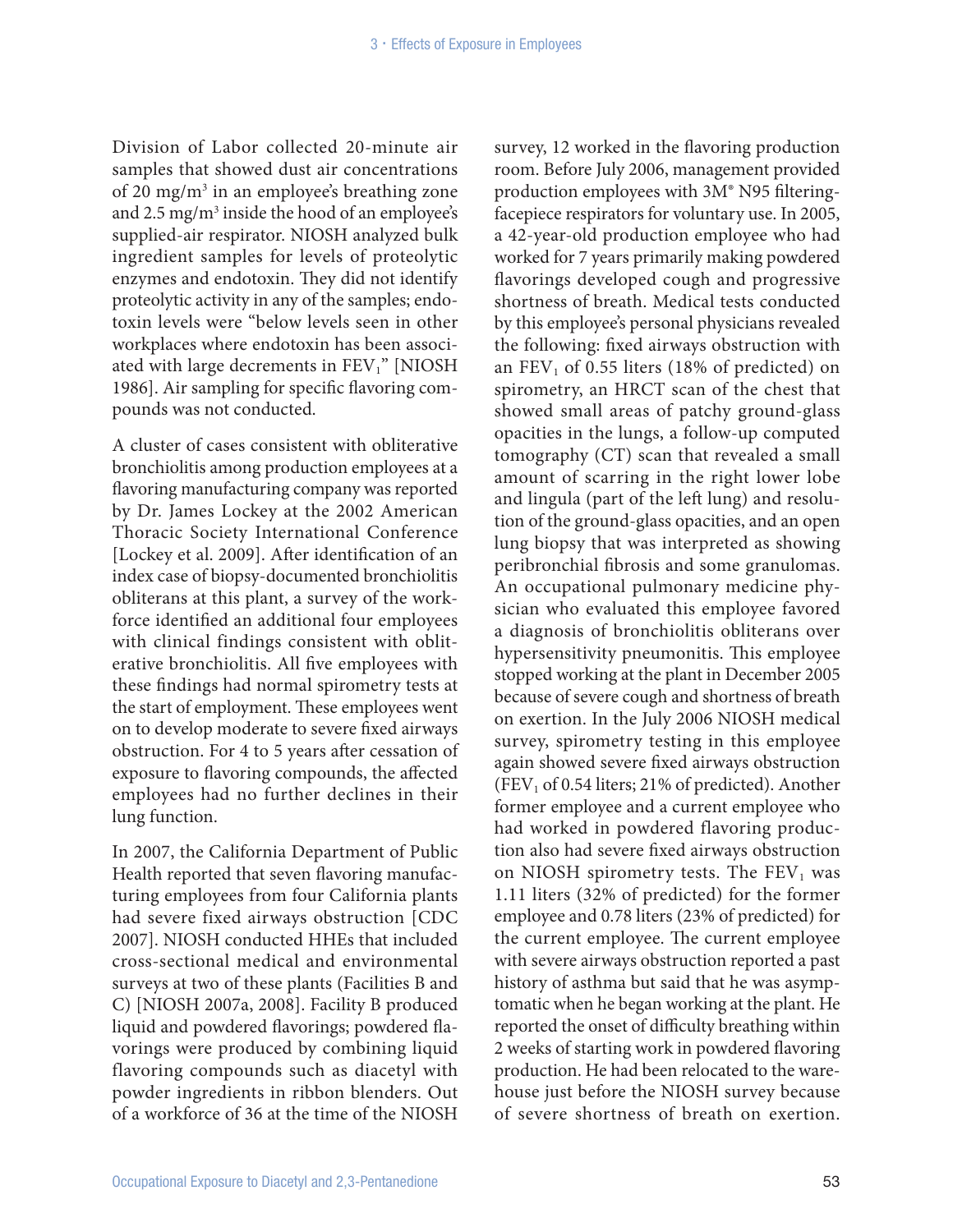Division of Labor collected 20-minute air samples that showed dust air concentrations of 20 $mg/m^3$ in an employee's breathing zone and 2.5 $mg/m^3$ inside the hood of an employee's supplied-air respirator. NIOSH analyzed bulk ingredient samples for levels of proteolytic enzymes and endotoxin. They did not identify proteolytic activity in any of the samples; endotoxin levels were "below levels seen in other workplaces where endotoxin has been associated with large decrements in $FEV_1$" [NIOSH 1986]. Air sampling for specific flavoring compounds was not conducted.

A cluster of cases consistent with obliterative bronchiolitis among production employees at a flavoring manufacturing company was reported by Dr. James Lockey at the 2002 American Thoracic Society International Conference [Lockey et al. 2009]. After identification of an index case of biopsy-documented bronchiolitis obliterans at this plant, a survey of the workforce identified an additional four employees with clinical findings consistent with obliterative bronchiolitis. All five employees with these findings had normal spirometry tests at the start of employment. These employees went on to develop moderate to severe fixed airways obstruction. For 4 to 5 years after cessation of exposure to flavoring compounds, the affected employees had no further declines in their lung function.

In 2007, the California Department of Public Health reported that seven flavoring manufacturing employees from four California plants had severe fixed airways obstruction [CDC 2007]. NIOSH conducted HHEs that included cross-sectional medical and environmental surveys at two of these plants (Facilities B and C) [NIOSH 2007a, 2008]. Facility B produced liquid and powdered flavorings; powdered flavorings were produced by combining liquid flavoring compounds such as diacetyl with powder ingredients in ribbon blenders. Out of a workforce of 36 at the time of the NIOSH survey, 12 worked in the flavoring production room. Before July 2006, management provided production employees with 3M® N95 filtering-facepiece respirators for voluntary use. In 2005, a 42-year-old production employee who had worked for 7 years primarily making powdered flavorings developed cough and progressive shortness of breath. Medical tests conducted by this employee's personal physicians revealed the following: fixed airways obstruction with an $FEV_1$ of 0.55 liters (18% of predicted) on spirometry, an HRCT scan of the chest that showed small areas of patchy ground-glass opacities in the lungs, a follow-up computed tomography (CT) scan that revealed a small amount of scarring in the right lower lobe and lingula (part of the left lung) and resolution of the ground-glass opacities, and an open lung biopsy that was interpreted as showing peribronchial fibrosis and some granulomas. An occupational pulmonary medicine physician who evaluated this employee favored a diagnosis of bronchiolitis obliterans over hypersensitivity pneumonitis. This employee stopped working at the plant in December 2005 because of severe cough and shortness of breath on exertion. In the July 2006 NIOSH medical survey, spirometry testing in this employee again showed severe fixed airways obstruction ($FEV_1$ of 0.54 liters; 21% of predicted). Another former employee and a current employee who had worked in powdered flavoring production also had severe fixed airways obstruction on NIOSH spirometry tests. The $FEV_1$ was 1.11 liters (32% of predicted) for the former employee and 0.78 liters (23% of predicted) for the current employee. The current employee with severe airways obstruction reported a past history of asthma but said that he was asymptomatic when he began working at the plant. He reported the onset of difficulty breathing within 2 weeks of starting work in powdered flavoring production. He had been relocated to the warehouse just before the NIOSH survey because of severe shortness of breath on exertion.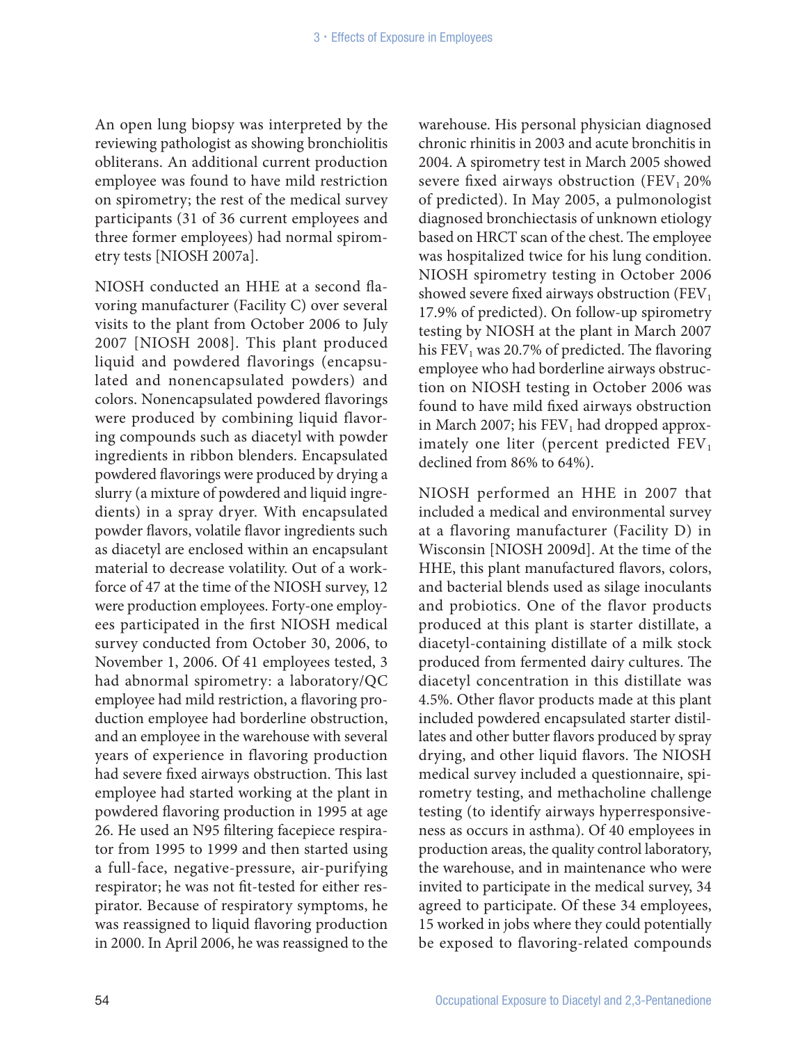An open lung biopsy was interpreted by the reviewing pathologist as showing bronchiolitis obliterans. An additional current production employee was found to have mild restriction on spirometry; the rest of the medical survey participants (31 of 36 current employees and three former employees) had normal spirometry tests [NIOSH 2007a].

NIOSH conducted an HHE at a second flavoring manufacturer (Facility C) over several visits to the plant from October 2006 to July 2007 [NIOSH 2008]. This plant produced liquid and powdered flavorings (encapsulated and nonencapsulated powders) and colors. Nonencapsulated powdered flavorings were produced by combining liquid flavoring compounds such as diacetyl with powder ingredients in ribbon blenders. Encapsulated powdered flavorings were produced by drying a slurry (a mixture of powdered and liquid ingredients) in a spray dryer. With encapsulated powder flavors, volatile flavor ingredients such as diacetyl are enclosed within an encapsulant material to decrease volatility. Out of a workforce of 47 at the time of the NIOSH survey, 12 were production employees. Forty-one employees participated in the first NIOSH medical survey conducted from October 30, 2006, to November 1, 2006. Of 41 employees tested, 3 had abnormal spirometry: a laboratory/QC employee had mild restriction, a flavoring production employee had borderline obstruction, and an employee in the warehouse with several years of experience in flavoring production had severe fixed airways obstruction. This last employee had started working at the plant in powdered flavoring production in 1995 at age 26. He used an N95 filtering facepiece respirator from 1995 to 1999 and then started using a full-face, negative-pressure, air-purifying respirator; he was not fit-tested for either respirator. Because of respiratory symptoms, he was reassigned to liquid flavoring production in 2000. In April 2006, he was reassigned to the warehouse. His personal physician diagnosed chronic rhinitis in 2003 and acute bronchitis in 2004. A spirometry test in March 2005 showed severe fixed airways obstruction ($FEV_1$ 20% of predicted). In May 2005, a pulmonologist diagnosed bronchiectasis of unknown etiology based on HRCT scan of the chest. The employee was hospitalized twice for his lung condition. NIOSH spirometry testing in October 2006 showed severe fixed airways obstruction ($FEV_1$ 17.9% of predicted). On follow-up spirometry testing by NIOSH at the plant in March 2007 his $FEV_1$ was 20.7% of predicted. The flavoring employee who had borderline airways obstruction on NIOSH testing in October 2006 was found to have mild fixed airways obstruction in March 2007; his $FEV_1$ had dropped approximately one liter (percent predicted $FEV_1$ declined from 86% to 64%).

NIOSH performed an HHE in 2007 that included a medical and environmental survey at a flavoring manufacturer (Facility D) in Wisconsin [NIOSH 2009d]. At the time of the HHE, this plant manufactured flavors, colors, and bacterial blends used as silage inoculants and probiotics. One of the flavor products produced at this plant is starter distillate, a diacetyl-containing distillate of a milk stock produced from fermented dairy cultures. The diacetyl concentration in this distillate was 4.5%. Other flavor products made at this plant included powdered encapsulated starter distillates and other butter flavors produced by spray drying, and other liquid flavors. The NIOSH medical survey included a questionnaire, spirometry testing, and methacholine challenge testing (to identify airways hyperresponsiveness as occurs in asthma). Of 40 employees in production areas, the quality control laboratory, the warehouse, and in maintenance who were invited to participate in the medical survey, 34 agreed to participate. Of these 34 employees, 15 worked in jobs where they could potentially be exposed to flavoring-related compounds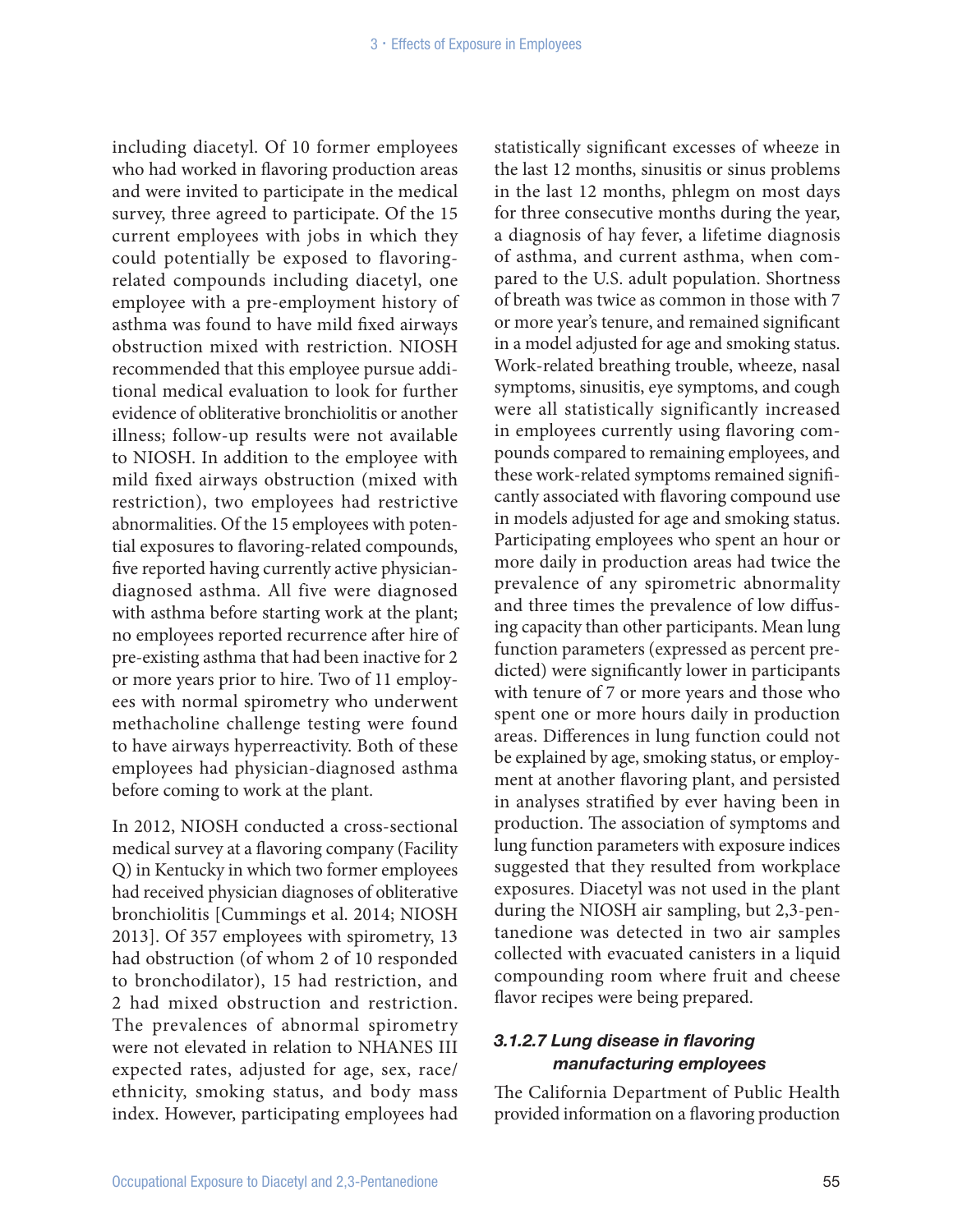including diacetyl. Of 10 former employees who had worked in flavoring production areas and were invited to participate in the medical survey, three agreed to participate. Of the 15 current employees with jobs in which they could potentially be exposed to flavoring-related compounds including diacetyl, one employee with a pre-employment history of asthma was found to have mild fixed airways obstruction mixed with restriction. NIOSH recommended that this employee pursue additional medical evaluation to look for further evidence of obliterative bronchiolitis or another illness; follow-up results were not available to NIOSH. In addition to the employee with mild fixed airways obstruction (mixed with restriction), two employees had restrictive abnormalities. Of the 15 employees with potential exposures to flavoring-related compounds, five reported having currently active physician-diagnosed asthma. All five were diagnosed with asthma before starting work at the plant; no employees reported recurrence after hire of pre-existing asthma that had been inactive for 2 or more years prior to hire. Two of 11 employees with normal spirometry who underwent methacholine challenge testing were found to have airways hyperreactivity. Both of these employees had physician-diagnosed asthma before coming to work at the plant.

In 2012, NIOSH conducted a cross-sectional medical survey at a flavoring company (Facility Q) in Kentucky in which two former employees had received physician diagnoses of obliterative bronchiolitis [Cummings et al. 2014; NIOSH 2013]. Of 357 employees with spirometry, 13 had obstruction (of whom 2 of 10 responded to bronchodilator), 15 had restriction, and 2 had mixed obstruction and restriction. The prevalences of abnormal spirometry were not elevated in relation to NHANES III expected rates, adjusted for age, sex, race/ethnicity, smoking status, and body mass index. However, participating employees had statistically significant excesses of wheeze in the last 12 months, sinusitis or sinus problems in the last 12 months, phlegm on most days for three consecutive months during the year, a diagnosis of hay fever, a lifetime diagnosis of asthma, and current asthma, when compared to the U.S. adult population. Shortness of breath was twice as common in those with 7 or more year's tenure, and remained significant in a model adjusted for age and smoking status. Work-related breathing trouble, wheeze, nasal symptoms, sinusitis, eye symptoms, and cough were all statistically significantly increased in employees currently using flavoring compounds compared to remaining employees, and these work-related symptoms remained significantly associated with flavoring compound use in models adjusted for age and smoking status. Participating employees who spent an hour or more daily in production areas had twice the prevalence of any spirometric abnormality and three times the prevalence of low diffusing capacity than other participants. Mean lung function parameters (expressed as percent predicted) were significantly lower in participants with tenure of 7 or more years and those who spent one or more hours daily in production areas. Differences in lung function could not be explained by age, smoking status, or employment at another flavoring plant, and persisted in analyses stratified by ever having been in production. The association of symptoms and lung function parameters with exposure indices suggested that they resulted from workplace exposures. Diacetyl was not used in the plant during the NIOSH air sampling, but 2,3-pentanedione was detected in two air samples collected with evacuated canisters in a liquid compounding room where fruit and cheese flavor recipes were being prepared.

#### *3.1.2.7 Lung disease in flavoring manufacturing employees*

The California Department of Public Health provided information on a flavoring production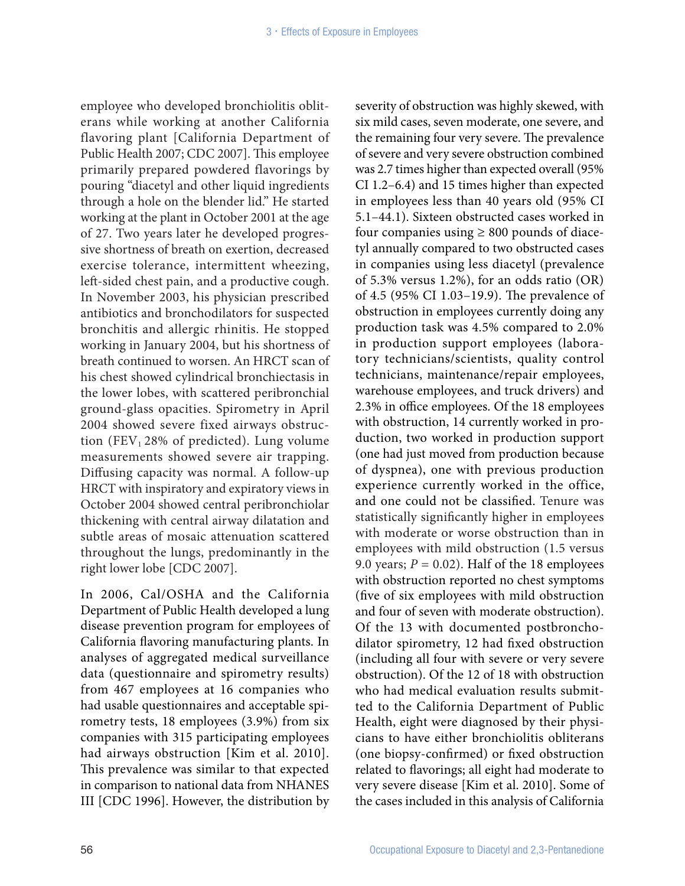employee who developed bronchiolitis obliterans while working at another California flavoring plant [California Department of Public Health 2007; CDC 2007]. This employee primarily prepared powdered flavorings by pouring "diacetyl and other liquid ingredients through a hole on the blender lid." He started working at the plant in October 2001 at the age of 27. Two years later he developed progressive shortness of breath on exertion, decreased exercise tolerance, intermittent wheezing, left-sided chest pain, and a productive cough. In November 2003, his physician prescribed antibiotics and bronchodilators for suspected bronchitis and allergic rhinitis. He stopped working in January 2004, but his shortness of breath continued to worsen. An HRCT scan of his chest showed cylindrical bronchiectasis in the lower lobes, with scattered peribronchial ground-glass opacities. Spirometry in April 2004 showed severe fixed airways obstruction ($FEV_1$ 28% of predicted). Lung volume measurements showed severe air trapping. Diffusing capacity was normal. A follow-up HRCT with inspiratory and expiratory views in October 2004 showed central peribronchiolar thickening with central airway dilatation and subtle areas of mosaic attenuation scattered throughout the lungs, predominantly in the right lower lobe [CDC 2007].

In 2006, Cal/OSHA and the California Department of Public Health developed a lung disease prevention program for employees of California flavoring manufacturing plants. In analyses of aggregated medical surveillance data (questionnaire and spirometry results) from 467 employees at 16 companies who had usable questionnaires and acceptable spirometry tests, 18 employees (3.9%) from six companies with 315 participating employees had airways obstruction [Kim et al. 2010]. This prevalence was similar to that expected in comparison to national data from NHANES III [CDC 1996]. However, the distribution by severity of obstruction was highly skewed, with six mild cases, seven moderate, one severe, and the remaining four very severe. The prevalence of severe and very severe obstruction combined was 2.7 times higher than expected overall (95% CI 1.2–6.4) and 15 times higher than expected in employees less than 40 years old (95% CI 5.1–44.1). Sixteen obstructed cases worked in four companies using ≥ 800 pounds of diacetyl annually compared to two obstructed cases in companies using less diacetyl (prevalence of 5.3% versus 1.2%), for an odds ratio (OR) of 4.5 (95% CI 1.03–19.9). The prevalence of obstruction in employees currently doing any production task was 4.5% compared to 2.0% in production support employees (laboratory technicians/scientists, quality control technicians, maintenance/repair employees, warehouse employees, and truck drivers) and 2.3% in office employees. Of the 18 employees with obstruction, 14 currently worked in production, two worked in production support (one had just moved from production because of dyspnea), one with previous production experience currently worked in the office, and one could not be classified. Tenure was statistically significantly higher in employees with moderate or worse obstruction than in employees with mild obstruction (1.5 versus 9.0 years; $P = 0.02$). Half of the 18 employees with obstruction reported no chest symptoms (five of six employees with mild obstruction and four of seven with moderate obstruction). Of the 13 with documented postbronchodilator spirometry, 12 had fixed obstruction (including all four with severe or very severe obstruction). Of the 12 of 18 with obstruction who had medical evaluation results submitted to the California Department of Public Health, eight were diagnosed by their physicians to have either bronchiolitis obliterans (one biopsy-confirmed) or fixed obstruction related to flavorings; all eight had moderate to very severe disease [Kim et al. 2010]. Some of the cases included in this analysis of California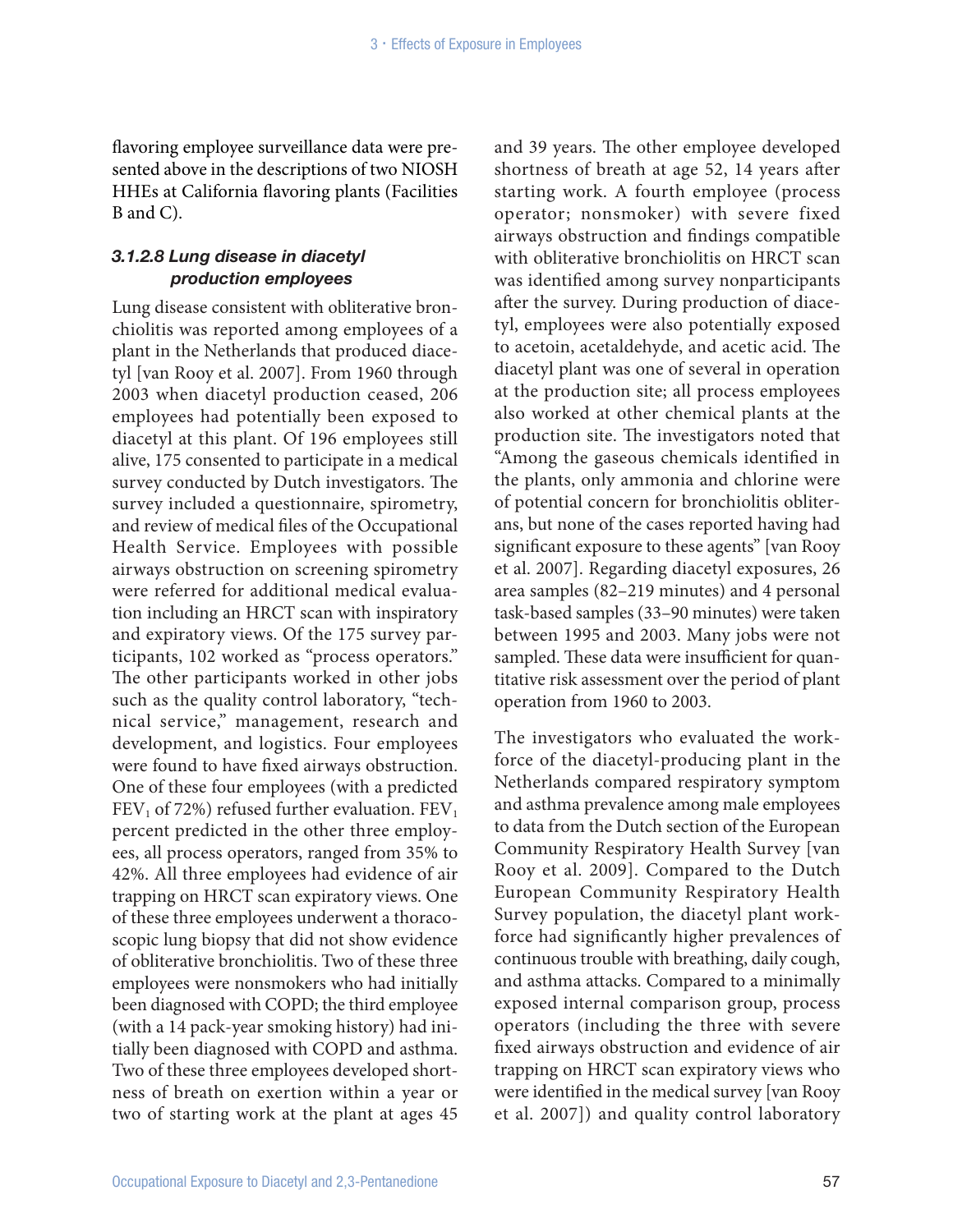flavoring employee surveillance data were presented above in the descriptions of two NIOSH HHEs at California flavoring plants (Facilities B and C).

#### *3.1.2.8 Lung disease in diacetyl production employees*

Lung disease consistent with obliterative bronchiolitis was reported among employees of a plant in the Netherlands that produced diacetyl [van Rooy et al. 2007]. From 1960 through 2003 when diacetyl production ceased, 206 employees had potentially been exposed to diacetyl at this plant. Of 196 employees still alive, 175 consented to participate in a medical survey conducted by Dutch investigators. The survey included a questionnaire, spirometry, and review of medical files of the Occupational Health Service. Employees with possible airways obstruction on screening spirometry were referred for additional medical evaluation including an HRCT scan with inspiratory and expiratory views. Of the 175 survey participants, 102 worked as "process operators." The other participants worked in other jobs such as the quality control laboratory, "technical service," management, research and development, and logistics. Four employees were found to have fixed airways obstruction. One of these four employees (with a predicted $FEV_1$ of 72%) refused further evaluation. $FEV_1$ percent predicted in the other three employees, all process operators, ranged from 35% to 42%. All three employees had evidence of air trapping on HRCT scan expiratory views. One of these three employees underwent a thoracoscopic lung biopsy that did not show evidence of obliterative bronchiolitis. Two of these three employees were nonsmokers who had initially been diagnosed with COPD; the third employee (with a 14 pack-year smoking history) had initially been diagnosed with COPD and asthma. Two of these three employees developed shortness of breath on exertion within a year or two of starting work at the plant at ages 45 and 39 years. The other employee developed shortness of breath at age 52, 14 years after starting work. A fourth employee (process operator; nonsmoker) with severe fixed airways obstruction and findings compatible with obliterative bronchiolitis on HRCT scan was identified among survey nonparticipants after the survey. During production of diacetyl, employees were also potentially exposed to acetoin, acetaldehyde, and acetic acid. The diacetyl plant was one of several in operation at the production site; all process employees also worked at other chemical plants at the production site. The investigators noted that "Among the gaseous chemicals identified in the plants, only ammonia and chlorine were of potential concern for bronchiolitis obliterans, but none of the cases reported having had significant exposure to these agents" [van Rooy et al. 2007]. Regarding diacetyl exposures, 26 area samples (82–219 minutes) and 4 personal task-based samples (33–90 minutes) were taken between 1995 and 2003. Many jobs were not sampled. These data were insufficient for quantitative risk assessment over the period of plant operation from 1960 to 2003.

The investigators who evaluated the workforce of the diacetyl-producing plant in the Netherlands compared respiratory symptom and asthma prevalence among male employees to data from the Dutch section of the European Community Respiratory Health Survey [van Rooy et al. 2009]. Compared to the Dutch European Community Respiratory Health Survey population, the diacetyl plant workforce had significantly higher prevalences of continuous trouble with breathing, daily cough, and asthma attacks. Compared to a minimally exposed internal comparison group, process operators (including the three with severe fixed airways obstruction and evidence of air trapping on HRCT scan expiratory views who were identified in the medical survey [van Rooy et al. 2007]) and quality control laboratory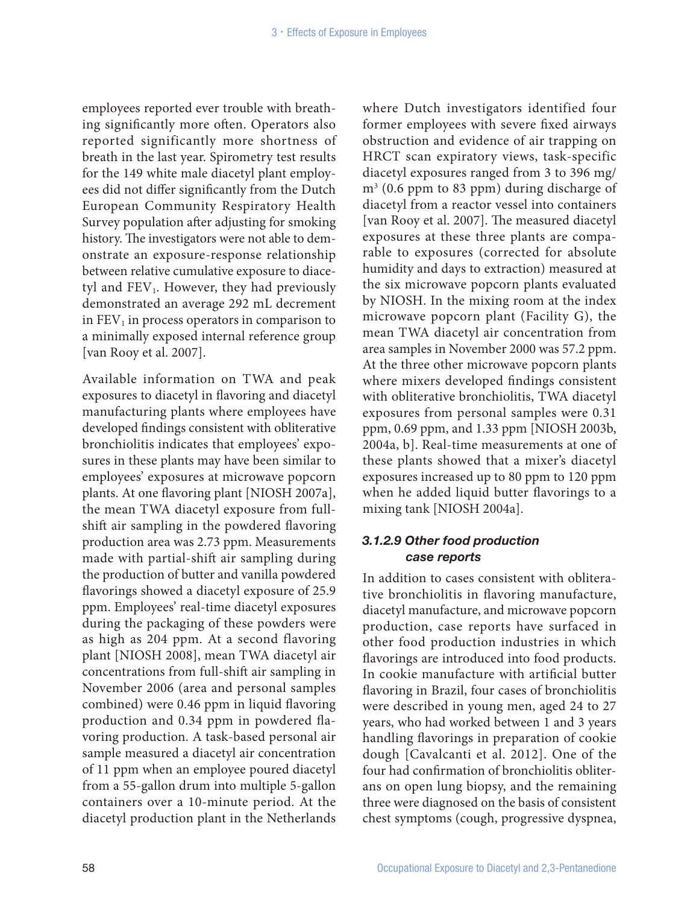employees reported ever trouble with breathing significantly more often. Operators also reported significantly more shortness of breath in the last year. Spirometry test results for the 149 white male diacetyl plant employees did not differ significantly from the Dutch European Community Respiratory Health Survey population after adjusting for smoking history. The investigators were not able to demonstrate an exposure-response relationship between relative cumulative exposure to diacetyl and $FEV_1$. However, they had previously demonstrated an average 292 mL decrement in $FEV_1$ in process operators in comparison to a minimally exposed internal reference group [van Rooy et al. 2007].

Available information on TWA and peak exposures to diacetyl in flavoring and diacetyl manufacturing plants where employees have developed findings consistent with obliterative bronchiolitis indicates that employees' exposures in these plants may have been similar to employees' exposures at microwave popcorn plants. At one flavoring plant [NIOSH 2007a], the mean TWA diacetyl exposure from full-shift air sampling in the powdered flavoring production area was 2.73 ppm. Measurements made with partial-shift air sampling during the production of butter and vanilla powdered flavorings showed a diacetyl exposure of 25.9 ppm. Employees' real-time diacetyl exposures during the packaging of these powders were as high as 204 ppm. At a second flavoring plant [NIOSH 2008], mean TWA diacetyl air concentrations from full-shift air sampling in November 2006 (area and personal samples combined) were 0.46 ppm in liquid flavoring production and 0.34 ppm in powdered flavoring production. A task-based personal air sample measured a diacetyl air concentration of 11 ppm when an employee poured diacetyl from a 55-gallon drum into multiple 5-gallon containers over a 10-minute period. At the diacetyl production plant in the Netherlands where Dutch investigators identified four former employees with severe fixed airways obstruction and evidence of air trapping on HRCT scan expiratory views, task-specific diacetyl exposures ranged from 3 to 396 mg/m$^3$ (0.6 ppm to 83 ppm) during discharge of diacetyl from a reactor vessel into containers [van Rooy et al. 2007]. The measured diacetyl exposures at these three plants are comparable to exposures (corrected for absolute humidity and days to extraction) measured at the six microwave popcorn plants evaluated by NIOSH. In the mixing room at the index microwave popcorn plant (Facility G), the mean TWA diacetyl air concentration from area samples in November 2000 was 57.2 ppm. At the three other microwave popcorn plants where mixers developed findings consistent with obliterative bronchiolitis, TWA diacetyl exposures from personal samples were 0.31 ppm, 0.69 ppm, and 1.33 ppm [NIOSH 2003b, 2004a, b]. Real-time measurements at one of these plants showed that a mixer's diacetyl exposures increased up to 80 ppm to 120 ppm when he added liquid butter flavorings to a mixing tank [NIOSH 2004a].

#### *3.1.2.9 Other food production case reports*

In addition to cases consistent with obliterative bronchiolitis in flavoring manufacture, diacetyl manufacture, and microwave popcorn production, case reports have surfaced in other food production industries in which flavorings are introduced into food products. In cookie manufacture with artificial butter flavoring in Brazil, four cases of bronchiolitis were described in young men, aged 24 to 27 years, who had worked between 1 and 3 years handling flavorings in preparation of cookie dough [Cavalcanti et al. 2012]. One of the four had confirmation of bronchiolitis obliterans on open lung biopsy, and the remaining three were diagnosed on the basis of consistent chest symptoms (cough, progressive dyspnea,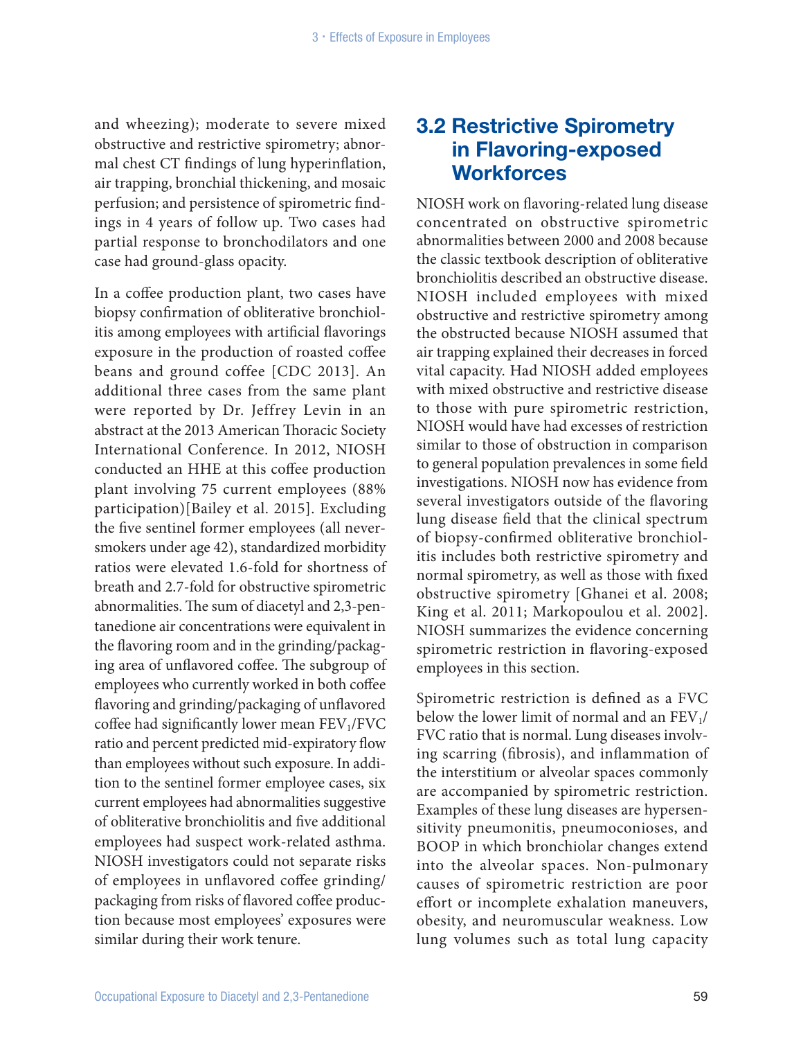and wheezing); moderate to severe mixed obstructive and restrictive spirometry; abnormal chest CT findings of lung hyperinflation, air trapping, bronchial thickening, and mosaic perfusion; and persistence of spirometric findings in 4 years of follow up. Two cases had partial response to bronchodilators and one case had ground-glass opacity.

In a coffee production plant, two cases have biopsy confirmation of obliterative bronchiolitis among employees with artificial flavorings exposure in the production of roasted coffee beans and ground coffee [CDC 2013]. An additional three cases from the same plant were reported by Dr. Jeffrey Levin in an abstract at the 2013 American Thoracic Society International Conference. In 2012, NIOSH conducted an HHE at this coffee production plant involving 75 current employees (88% participation)[Bailey et al. 2015]. Excluding the five sentinel former employees (all never-smokers under age 42), standardized morbidity ratios were elevated 1.6-fold for shortness of breath and 2.7-fold for obstructive spirometric abnormalities. The sum of diacetyl and 2,3-pentanedione air concentrations were equivalent in the flavoring room and in the grinding/packaging area of unflavored coffee. The subgroup of employees who currently worked in both coffee flavoring and grinding/packaging of unflavored coffee had significantly lower mean $FEV_1$/FVC ratio and percent predicted mid-expiratory flow than employees without such exposure. In addition to the sentinel former employee cases, six current employees had abnormalities suggestive of obliterative bronchiolitis and five additional employees had suspect work-related asthma. NIOSH investigators could not separate risks of employees in unflavored coffee grinding/packaging from risks of flavored coffee production because most employees' exposures were similar during their work tenure.

## 3.2 Restrictive Spirometry in Flavoring-exposed Workforces

NIOSH work on flavoring-related lung disease concentrated on obstructive spirometric abnormalities between 2000 and 2008 because the classic textbook description of obliterative bronchiolitis described an obstructive disease. NIOSH included employees with mixed obstructive and restrictive spirometry among the obstructed because NIOSH assumed that air trapping explained their decreases in forced vital capacity. Had NIOSH added employees with mixed obstructive and restrictive disease to those with pure spirometric restriction, NIOSH would have had excesses of restriction similar to those of obstruction in comparison to general population prevalences in some field investigations. NIOSH now has evidence from several investigators outside of the flavoring lung disease field that the clinical spectrum of biopsy-confirmed obliterative bronchiolitis includes both restrictive spirometry and normal spirometry, as well as those with fixed obstructive spirometry [Ghanei et al. 2008; King et al. 2011; Markopoulou et al. 2002]. NIOSH summarizes the evidence concerning spirometric restriction in flavoring-exposed employees in this section.

Spirometric restriction is defined as a FVC below the lower limit of normal and an $FEV_1$/FVC ratio that is normal. Lung diseases involving scarring (fibrosis), and inflammation of the interstitium or alveolar spaces commonly are accompanied by spirometric restriction. Examples of these lung diseases are hypersensitivity pneumonitis, pneumoconioses, and BOOP in which bronchiolar changes extend into the alveolar spaces. Non-pulmonary causes of spirometric restriction are poor effort or incomplete exhalation maneuvers, obesity, and neuromuscular weakness. Low lung volumes such as total lung capacity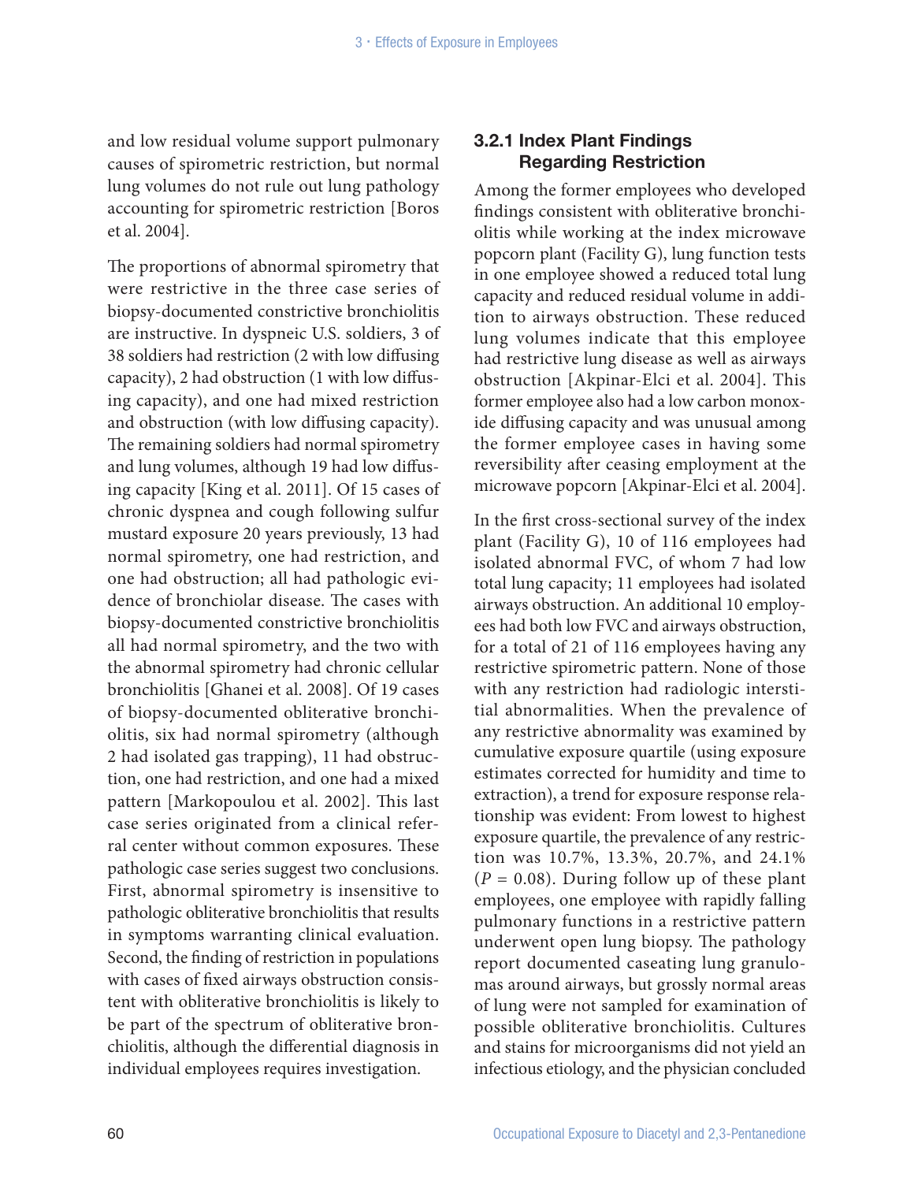and low residual volume support pulmonary causes of spirometric restriction, but normal lung volumes do not rule out lung pathology accounting for spirometric restriction [Boros et al. 2004].

The proportions of abnormal spirometry that were restrictive in the three case series of biopsy-documented constrictive bronchiolitis are instructive. In dyspneic U.S. soldiers, 3 of 38 soldiers had restriction (2 with low diffusing capacity), 2 had obstruction (1 with low diffusing capacity), and one had mixed restriction and obstruction (with low diffusing capacity). The remaining soldiers had normal spirometry and lung volumes, although 19 had low diffusing capacity [King et al. 2011]. Of 15 cases of chronic dyspnea and cough following sulfur mustard exposure 20 years previously, 13 had normal spirometry, one had restriction, and one had obstruction; all had pathologic evidence of bronchiolar disease. The cases with biopsy-documented constrictive bronchiolitis all had normal spirometry, and the two with the abnormal spirometry had chronic cellular bronchiolitis [Ghanei et al. 2008]. Of 19 cases of biopsy-documented obliterative bronchiolitis, six had normal spirometry (although 2 had isolated gas trapping), 11 had obstruction, one had restriction, and one had a mixed pattern [Markopoulou et al. 2002]. This last case series originated from a clinical referral center without common exposures. These pathologic case series suggest two conclusions. First, abnormal spirometry is insensitive to pathologic obliterative bronchiolitis that results in symptoms warranting clinical evaluation. Second, the finding of restriction in populations with cases of fixed airways obstruction consistent with obliterative bronchiolitis is likely to be part of the spectrum of obliterative bronchiolitis, although the differential diagnosis in individual employees requires investigation.

### 3.2.1 Index Plant Findings Regarding Restriction

Among the former employees who developed findings consistent with obliterative bronchiolitis while working at the index microwave popcorn plant (Facility G), lung function tests in one employee showed a reduced total lung capacity and reduced residual volume in addition to airways obstruction. These reduced lung volumes indicate that this employee had restrictive lung disease as well as airways obstruction [Akpinar-Elci et al. 2004]. This former employee also had a low carbon monoxide diffusing capacity and was unusual among the former employee cases in having some reversibility after ceasing employment at the microwave popcorn [Akpinar-Elci et al. 2004].

In the first cross-sectional survey of the index plant (Facility G), 10 of 116 employees had isolated abnormal FVC, of whom 7 had low total lung capacity; 11 employees had isolated airways obstruction. An additional 10 employees had both low FVC and airways obstruction, for a total of 21 of 116 employees having any restrictive spirometric pattern. None of those with any restriction had radiologic interstitial abnormalities. When the prevalence of any restrictive abnormality was examined by cumulative exposure quartile (using exposure estimates corrected for humidity and time to extraction), a trend for exposure response relationship was evident: From lowest to highest exposure quartile, the prevalence of any restriction was 10.7%, 13.3%, 20.7%, and 24.1% ($P = 0.08$). During follow up of these plant employees, one employee with rapidly falling pulmonary functions in a restrictive pattern underwent open lung biopsy. The pathology report documented caseating lung granulomas around airways, but grossly normal areas of lung were not sampled for examination of possible obliterative bronchiolitis. Cultures and stains for microorganisms did not yield an infectious etiology, and the physician concluded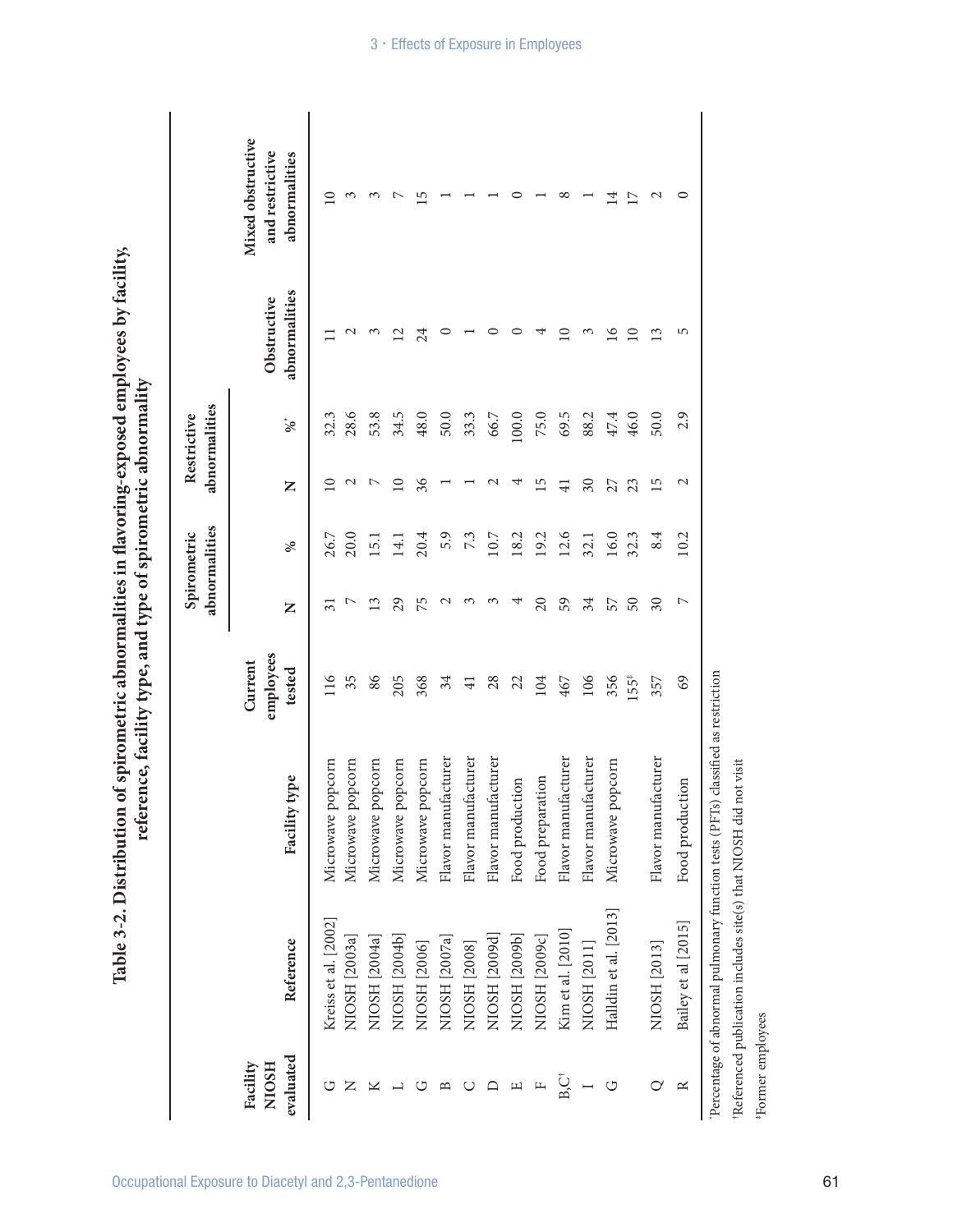**Table 3-2. Distribution of spirometric abnormalities in flavoring-exposed employees by facility, reference, facility type, and type of spirometric abnormality**

| Facility NIOSH evaluated | Reference | Facility type | Current employees tested | Spirometric abnormalities | | Restrictive abnormalities | | Obstructive abnormalities | Mixed obstructive and restrictive abnormalities |
|---|---|---|---|---|---|---|---|---|---|
| | | | | N | % | N | %* | | |
| G | Kreiss et al. [2002] | Microwave popcorn | 116 | 31 | 26.7 | 10 | 32.3 | 11 | 10 |
| N | NIOSH [2003a] | Microwave popcorn | 35 | 7 | 20.0 | 2 | 28.6 | 2 | 3 |
| K | NIOSH [2004a] | Microwave popcorn | 86 | 13 | 15.1 | 7 | 53.8 | 3 | 3 |
| L | NIOSH [2004b] | Microwave popcorn | 205 | 29 | 14.1 | 10 | 34.5 | 12 | 7 |
| G | NIOSH [2006] | Microwave popcorn | 368 | 75 | 20.4 | 36 | 48.0 | 24 | 15 |
| B | NIOSH [2007a] | Flavor manufacturer | 34 | 2 | 5.9 | 1 | 50.0 | 0 | 1 |
| C | NIOSH [2008] | Flavor manufacturer | 41 | 3 | 7.3 | 1 | 33.3 | 1 | 1 |
| D | NIOSH [2009d] | Flavor manufacturer | 28 | 3 | 10.7 | 2 | 66.7 | 0 | 1 |
| E | NIOSH [2009b] | Food production | 22 | 4 | 18.2 | 4 | 100.0 | 0 | 0 |
| F | NIOSH [2009c] | Food preparation | 104 | 20 | 19.2 | 15 | 75.0 | 4 | 1 |
| B,C† | Kim et al. [2010] | Flavor manufacturer | 467 | 59 | 12.6 | 41 | 69.5 | 10 | 8 |
| I | NIOSH [2011] | Flavor manufacturer | 106 | 34 | 32.1 | 30 | 88.2 | 3 | 1 |
| G | Halldin et al. [2013] | Microwave popcorn | 356 | 57 | 16.0 | 27 | 47.4 | 16 | 14 |
| | | | 155‡ | 50 | 32.3 | 23 | 46.0 | 10 | 17 |
| Q | NIOSH [2013] | Flavor manufacturer | 357 | 30 | 8.4 | 15 | 50.0 | 13 | 2 |
| R | Bailey et al [2015] | Food production | 69 | 7 | 10.2 | 2 | 2.9 | 5 | 0 |

*Percentage of abnormal pulmonary function tests (PFTs) classified as restriction

†Referenced publication includes site(s) that NIOSH did not visit

‡Former employees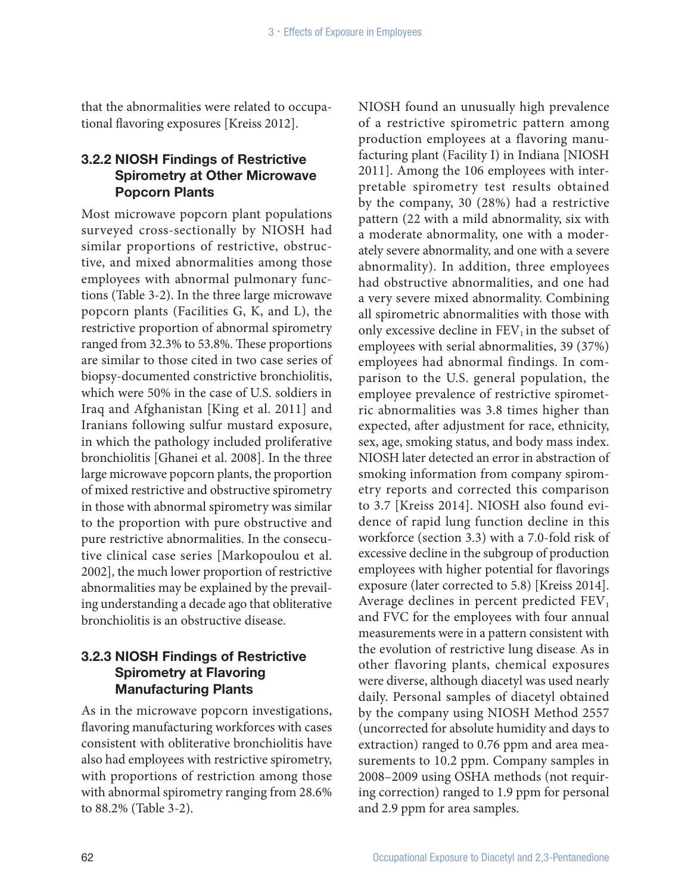that the abnormalities were related to occupational flavoring exposures [Kreiss 2012].

### 3.2.2 NIOSH Findings of Restrictive Spirometry at Other Microwave Popcorn Plants

Most microwave popcorn plant populations surveyed cross-sectionally by NIOSH had similar proportions of restrictive, obstructive, and mixed abnormalities among those employees with abnormal pulmonary functions (Table 3-2). In the three large microwave popcorn plants (Facilities G, K, and L), the restrictive proportion of abnormal spirometry ranged from 32.3% to 53.8%. These proportions are similar to those cited in two case series of biopsy-documented constrictive bronchiolitis, which were 50% in the case of U.S. soldiers in Iraq and Afghanistan [King et al. 2011] and Iranians following sulfur mustard exposure, in which the pathology included proliferative bronchiolitis [Ghanei et al. 2008]. In the three large microwave popcorn plants, the proportion of mixed restrictive and obstructive spirometry in those with abnormal spirometry was similar to the proportion with pure obstructive and pure restrictive abnormalities. In the consecutive clinical case series [Markopoulou et al. 2002], the much lower proportion of restrictive abnormalities may be explained by the prevailing understanding a decade ago that obliterative bronchiolitis is an obstructive disease.

### 3.2.3 NIOSH Findings of Restrictive Spirometry at Flavoring Manufacturing Plants

As in the microwave popcorn investigations, flavoring manufacturing workforces with cases consistent with obliterative bronchiolitis have also had employees with restrictive spirometry, with proportions of restriction among those with abnormal spirometry ranging from 28.6% to 88.2% (Table 3-2).

NIOSH found an unusually high prevalence of a restrictive spirometric pattern among production employees at a flavoring manufacturing plant (Facility I) in Indiana [NIOSH 2011]. Among the 106 employees with interpretable spirometry test results obtained by the company, 30 (28%) had a restrictive pattern (22 with a mild abnormality, six with a moderate abnormality, one with a moderately severe abnormality, and one with a severe abnormality). In addition, three employees had obstructive abnormalities, and one had a very severe mixed abnormality. Combining all spirometric abnormalities with those with only excessive decline in $FEV_1$ in the subset of employees with serial abnormalities, 39 (37%) employees had abnormal findings. In comparison to the U.S. general population, the employee prevalence of restrictive spirometric abnormalities was 3.8 times higher than expected, after adjustment for race, ethnicity, sex, age, smoking status, and body mass index. NIOSH later detected an error in abstraction of smoking information from company spirometry reports and corrected this comparison to 3.7 [Kreiss 2014]. NIOSH also found evidence of rapid lung function decline in this workforce (section 3.3) with a 7.0-fold risk of excessive decline in the subgroup of production employees with higher potential for flavorings exposure (later corrected to 5.8) [Kreiss 2014]. Average declines in percent predicted $FEV_1$ and FVC for the employees with four annual measurements were in a pattern consistent with the evolution of restrictive lung disease. As in other flavoring plants, chemical exposures were diverse, although diacetyl was used nearly daily. Personal samples of diacetyl obtained by the company using NIOSH Method 2557 (uncorrected for absolute humidity and days to extraction) ranged to 0.76 ppm and area measurements to 10.2 ppm. Company samples in 2008–2009 using OSHA methods (not requiring correction) ranged to 1.9 ppm for personal and 2.9 ppm for area samples.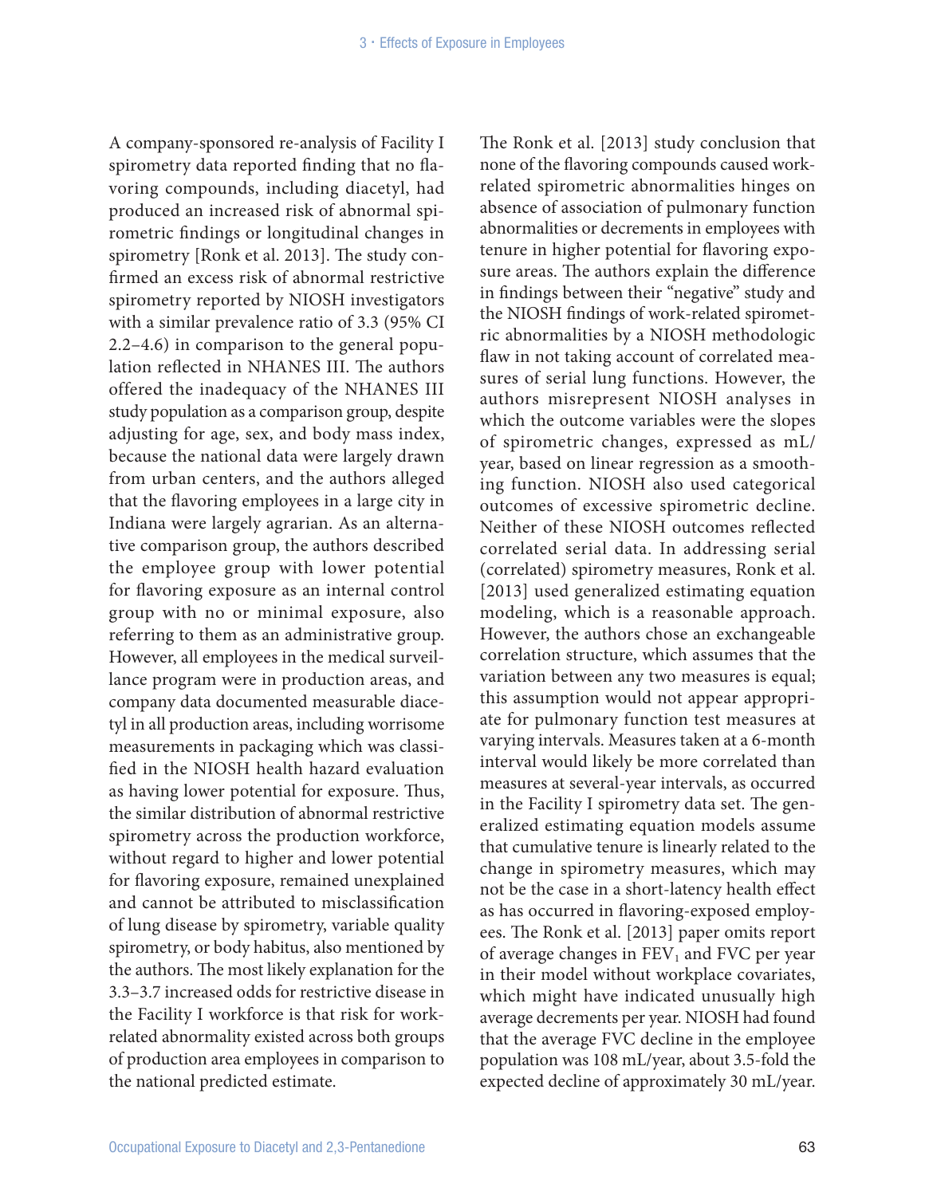A company-sponsored re-analysis of Facility I spirometry data reported finding that no flavoring compounds, including diacetyl, had produced an increased risk of abnormal spirometric findings or longitudinal changes in spirometry [Ronk et al. 2013]. The study confirmed an excess risk of abnormal restrictive spirometry reported by NIOSH investigators with a similar prevalence ratio of 3.3 (95% CI 2.2–4.6) in comparison to the general population reflected in NHANES III. The authors offered the inadequacy of the NHANES III study population as a comparison group, despite adjusting for age, sex, and body mass index, because the national data were largely drawn from urban centers, and the authors alleged that the flavoring employees in a large city in Indiana were largely agrarian. As an alternative comparison group, the authors described the employee group with lower potential for flavoring exposure as an internal control group with no or minimal exposure, also referring to them as an administrative group. However, all employees in the medical surveillance program were in production areas, and company data documented measurable diacetyl in all production areas, including worrisome measurements in packaging which was classified in the NIOSH health hazard evaluation as having lower potential for exposure. Thus, the similar distribution of abnormal restrictive spirometry across the production workforce, without regard to higher and lower potential for flavoring exposure, remained unexplained and cannot be attributed to misclassification of lung disease by spirometry, variable quality spirometry, or body habitus, also mentioned by the authors. The most likely explanation for the 3.3–3.7 increased odds for restrictive disease in the Facility I workforce is that risk for work-related abnormality existed across both groups of production area employees in comparison to the national predicted estimate.

The Ronk et al. [2013] study conclusion that none of the flavoring compounds caused work-related spirometric abnormalities hinges on absence of association of pulmonary function abnormalities or decrements in employees with tenure in higher potential for flavoring exposure areas. The authors explain the difference in findings between their "negative" study and the NIOSH findings of work-related spirometric abnormalities by a NIOSH methodologic flaw in not taking account of correlated measures of serial lung functions. However, the authors misrepresent NIOSH analyses in which the outcome variables were the slopes of spirometric changes, expressed as mL/year, based on linear regression as a smoothing function. NIOSH also used categorical outcomes of excessive spirometric decline. Neither of these NIOSH outcomes reflected correlated serial data. In addressing serial (correlated) spirometry measures, Ronk et al. [2013] used generalized estimating equation modeling, which is a reasonable approach. However, the authors chose an exchangeable correlation structure, which assumes that the variation between any two measures is equal; this assumption would not appear appropriate for pulmonary function test measures at varying intervals. Measures taken at a 6-month interval would likely be more correlated than measures at several-year intervals, as occurred in the Facility I spirometry data set. The generalized estimating equation models assume that cumulative tenure is linearly related to the change in spirometry measures, which may not be the case in a short-latency health effect as has occurred in flavoring-exposed employees. The Ronk et al. [2013] paper omits report of average changes in $FEV_1$ and FVC per year in their model without workplace covariates, which might have indicated unusually high average decrements per year. NIOSH had found that the average FVC decline in the employee population was 108 mL/year, about 3.5-fold the expected decline of approximately 30 mL/year.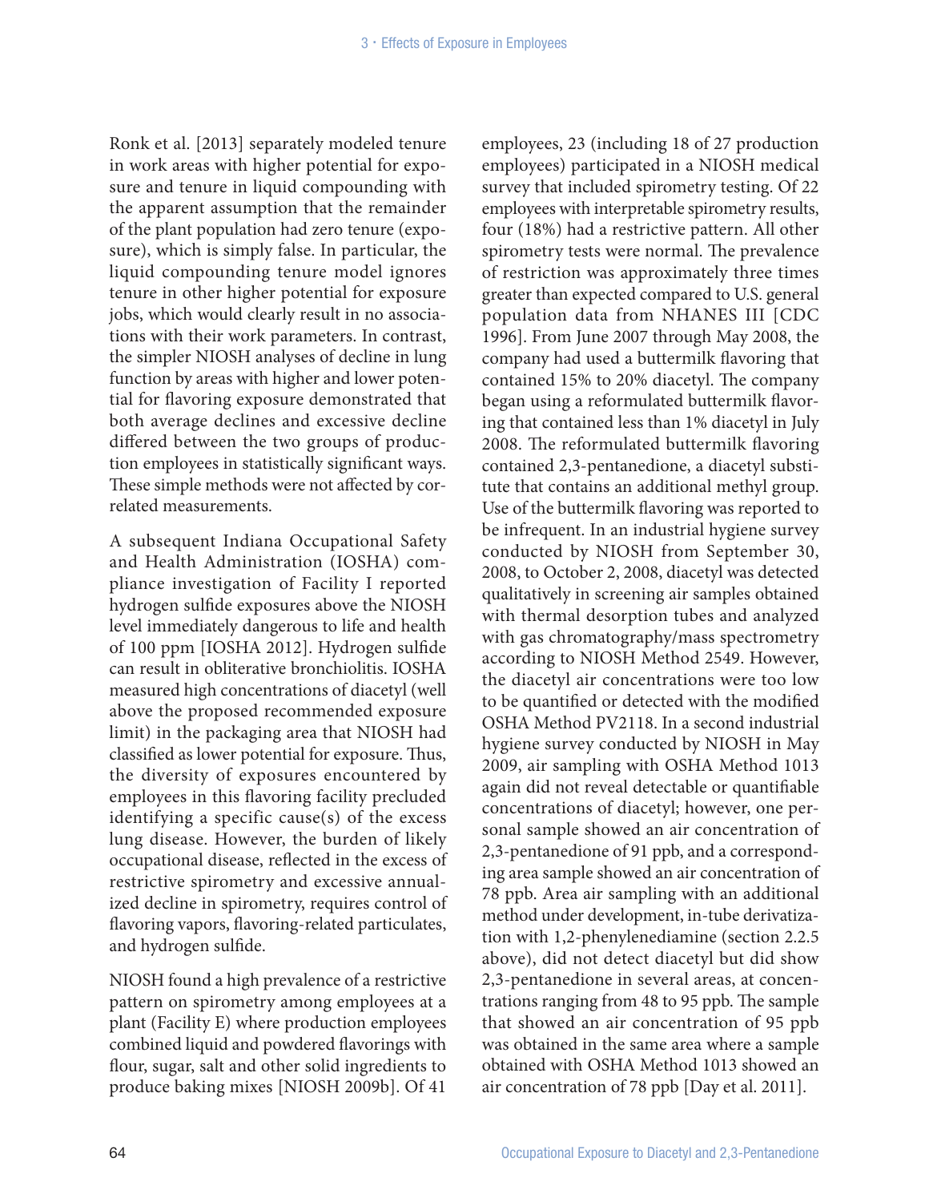Ronk et al. [2013] separately modeled tenure in work areas with higher potential for exposure and tenure in liquid compounding with the apparent assumption that the remainder of the plant population had zero tenure (exposure), which is simply false. In particular, the liquid compounding tenure model ignores tenure in other higher potential for exposure jobs, which would clearly result in no associations with their work parameters. In contrast, the simpler NIOSH analyses of decline in lung function by areas with higher and lower potential for flavoring exposure demonstrated that both average declines and excessive decline differed between the two groups of production employees in statistically significant ways. These simple methods were not affected by correlated measurements.

A subsequent Indiana Occupational Safety and Health Administration (IOSHA) compliance investigation of Facility I reported hydrogen sulfide exposures above the NIOSH level immediately dangerous to life and health of 100 ppm [IOSHA 2012]. Hydrogen sulfide can result in obliterative bronchiolitis. IOSHA measured high concentrations of diacetyl (well above the proposed recommended exposure limit) in the packaging area that NIOSH had classified as lower potential for exposure. Thus, the diversity of exposures encountered by employees in this flavoring facility precluded identifying a specific cause(s) of the excess lung disease. However, the burden of likely occupational disease, reflected in the excess of restrictive spirometry and excessive annualized decline in spirometry, requires control of flavoring vapors, flavoring-related particulates, and hydrogen sulfide.

NIOSH found a high prevalence of a restrictive pattern on spirometry among employees at a plant (Facility E) where production employees combined liquid and powdered flavorings with flour, sugar, salt and other solid ingredients to produce baking mixes [NIOSH 2009b]. Of 41 employees, 23 (including 18 of 27 production employees) participated in a NIOSH medical survey that included spirometry testing. Of 22 employees with interpretable spirometry results, four (18%) had a restrictive pattern. All other spirometry tests were normal. The prevalence of restriction was approximately three times greater than expected compared to U.S. general population data from NHANES III [CDC 1996]. From June 2007 through May 2008, the company had used a buttermilk flavoring that contained 15% to 20% diacetyl. The company began using a reformulated buttermilk flavoring that contained less than 1% diacetyl in July 2008. The reformulated buttermilk flavoring contained 2,3-pentanedione, a diacetyl substitute that contains an additional methyl group. Use of the buttermilk flavoring was reported to be infrequent. In an industrial hygiene survey conducted by NIOSH from September 30, 2008, to October 2, 2008, diacetyl was detected qualitatively in screening air samples obtained with thermal desorption tubes and analyzed with gas chromatography/mass spectrometry according to NIOSH Method 2549. However, the diacetyl air concentrations were too low to be quantified or detected with the modified OSHA Method PV2118. In a second industrial hygiene survey conducted by NIOSH in May 2009, air sampling with OSHA Method 1013 again did not reveal detectable or quantifiable concentrations of diacetyl; however, one personal sample showed an air concentration of 2,3-pentanedione of 91 ppb, and a corresponding area sample showed an air concentration of 78 ppb. Area air sampling with an additional method under development, in-tube derivatization with 1,2-phenylenediamine (section 2.2.5 above), did not detect diacetyl but did show 2,3-pentanedione in several areas, at concentrations ranging from 48 to 95 ppb. The sample that showed an air concentration of 95 ppb was obtained in the same area where a sample obtained with OSHA Method 1013 showed an air concentration of 78 ppb [Day et al. 2011].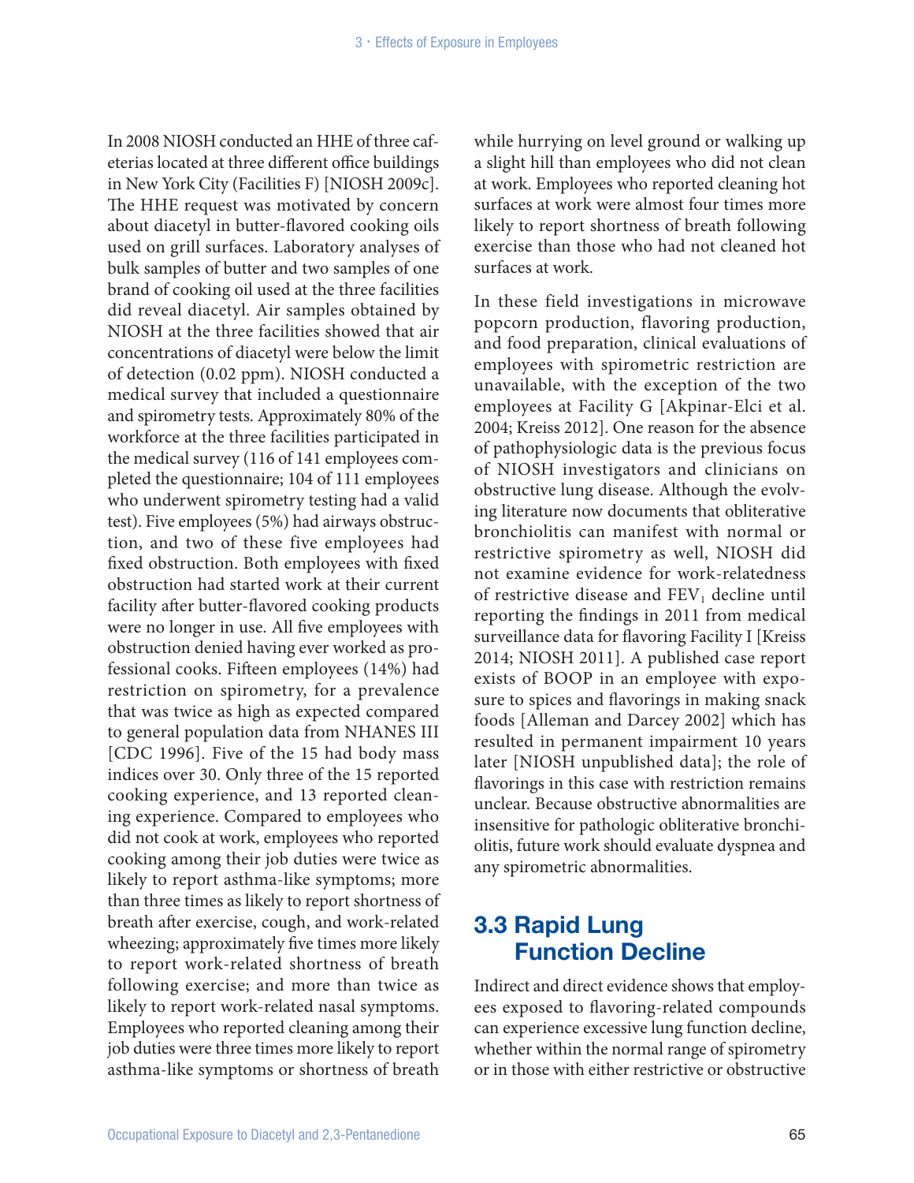In 2008 NIOSH conducted an HHE of three cafeterias located at three different office buildings in New York City (Facilities F) [NIOSH 2009c]. The HHE request was motivated by concern about diacetyl in butter-flavored cooking oils used on grill surfaces. Laboratory analyses of bulk samples of butter and two samples of one brand of cooking oil used at the three facilities did reveal diacetyl. Air samples obtained by NIOSH at the three facilities showed that air concentrations of diacetyl were below the limit of detection (0.02 ppm). NIOSH conducted a medical survey that included a questionnaire and spirometry tests. Approximately 80% of the workforce at the three facilities participated in the medical survey (116 of 141 employees completed the questionnaire; 104 of 111 employees who underwent spirometry testing had a valid test). Five employees (5%) had airways obstruction, and two of these five employees had fixed obstruction. Both employees with fixed obstruction had started work at their current facility after butter-flavored cooking products were no longer in use. All five employees with obstruction denied having ever worked as professional cooks. Fifteen employees (14%) had restriction on spirometry, for a prevalence that was twice as high as expected compared to general population data from NHANES III [CDC 1996]. Five of the 15 had body mass indices over 30. Only three of the 15 reported cooking experience, and 13 reported cleaning experience. Compared to employees who did not cook at work, employees who reported cooking among their job duties were twice as likely to report asthma-like symptoms; more than three times as likely to report shortness of breath after exercise, cough, and work-related wheezing; approximately five times more likely to report work-related shortness of breath following exercise; and more than twice as likely to report work-related nasal symptoms. Employees who reported cleaning among their job duties were three times more likely to report asthma-like symptoms or shortness of breath while hurrying on level ground or walking up a slight hill than employees who did not clean at work. Employees who reported cleaning hot surfaces at work were almost four times more likely to report shortness of breath following exercise than those who had not cleaned hot surfaces at work.

In these field investigations in microwave popcorn production, flavoring production, and food preparation, clinical evaluations of employees with spirometric restriction are unavailable, with the exception of the two employees at Facility G [Akpinar-Elci et al. 2004; Kreiss 2012]. One reason for the absence of pathophysiologic data is the previous focus of NIOSH investigators and clinicians on obstructive lung disease. Although the evolving literature now documents that obliterative bronchiolitis can manifest with normal or restrictive spirometry as well, NIOSH did not examine evidence for work-relatedness of restrictive disease and $FEV_1$ decline until reporting the findings in 2011 from medical surveillance data for flavoring Facility I [Kreiss 2014; NIOSH 2011]. A published case report exists of BOOP in an employee with exposure to spices and flavorings in making snack foods [Alleman and Darcey 2002] which has resulted in permanent impairment 10 years later [NIOSH unpublished data]; the role of flavorings in this case with restriction remains unclear. Because obstructive abnormalities are insensitive for pathologic obliterative bronchiolitis, future work should evaluate dyspnea and any spirometric abnormalities.

## 3.3 Rapid Lung Function Decline

Indirect and direct evidence shows that employees exposed to flavoring-related compounds can experience excessive lung function decline, whether within the normal range of spirometry or in those with either restrictive or obstructive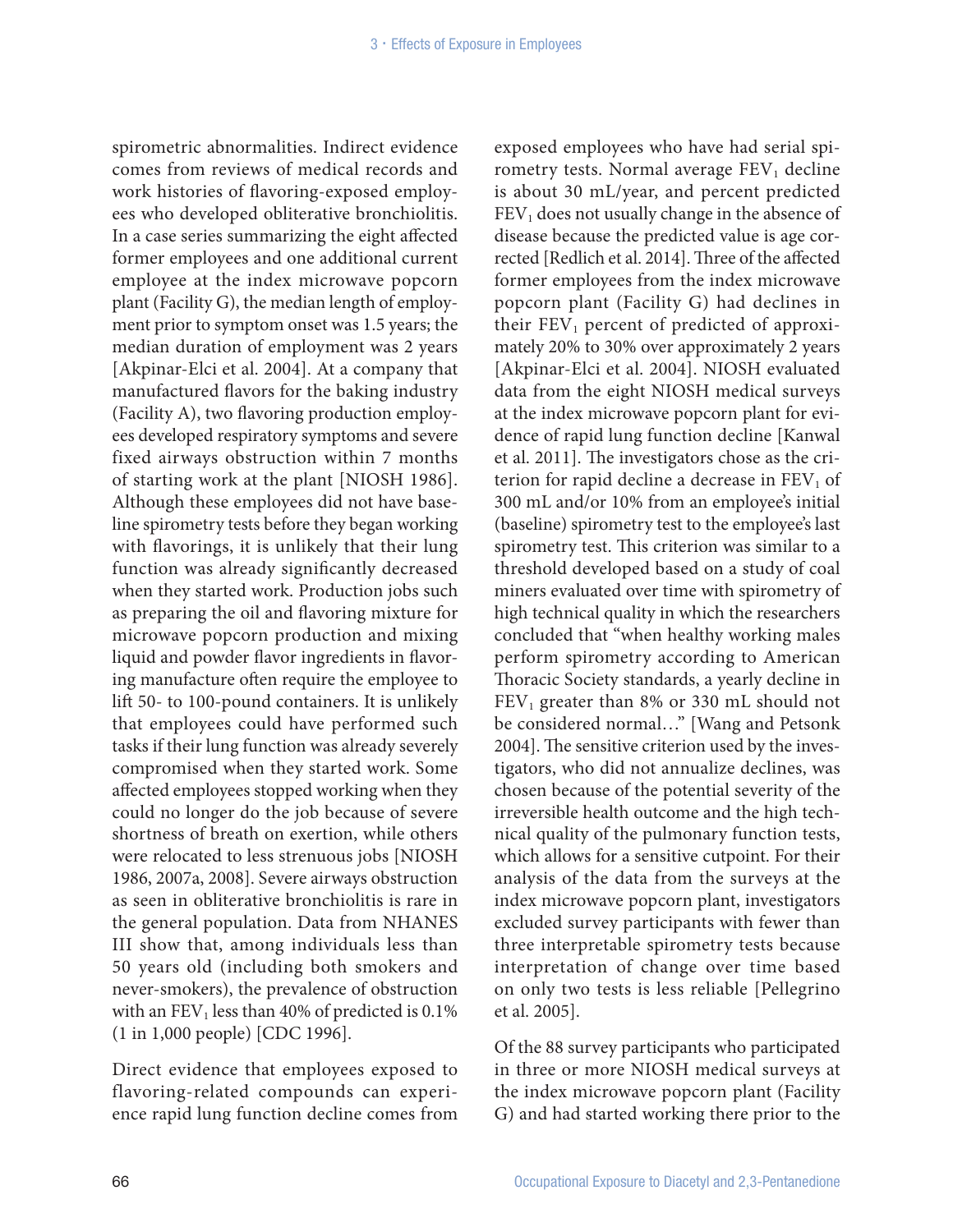spirometric abnormalities. Indirect evidence comes from reviews of medical records and work histories of flavoring-exposed employees who developed obliterative bronchiolitis. In a case series summarizing the eight affected former employees and one additional current employee at the index microwave popcorn plant (Facility G), the median length of employment prior to symptom onset was 1.5 years; the median duration of employment was 2 years [Akpinar-Elci et al. 2004]. At a company that manufactured flavors for the baking industry (Facility A), two flavoring production employees developed respiratory symptoms and severe fixed airways obstruction within 7 months of starting work at the plant [NIOSH 1986]. Although these employees did not have baseline spirometry tests before they began working with flavorings, it is unlikely that their lung function was already significantly decreased when they started work. Production jobs such as preparing the oil and flavoring mixture for microwave popcorn production and mixing liquid and powder flavor ingredients in flavoring manufacture often require the employee to lift 50- to 100-pound containers. It is unlikely that employees could have performed such tasks if their lung function was already severely compromised when they started work. Some affected employees stopped working when they could no longer do the job because of severe shortness of breath on exertion, while others were relocated to less strenuous jobs [NIOSH 1986, 2007a, 2008]. Severe airways obstruction as seen in obliterative bronchiolitis is rare in the general population. Data from NHANES III show that, among individuals less than 50 years old (including both smokers and never-smokers), the prevalence of obstruction with an $FEV_1$ less than 40% of predicted is 0.1% (1 in 1,000 people) [CDC 1996].

Direct evidence that employees exposed to flavoring-related compounds can experience rapid lung function decline comes from exposed employees who have had serial spirometry tests. Normal average $FEV_1$ decline is about 30 mL/year, and percent predicted $FEV_1$ does not usually change in the absence of disease because the predicted value is age corrected [Redlich et al. 2014]. Three of the affected former employees from the index microwave popcorn plant (Facility G) had declines in their $FEV_1$ percent of predicted of approximately 20% to 30% over approximately 2 years [Akpinar-Elci et al. 2004]. NIOSH evaluated data from the eight NIOSH medical surveys at the index microwave popcorn plant for evidence of rapid lung function decline [Kanwal et al. 2011]. The investigators chose as the criterion for rapid decline a decrease in $FEV_1$ of 300 mL and/or 10% from an employee's initial (baseline) spirometry test to the employee's last spirometry test. This criterion was similar to a threshold developed based on a study of coal miners evaluated over time with spirometry of high technical quality in which the researchers concluded that "when healthy working males perform spirometry according to American Thoracic Society standards, a yearly decline in $FEV_1$ greater than 8% or 330 mL should not be considered normal…" [Wang and Petsonk 2004]. The sensitive criterion used by the investigators, who did not annualize declines, was chosen because of the potential severity of the irreversible health outcome and the high technical quality of the pulmonary function tests, which allows for a sensitive cutpoint. For their analysis of the data from the surveys at the index microwave popcorn plant, investigators excluded survey participants with fewer than three interpretable spirometry tests because interpretation of change over time based on only two tests is less reliable [Pellegrino et al. 2005].

Of the 88 survey participants who participated in three or more NIOSH medical surveys at the index microwave popcorn plant (Facility G) and had started working there prior to the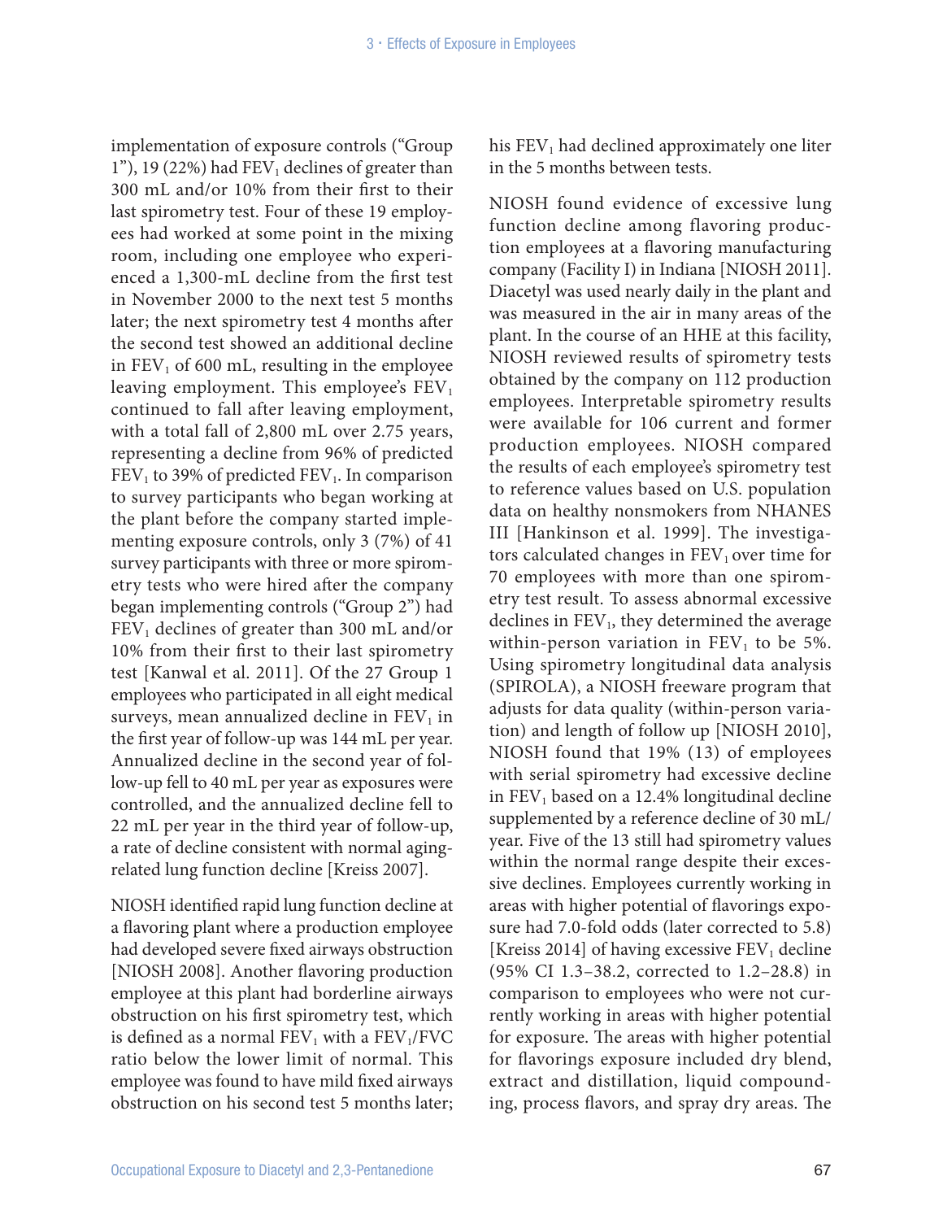implementation of exposure controls ("Group 1"), 19 (22%) had $FEV_1$ declines of greater than 300 mL and/or 10% from their first to their last spirometry test. Four of these 19 employees had worked at some point in the mixing room, including one employee who experienced a 1,300-mL decline from the first test in November 2000 to the next test 5 months later; the next spirometry test 4 months after the second test showed an additional decline in $FEV_1$ of 600 mL, resulting in the employee leaving employment. This employee's $FEV_1$ continued to fall after leaving employment, with a total fall of 2,800 mL over 2.75 years, representing a decline from 96% of predicted $FEV_1$ to 39% of predicted $FEV_1$. In comparison to survey participants who began working at the plant before the company started implementing exposure controls, only 3 (7%) of 41 survey participants with three or more spirometry tests who were hired after the company began implementing controls ("Group 2") had $FEV_1$ declines of greater than 300 mL and/or 10% from their first to their last spirometry test [Kanwal et al. 2011]. Of the 27 Group 1 employees who participated in all eight medical surveys, mean annualized decline in $FEV_1$ in the first year of follow-up was 144 mL per year. Annualized decline in the second year of follow-up fell to 40 mL per year as exposures were controlled, and the annualized decline fell to 22 mL per year in the third year of follow-up, a rate of decline consistent with normal aging-related lung function decline [Kreiss 2007].

NIOSH identified rapid lung function decline at a flavoring plant where a production employee had developed severe fixed airways obstruction [NIOSH 2008]. Another flavoring production employee at this plant had borderline airways obstruction on his first spirometry test, which is defined as a normal $FEV_1$ with a $FEV_1$/FVC ratio below the lower limit of normal. This employee was found to have mild fixed airways obstruction on his second test 5 months later; his $FEV_1$ had declined approximately one liter in the 5 months between tests.

NIOSH found evidence of excessive lung function decline among flavoring production employees at a flavoring manufacturing company (Facility I) in Indiana [NIOSH 2011]. Diacetyl was used nearly daily in the plant and was measured in the air in many areas of the plant. In the course of an HHE at this facility, NIOSH reviewed results of spirometry tests obtained by the company on 112 production employees. Interpretable spirometry results were available for 106 current and former production employees. NIOSH compared the results of each employee's spirometry test to reference values based on U.S. population data on healthy nonsmokers from NHANES III [Hankinson et al. 1999]. The investigators calculated changes in $FEV_1$ over time for 70 employees with more than one spirometry test result. To assess abnormal excessive declines in $FEV_1$, they determined the average within-person variation in $FEV_1$ to be 5%. Using spirometry longitudinal data analysis (SPIROLA), a NIOSH freeware program that adjusts for data quality (within-person variation) and length of follow up [NIOSH 2010], NIOSH found that 19% (13) of employees with serial spirometry had excessive decline in $FEV_1$ based on a 12.4% longitudinal decline supplemented by a reference decline of 30 mL/year. Five of the 13 still had spirometry values within the normal range despite their excessive declines. Employees currently working in areas with higher potential of flavorings exposure had 7.0-fold odds (later corrected to 5.8) [Kreiss 2014] of having excessive $FEV_1$ decline (95% CI 1.3–38.2, corrected to 1.2–28.8) in comparison to employees who were not currently working in areas with higher potential for exposure. The areas with higher potential for flavorings exposure included dry blend, extract and distillation, liquid compounding, process flavors, and spray dry areas. The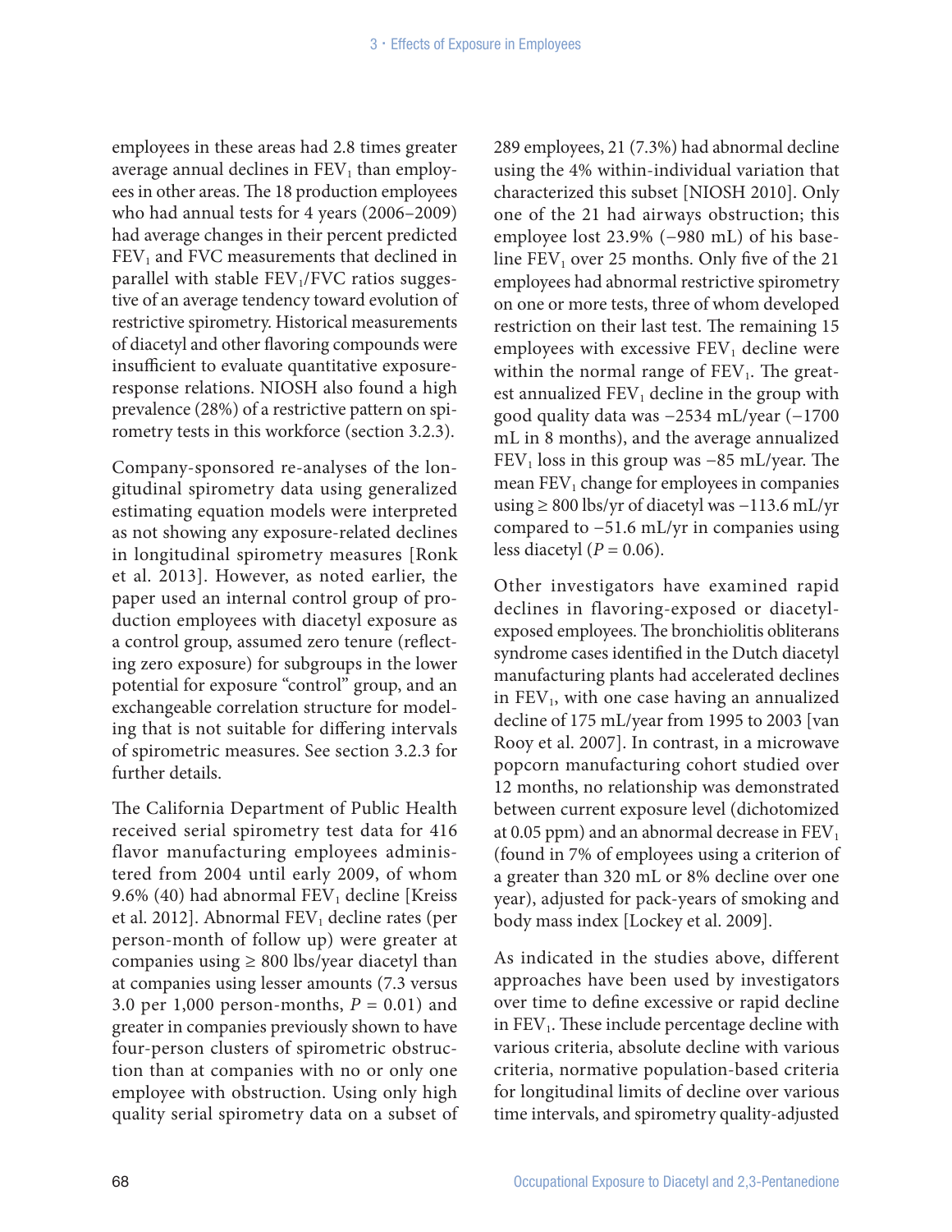employees in these areas had 2.8 times greater average annual declines in $FEV_1$ than employees in other areas. The 18 production employees who had annual tests for 4 years (2006–2009) had average changes in their percent predicted $FEV_1$ and FVC measurements that declined in parallel with stable $FEV_1$/FVC ratios suggestive of an average tendency toward evolution of restrictive spirometry. Historical measurements of diacetyl and other flavoring compounds were insufficient to evaluate quantitative exposure-response relations. NIOSH also found a high prevalence (28%) of a restrictive pattern on spirometry tests in this workforce (section 3.2.3).

Company-sponsored re-analyses of the longitudinal spirometry data using generalized estimating equation models were interpreted as not showing any exposure-related declines in longitudinal spirometry measures [Ronk et al. 2013]. However, as noted earlier, the paper used an internal control group of production employees with diacetyl exposure as a control group, assumed zero tenure (reflecting zero exposure) for subgroups in the lower potential for exposure "control" group, and an exchangeable correlation structure for modeling that is not suitable for differing intervals of spirometric measures. See section 3.2.3 for further details.

The California Department of Public Health received serial spirometry test data for 416 flavor manufacturing employees administered from 2004 until early 2009, of whom 9.6% (40) had abnormal $FEV_1$ decline [Kreiss et al. 2012]. Abnormal $FEV_1$ decline rates (per person-month of follow up) were greater at companies using ≥ 800 lbs/year diacetyl than at companies using lesser amounts (7.3 versus 3.0 per 1,000 person-months, $P = 0.01$) and greater in companies previously shown to have four-person clusters of spirometric obstruction than at companies with no or only one employee with obstruction. Using only high quality serial spirometry data on a subset of 289 employees, 21 (7.3%) had abnormal decline using the 4% within-individual variation that characterized this subset [NIOSH 2010]. Only one of the 21 had airways obstruction; this employee lost 23.9% (−980 mL) of his baseline $FEV_1$ over 25 months. Only five of the 21 employees had abnormal restrictive spirometry on one or more tests, three of whom developed restriction on their last test. The remaining 15 employees with excessive $FEV_1$ decline were within the normal range of $FEV_1$. The greatest annualized $FEV_1$ decline in the group with good quality data was −2534 mL/year (−1700 mL in 8 months), and the average annualized $FEV_1$ loss in this group was −85 mL/year. The mean $FEV_1$ change for employees in companies using ≥ 800 lbs/yr of diacetyl was −113.6 mL/yr compared to −51.6 mL/yr in companies using less diacetyl ($P = 0.06$).

Other investigators have examined rapid declines in flavoring-exposed or diacetyl-exposed employees. The bronchiolitis obliterans syndrome cases identified in the Dutch diacetyl manufacturing plants had accelerated declines in $FEV_1$, with one case having an annualized decline of 175 mL/year from 1995 to 2003 [van Rooy et al. 2007]. In contrast, in a microwave popcorn manufacturing cohort studied over 12 months, no relationship was demonstrated between current exposure level (dichotomized at 0.05 ppm) and an abnormal decrease in $FEV_1$ (found in 7% of employees using a criterion of a greater than 320 mL or 8% decline over one year), adjusted for pack-years of smoking and body mass index [Lockey et al. 2009].

As indicated in the studies above, different approaches have been used by investigators over time to define excessive or rapid decline in $FEV_1$. These include percentage decline with various criteria, absolute decline with various criteria, normative population-based criteria for longitudinal limits of decline over various time intervals, and spirometry quality-adjusted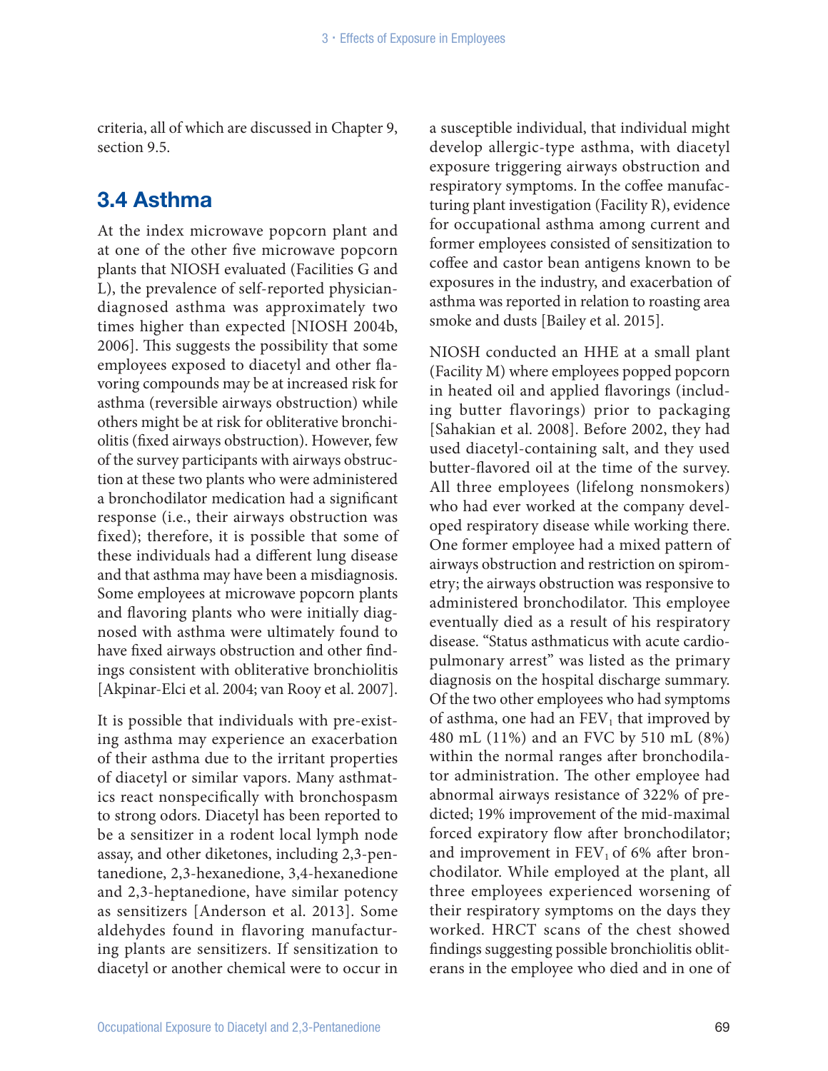criteria, all of which are discussed in Chapter 9, section 9.5.

## 3.4 Asthma

At the index microwave popcorn plant and at one of the other five microwave popcorn plants that NIOSH evaluated (Facilities G and L), the prevalence of self-reported physician-diagnosed asthma was approximately two times higher than expected [NIOSH 2004b, 2006]. This suggests the possibility that some employees exposed to diacetyl and other flavoring compounds may be at increased risk for asthma (reversible airways obstruction) while others might be at risk for obliterative bronchiolitis (fixed airways obstruction). However, few of the survey participants with airways obstruction at these two plants who were administered a bronchodilator medication had a significant response (i.e., their airways obstruction was fixed); therefore, it is possible that some of these individuals had a different lung disease and that asthma may have been a misdiagnosis. Some employees at microwave popcorn plants and flavoring plants who were initially diagnosed with asthma were ultimately found to have fixed airways obstruction and other findings consistent with obliterative bronchiolitis [Akpinar-Elci et al. 2004; van Rooy et al. 2007].

It is possible that individuals with pre-existing asthma may experience an exacerbation of their asthma due to the irritant properties of diacetyl or similar vapors. Many asthmatics react nonspecifically with bronchospasm to strong odors. Diacetyl has been reported to be a sensitizer in a rodent local lymph node assay, and other diketones, including 2,3-pentanedione, 2,3-hexanedione, 3,4-hexanedione and 2,3-heptanedione, have similar potency as sensitizers [Anderson et al. 2013]. Some aldehydes found in flavoring manufacturing plants are sensitizers. If sensitization to diacetyl or another chemical were to occur in a susceptible individual, that individual might develop allergic-type asthma, with diacetyl exposure triggering airways obstruction and respiratory symptoms. In the coffee manufacturing plant investigation (Facility R), evidence for occupational asthma among current and former employees consisted of sensitization to coffee and castor bean antigens known to be exposures in the industry, and exacerbation of asthma was reported in relation to roasting area smoke and dusts [Bailey et al. 2015].

NIOSH conducted an HHE at a small plant (Facility M) where employees popped popcorn in heated oil and applied flavorings (including butter flavorings) prior to packaging [Sahakian et al. 2008]. Before 2002, they had used diacetyl-containing salt, and they used butter-flavored oil at the time of the survey. All three employees (lifelong nonsmokers) who had ever worked at the company developed respiratory disease while working there. One former employee had a mixed pattern of airways obstruction and restriction on spirometry; the airways obstruction was responsive to administered bronchodilator. This employee eventually died as a result of his respiratory disease. "Status asthmaticus with acute cardiopulmonary arrest" was listed as the primary diagnosis on the hospital discharge summary. Of the two other employees who had symptoms of asthma, one had an $FEV_1$ that improved by 480 mL (11%) and an FVC by 510 mL (8%) within the normal ranges after bronchodilator administration. The other employee had abnormal airways resistance of 322% of predicted; 19% improvement of the mid-maximal forced expiratory flow after bronchodilator; and improvement in $FEV_1$ of 6% after bronchodilator. While employed at the plant, all three employees experienced worsening of their respiratory symptoms on the days they worked. HRCT scans of the chest showed findings suggesting possible bronchiolitis obliterans in the employee who died and in one of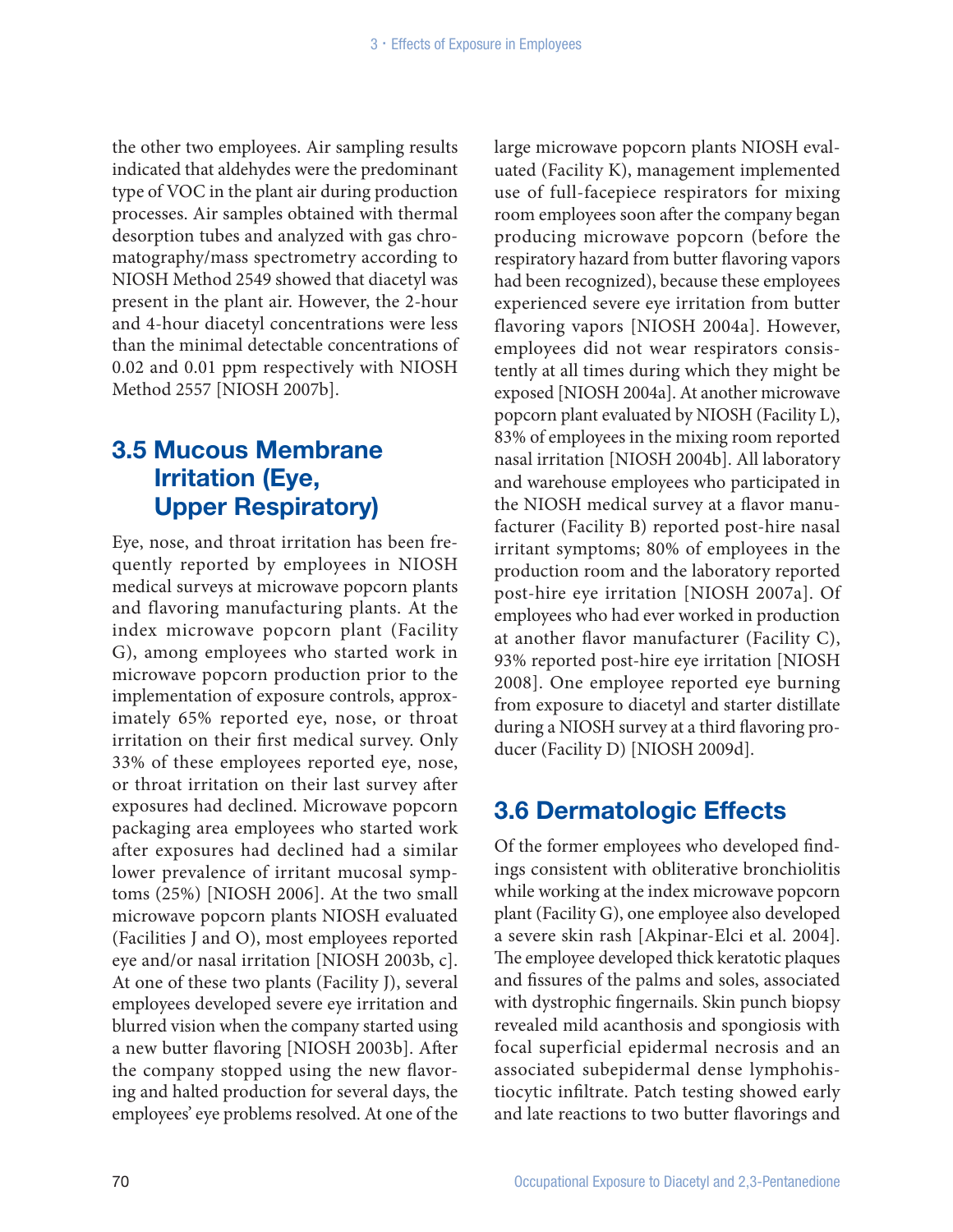the other two employees. Air sampling results indicated that aldehydes were the predominant type of VOC in the plant air during production processes. Air samples obtained with thermal desorption tubes and analyzed with gas chromatography/mass spectrometry according to NIOSH Method 2549 showed that diacetyl was present in the plant air. However, the 2-hour and 4-hour diacetyl concentrations were less than the minimal detectable concentrations of 0.02 and 0.01 ppm respectively with NIOSH Method 2557 [NIOSH 2007b].

## 3.5 Mucous Membrane Irritation (Eye, Upper Respiratory)

Eye, nose, and throat irritation has been frequently reported by employees in NIOSH medical surveys at microwave popcorn plants and flavoring manufacturing plants. At the index microwave popcorn plant (Facility G), among employees who started work in microwave popcorn production prior to the implementation of exposure controls, approximately 65% reported eye, nose, or throat irritation on their first medical survey. Only 33% of these employees reported eye, nose, or throat irritation on their last survey after exposures had declined. Microwave popcorn packaging area employees who started work after exposures had declined had a similar lower prevalence of irritant mucosal symptoms (25%) [NIOSH 2006]. At the two small microwave popcorn plants NIOSH evaluated (Facilities J and O), most employees reported eye and/or nasal irritation [NIOSH 2003b, c]. At one of these two plants (Facility J), several employees developed severe eye irritation and blurred vision when the company started using a new butter flavoring [NIOSH 2003b]. After the company stopped using the new flavoring and halted production for several days, the employees' eye problems resolved. At one of the large microwave popcorn plants NIOSH evaluated (Facility K), management implemented use of full-facepiece respirators for mixing room employees soon after the company began producing microwave popcorn (before the respiratory hazard from butter flavoring vapors had been recognized), because these employees experienced severe eye irritation from butter flavoring vapors [NIOSH 2004a]. However, employees did not wear respirators consistently at all times during which they might be exposed [NIOSH 2004a]. At another microwave popcorn plant evaluated by NIOSH (Facility L), 83% of employees in the mixing room reported nasal irritation [NIOSH 2004b]. All laboratory and warehouse employees who participated in the NIOSH medical survey at a flavor manufacturer (Facility B) reported post-hire nasal irritant symptoms; 80% of employees in the production room and the laboratory reported post-hire eye irritation [NIOSH 2007a]. Of employees who had ever worked in production at another flavor manufacturer (Facility C), 93% reported post-hire eye irritation [NIOSH 2008]. One employee reported eye burning from exposure to diacetyl and starter distillate during a NIOSH survey at a third flavoring producer (Facility D) [NIOSH 2009d].

## 3.6 Dermatologic Effects

Of the former employees who developed findings consistent with obliterative bronchiolitis while working at the index microwave popcorn plant (Facility G), one employee also developed a severe skin rash [Akpinar-Elci et al. 2004]. The employee developed thick keratotic plaques and fissures of the palms and soles, associated with dystrophic fingernails. Skin punch biopsy revealed mild acanthosis and spongiosis with focal superficial epidermal necrosis and an associated subepidermal dense lymphohistiocytic infiltrate. Patch testing showed early and late reactions to two butter flavorings and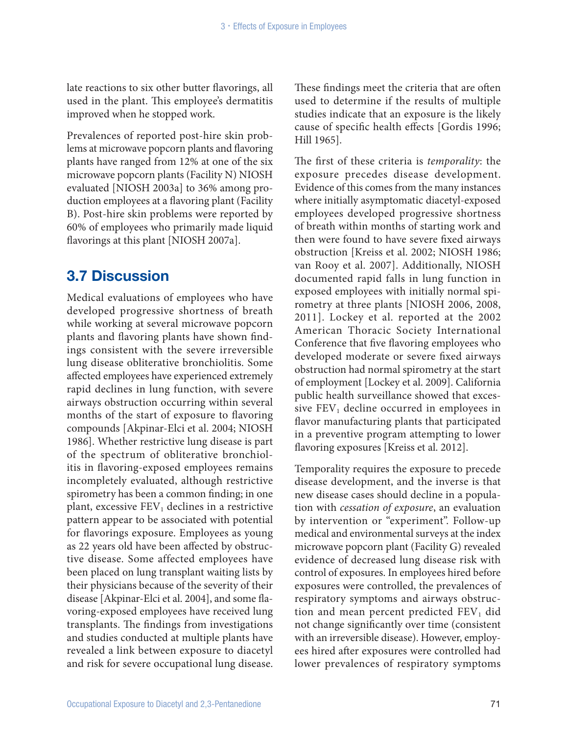late reactions to six other butter flavorings, all used in the plant. This employee's dermatitis improved when he stopped work.

Prevalences of reported post-hire skin problems at microwave popcorn plants and flavoring plants have ranged from 12% at one of the six microwave popcorn plants (Facility N) NIOSH evaluated [NIOSH 2003a] to 36% among production employees at a flavoring plant (Facility B). Post-hire skin problems were reported by 60% of employees who primarily made liquid flavorings at this plant [NIOSH 2007a].

## 3.7 Discussion

Medical evaluations of employees who have developed progressive shortness of breath while working at several microwave popcorn plants and flavoring plants have shown findings consistent with the severe irreversible lung disease obliterative bronchiolitis. Some affected employees have experienced extremely rapid declines in lung function, with severe airways obstruction occurring within several months of the start of exposure to flavoring compounds [Akpinar-Elci et al. 2004; NIOSH 1986]. Whether restrictive lung disease is part of the spectrum of obliterative bronchiolitis in flavoring-exposed employees remains incompletely evaluated, although restrictive spirometry has been a common finding; in one plant, excessive $FEV_1$ declines in a restrictive pattern appear to be associated with potential for flavorings exposure. Employees as young as 22 years old have been affected by obstructive disease. Some affected employees have been placed on lung transplant waiting lists by their physicians because of the severity of their disease [Akpinar-Elci et al. 2004], and some flavoring-exposed employees have received lung transplants. The findings from investigations and studies conducted at multiple plants have revealed a link between exposure to diacetyl and risk for severe occupational lung disease. These findings meet the criteria that are often used to determine if the results of multiple studies indicate that an exposure is the likely cause of specific health effects [Gordis 1996; Hill 1965].

The first of these criteria is *temporality*: the exposure precedes disease development. Evidence of this comes from the many instances where initially asymptomatic diacetyl-exposed employees developed progressive shortness of breath within months of starting work and then were found to have severe fixed airways obstruction [Kreiss et al. 2002; NIOSH 1986; van Rooy et al. 2007]. Additionally, NIOSH documented rapid falls in lung function in exposed employees with initially normal spirometry at three plants [NIOSH 2006, 2008, 2011]. Lockey et al. reported at the 2002 American Thoracic Society International Conference that five flavoring employees who developed moderate or severe fixed airways obstruction had normal spirometry at the start of employment [Lockey et al. 2009]. California public health surveillance showed that excessive $FEV_1$ decline occurred in employees in flavor manufacturing plants that participated in a preventive program attempting to lower flavoring exposures [Kreiss et al. 2012].

Temporality requires the exposure to precede disease development, and the inverse is that new disease cases should decline in a population with *cessation of exposure*, an evaluation by intervention or "experiment". Follow-up medical and environmental surveys at the index microwave popcorn plant (Facility G) revealed evidence of decreased lung disease risk with control of exposures. In employees hired before exposures were controlled, the prevalences of respiratory symptoms and airways obstruction and mean percent predicted $FEV_1$ did not change significantly over time (consistent with an irreversible disease). However, employees hired after exposures were controlled had lower prevalences of respiratory symptoms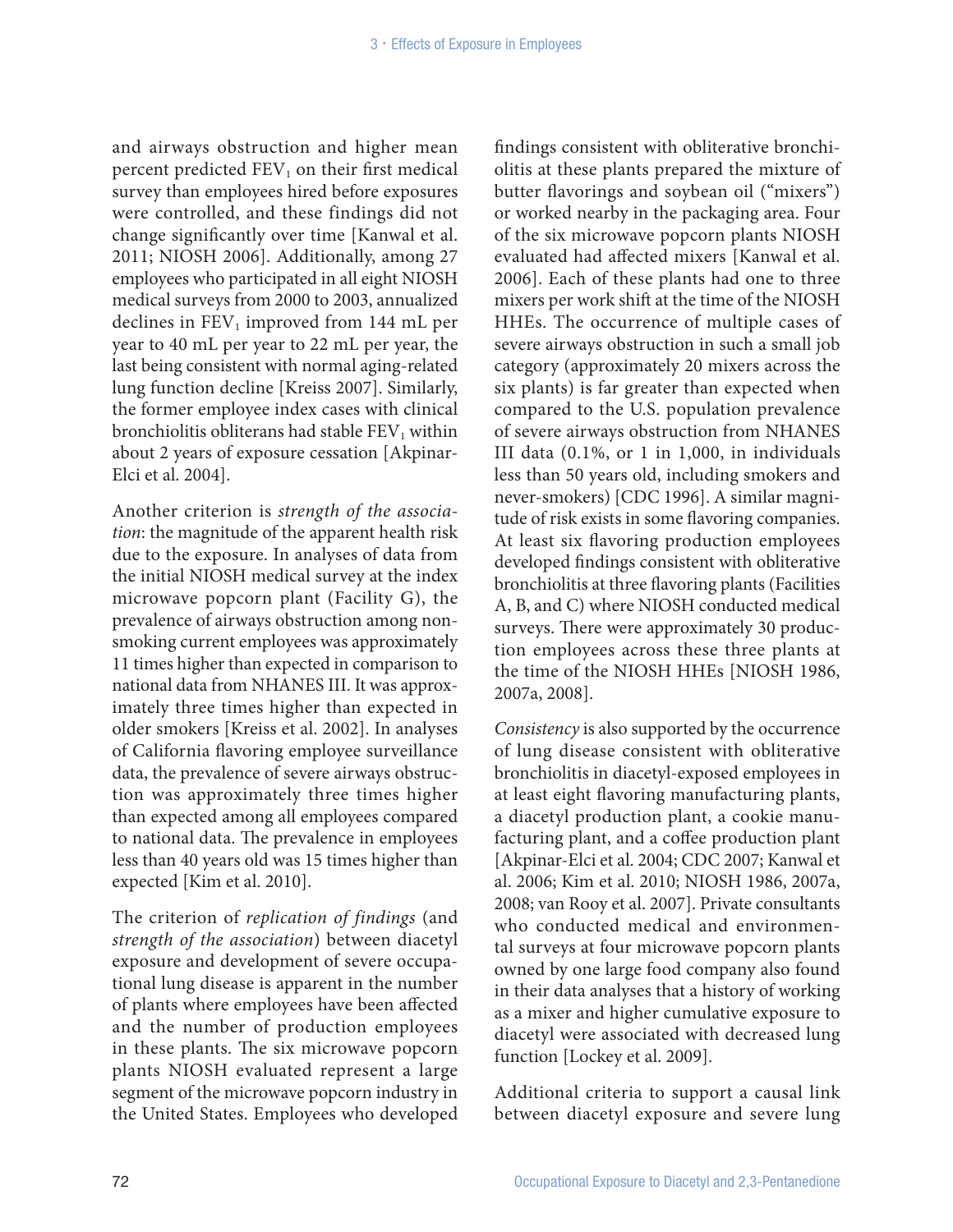and airways obstruction and higher mean percent predicted $FEV_1$ on their first medical survey than employees hired before exposures were controlled, and these findings did not change significantly over time [Kanwal et al. 2011; NIOSH 2006]. Additionally, among 27 employees who participated in all eight NIOSH medical surveys from 2000 to 2003, annualized declines in $FEV_1$ improved from 144 mL per year to 40 mL per year to 22 mL per year, the last being consistent with normal aging-related lung function decline [Kreiss 2007]. Similarly, the former employee index cases with clinical bronchiolitis obliterans had stable $FEV_1$ within about 2 years of exposure cessation [Akpinar-Elci et al. 2004].

Another criterion is *strength of the association*: the magnitude of the apparent health risk due to the exposure. In analyses of data from the initial NIOSH medical survey at the index microwave popcorn plant (Facility G), the prevalence of airways obstruction among non-smoking current employees was approximately 11 times higher than expected in comparison to national data from NHANES III. It was approximately three times higher than expected in older smokers [Kreiss et al. 2002]. In analyses of California flavoring employee surveillance data, the prevalence of severe airways obstruction was approximately three times higher than expected among all employees compared to national data. The prevalence in employees less than 40 years old was 15 times higher than expected [Kim et al. 2010].

The criterion of *replication of findings* (and *strength of the association*) between diacetyl exposure and development of severe occupational lung disease is apparent in the number of plants where employees have been affected and the number of production employees in these plants. The six microwave popcorn plants NIOSH evaluated represent a large segment of the microwave popcorn industry in the United States. Employees who developed findings consistent with obliterative bronchiolitis at these plants prepared the mixture of butter flavorings and soybean oil ("mixers") or worked nearby in the packaging area. Four of the six microwave popcorn plants NIOSH evaluated had affected mixers [Kanwal et al. 2006]. Each of these plants had one to three mixers per work shift at the time of the NIOSH HHEs. The occurrence of multiple cases of severe airways obstruction in such a small job category (approximately 20 mixers across the six plants) is far greater than expected when compared to the U.S. population prevalence of severe airways obstruction from NHANES III data (0.1%, or 1 in 1,000, in individuals less than 50 years old, including smokers and never-smokers) [CDC 1996]. A similar magnitude of risk exists in some flavoring companies. At least six flavoring production employees developed findings consistent with obliterative bronchiolitis at three flavoring plants (Facilities A, B, and C) where NIOSH conducted medical surveys. There were approximately 30 production employees across these three plants at the time of the NIOSH HHEs [NIOSH 1986, 2007a, 2008].

*Consistency* is also supported by the occurrence of lung disease consistent with obliterative bronchiolitis in diacetyl-exposed employees in at least eight flavoring manufacturing plants, a diacetyl production plant, a cookie manufacturing plant, and a coffee production plant [Akpinar-Elci et al. 2004; CDC 2007; Kanwal et al. 2006; Kim et al. 2010; NIOSH 1986, 2007a, 2008; van Rooy et al. 2007]. Private consultants who conducted medical and environmental surveys at four microwave popcorn plants owned by one large food company also found in their data analyses that a history of working as a mixer and higher cumulative exposure to diacetyl were associated with decreased lung function [Lockey et al. 2009].

Additional criteria to support a causal link between diacetyl exposure and severe lung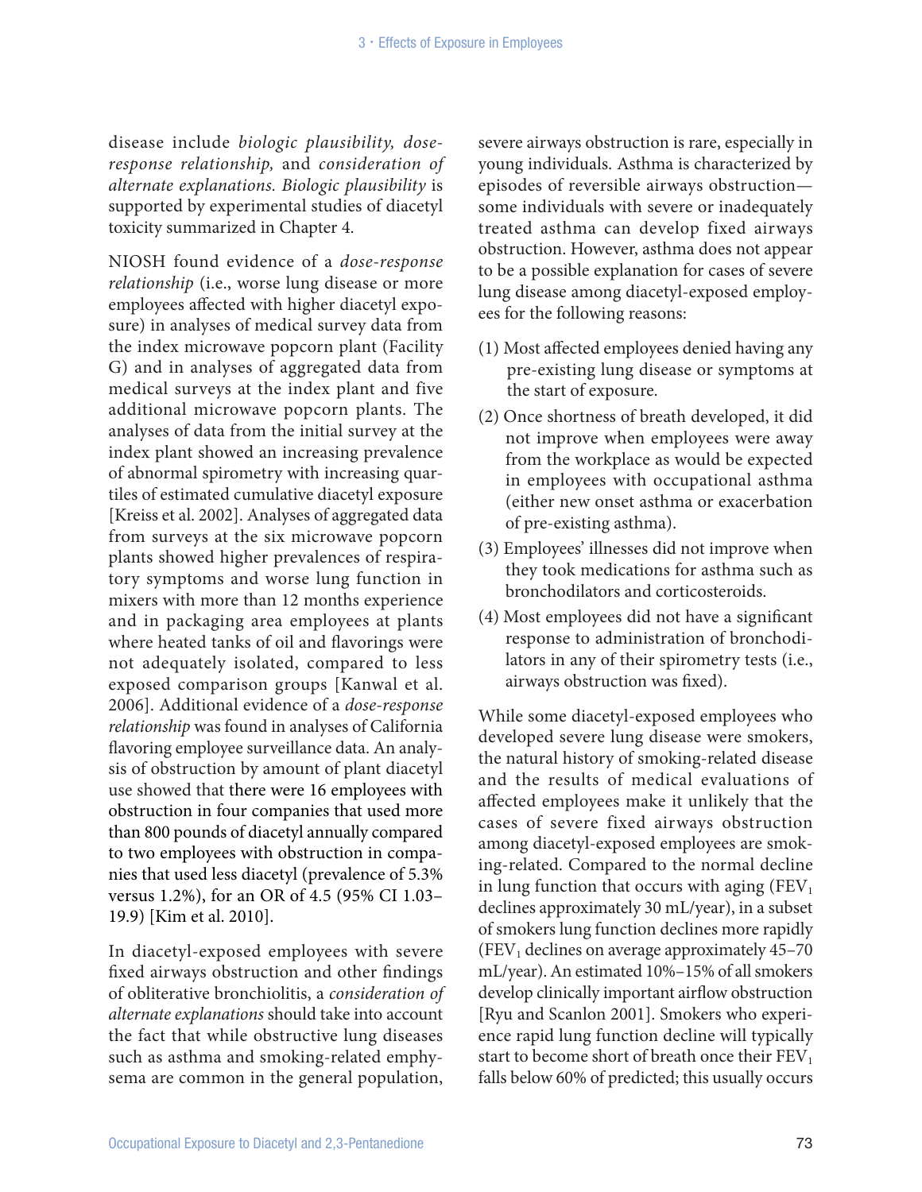disease include *biologic plausibility, dose-response relationship,* and *consideration of alternate explanations. Biologic plausibility* is supported by experimental studies of diacetyl toxicity summarized in Chapter 4.

NIOSH found evidence of a *dose-response relationship* (i.e., worse lung disease or more employees affected with higher diacetyl exposure) in analyses of medical survey data from the index microwave popcorn plant (Facility G) and in analyses of aggregated data from medical surveys at the index plant and five additional microwave popcorn plants. The analyses of data from the initial survey at the index plant showed an increasing prevalence of abnormal spirometry with increasing quartiles of estimated cumulative diacetyl exposure [Kreiss et al. 2002]. Analyses of aggregated data from surveys at the six microwave popcorn plants showed higher prevalences of respiratory symptoms and worse lung function in mixers with more than 12 months experience and in packaging area employees at plants where heated tanks of oil and flavorings were not adequately isolated, compared to less exposed comparison groups [Kanwal et al. 2006]. Additional evidence of a *dose-response relationship* was found in analyses of California flavoring employee surveillance data. An analysis of obstruction by amount of plant diacetyl use showed that there were 16 employees with obstruction in four companies that used more than 800 pounds of diacetyl annually compared to two employees with obstruction in companies that used less diacetyl (prevalence of 5.3% versus 1.2%), for an OR of 4.5 (95% CI 1.03–19.9) [Kim et al. 2010].

In diacetyl-exposed employees with severe fixed airways obstruction and other findings of obliterative bronchiolitis, a *consideration of alternate explanations* should take into account the fact that while obstructive lung diseases such as asthma and smoking-related emphysema are common in the general population, severe airways obstruction is rare, especially in young individuals. Asthma is characterized by episodes of reversible airways obstruction—some individuals with severe or inadequately treated asthma can develop fixed airways obstruction. However, asthma does not appear to be a possible explanation for cases of severe lung disease among diacetyl-exposed employees for the following reasons:

(1) Most affected employees denied having any pre-existing lung disease or symptoms at the start of exposure.

(2) Once shortness of breath developed, it did not improve when employees were away from the workplace as would be expected in employees with occupational asthma (either new onset asthma or exacerbation of pre-existing asthma).

(3) Employees' illnesses did not improve when they took medications for asthma such as bronchodilators and corticosteroids.

(4) Most employees did not have a significant response to administration of bronchodilators in any of their spirometry tests (i.e., airways obstruction was fixed).

While some diacetyl-exposed employees who developed severe lung disease were smokers, the natural history of smoking-related disease and the results of medical evaluations of affected employees make it unlikely that the cases of severe fixed airways obstruction among diacetyl-exposed employees are smoking-related. Compared to the normal decline in lung function that occurs with aging ($FEV_1$ declines approximately 30 mL/year), in a subset of smokers lung function declines more rapidly ($FEV_1$ declines on average approximately 45–70 mL/year). An estimated 10%–15% of all smokers develop clinically important airflow obstruction [Ryu and Scanlon 2001]. Smokers who experience rapid lung function decline will typically start to become short of breath once their $FEV_1$ falls below 60% of predicted; this usually occurs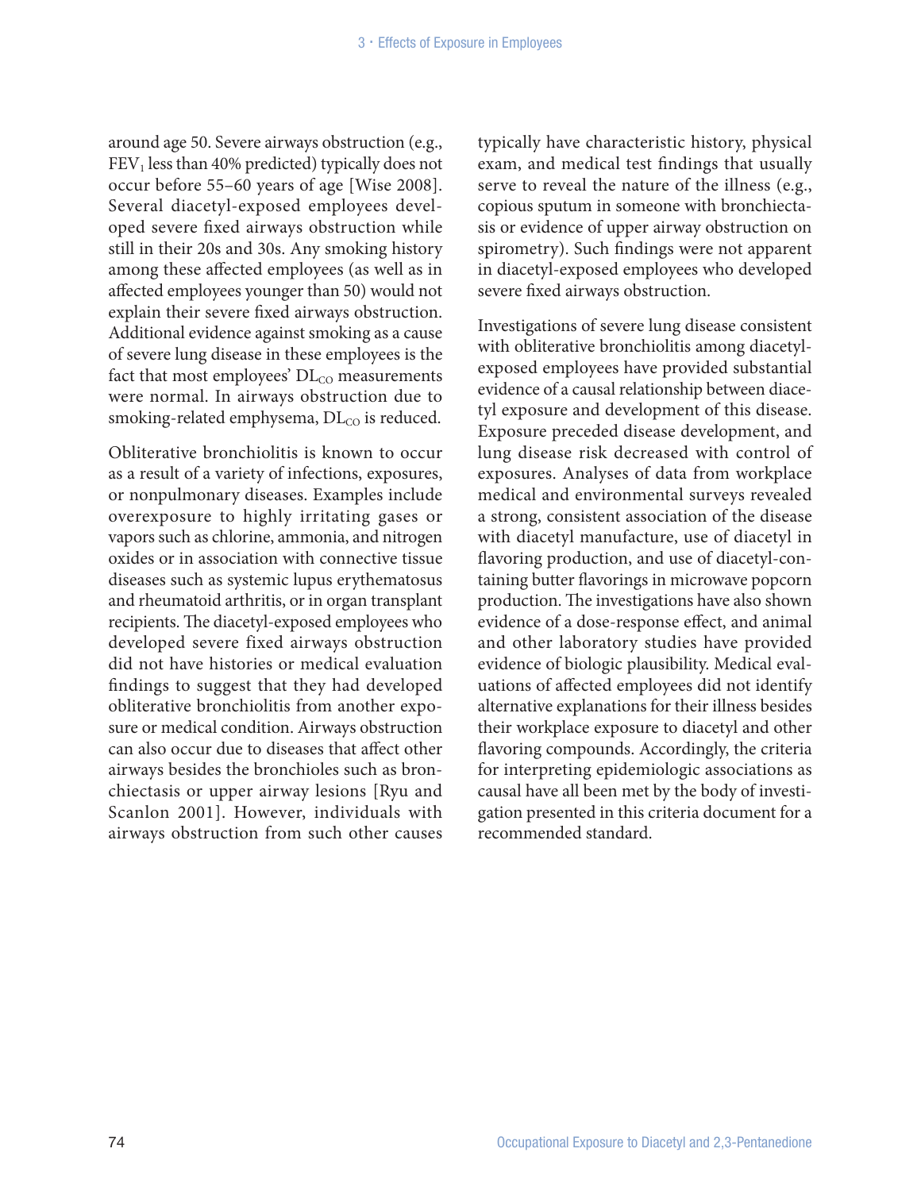around age 50. Severe airways obstruction (e.g., $FEV_1$ less than 40% predicted) typically does not occur before 55–60 years of age [Wise 2008]. Several diacetyl-exposed employees developed severe fixed airways obstruction while still in their 20s and 30s. Any smoking history among these affected employees (as well as in affected employees younger than 50) would not explain their severe fixed airways obstruction. Additional evidence against smoking as a cause of severe lung disease in these employees is the fact that most employees' $DL_{CO}$ measurements were normal. In airways obstruction due to smoking-related emphysema, $DL_{CO}$ is reduced.

Obliterative bronchiolitis is known to occur as a result of a variety of infections, exposures, or nonpulmonary diseases. Examples include overexposure to highly irritating gases or vapors such as chlorine, ammonia, and nitrogen oxides or in association with connective tissue diseases such as systemic lupus erythematosus and rheumatoid arthritis, or in organ transplant recipients. The diacetyl-exposed employees who developed severe fixed airways obstruction did not have histories or medical evaluation findings to suggest that they had developed obliterative bronchiolitis from another exposure or medical condition. Airways obstruction can also occur due to diseases that affect other airways besides the bronchioles such as bronchiectasis or upper airway lesions [Ryu and Scanlon 2001]. However, individuals with airways obstruction from such other causes typically have characteristic history, physical exam, and medical test findings that usually serve to reveal the nature of the illness (e.g., copious sputum in someone with bronchiectasis or evidence of upper airway obstruction on spirometry). Such findings were not apparent in diacetyl-exposed employees who developed severe fixed airways obstruction.

Investigations of severe lung disease consistent with obliterative bronchiolitis among diacetyl-exposed employees have provided substantial evidence of a causal relationship between diacetyl exposure and development of this disease. Exposure preceded disease development, and lung disease risk decreased with control of exposures. Analyses of data from workplace medical and environmental surveys revealed a strong, consistent association of the disease with diacetyl manufacture, use of diacetyl in flavoring production, and use of diacetyl-containing butter flavorings in microwave popcorn production. The investigations have also shown evidence of a dose-response effect, and animal and other laboratory studies have provided evidence of biologic plausibility. Medical evaluations of affected employees did not identify alternative explanations for their illness besides their workplace exposure to diacetyl and other flavoring compounds. Accordingly, the criteria for interpreting epidemiologic associations as causal have all been met by the body of investigation presented in this criteria document for a recommended standard.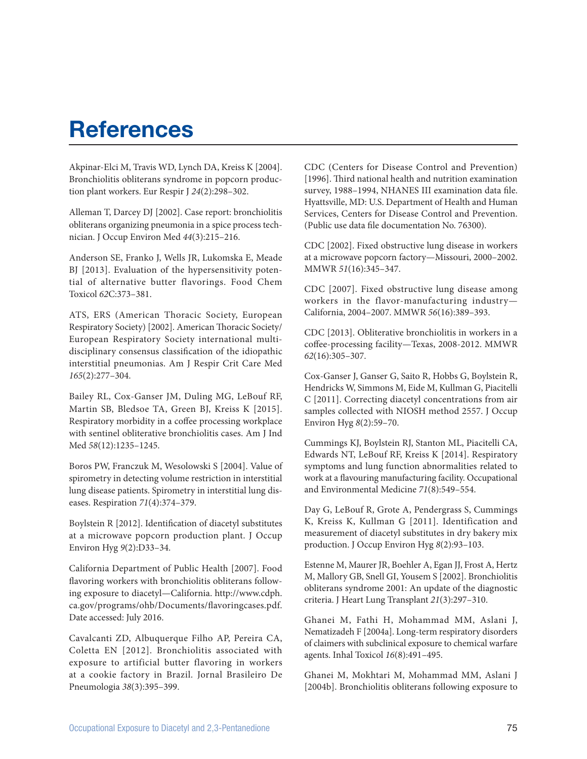# References

Akpinar-Elci M, Travis WD, Lynch DA, Kreiss K [2004]. Bronchiolitis obliterans syndrome in popcorn production plant workers. Eur Respir J *24*(2):298–302.

Alleman T, Darcey DJ [2002]. Case report: bronchiolitis obliterans organizing pneumonia in a spice process technician. J Occup Environ Med *44*(3):215–216.

Anderson SE, Franko J, Wells JR, Lukomska E, Meade BJ [2013]. Evaluation of the hypersensitivity potential of alternative butter flavorings. Food Chem Toxicol *62*C:373–381.

ATS, ERS (American Thoracic Society, European Respiratory Society) [2002]. American Thoracic Society/ European Respiratory Society international multidisciplinary consensus classification of the idiopathic interstitial pneumonias. Am J Respir Crit Care Med *165*(2):277–304.

Bailey RL, Cox-Ganser JM, Duling MG, LeBouf RF, Martin SB, Bledsoe TA, Green BJ, Kreiss K [2015]. Respiratory morbidity in a coffee processing workplace with sentinel obliterative bronchiolitis cases. Am J Ind Med *58*(12):1235–1245.

Boros PW, Franczuk M, Wesolowski S [2004]. Value of spirometry in detecting volume restriction in interstitial lung disease patients. Spirometry in interstitial lung diseases. Respiration *71*(4):374–379.

Boylstein R [2012]. Identification of diacetyl substitutes at a microwave popcorn production plant. J Occup Environ Hyg *9*(2):D33–34.

California Department of Public Health [2007]. Food flavoring workers with bronchiolitis obliterans following exposure to diacetyl—California. http://www.cdph.ca.gov/programs/ohb/Documents/flavoringcases.pdf. Date accessed: July 2016.

Cavalcanti ZD, Albuquerque Filho AP, Pereira CA, Coletta EN [2012]. Bronchiolitis associated with exposure to artificial butter flavoring in workers at a cookie factory in Brazil. Jornal Brasileiro De Pneumologia *38*(3):395–399.

CDC (Centers for Disease Control and Prevention) [1996]. Third national health and nutrition examination survey, 1988–1994, NHANES III examination data file. Hyattsville, MD: U.S. Department of Health and Human Services, Centers for Disease Control and Prevention. (Public use data file documentation No. 76300).

CDC [2002]. Fixed obstructive lung disease in workers at a microwave popcorn factory—Missouri, 2000–2002. MMWR *51*(16):345–347.

CDC [2007]. Fixed obstructive lung disease among workers in the flavor-manufacturing industry—California, 2004–2007. MMWR *56*(16):389–393.

CDC [2013]. Obliterative bronchiolitis in workers in a coffee-processing facility—Texas, 2008-2012. MMWR *62*(16):305–307.

Cox-Ganser J, Ganser G, Saito R, Hobbs G, Boylstein R, Hendricks W, Simmons M, Eide M, Kullman G, Piacitelli C [2011]. Correcting diacetyl concentrations from air samples collected with NIOSH method 2557. J Occup Environ Hyg *8*(2):59–70.

Cummings KJ, Boylstein RJ, Stanton ML, Piacitelli CA, Edwards NT, LeBouf RF, Kreiss K [2014]. Respiratory symptoms and lung function abnormalities related to work at a flavouring manufacturing facility. Occupational and Environmental Medicine *71*(8):549–554.

Day G, LeBouf R, Grote A, Pendergrass S, Cummings K, Kreiss K, Kullman G [2011]. Identification and measurement of diacetyl substitutes in dry bakery mix production. J Occup Environ Hyg *8*(2):93–103.

Estenne M, Maurer JR, Boehler A, Egan JJ, Frost A, Hertz M, Mallory GB, Snell GI, Yousem S [2002]. Bronchiolitis obliterans syndrome 2001: An update of the diagnostic criteria. J Heart Lung Transplant *21*(3):297–310.

Ghanei M, Fathi H, Mohammad MM, Aslani J, Nematizadeh F [2004a]. Long-term respiratory disorders of claimers with subclinical exposure to chemical warfare agents. Inhal Toxicol *16*(8):491–495.

Ghanei M, Mokhtari M, Mohammad MM, Aslani J [2004b]. Bronchiolitis obliterans following exposure to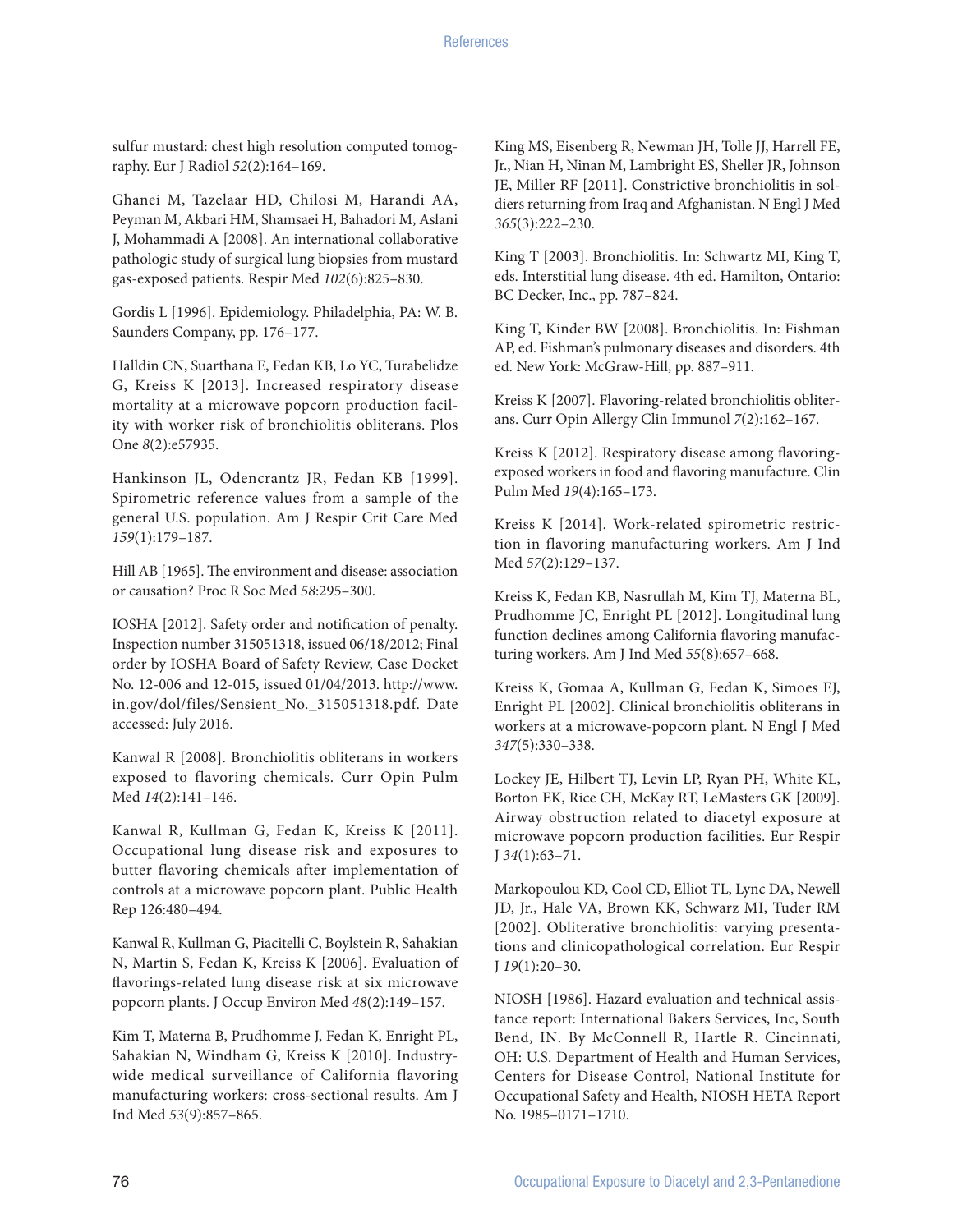sulfur mustard: chest high resolution computed tomography. Eur J Radiol *52*(2):164–169.

Ghanei M, Tazelaar HD, Chilosi M, Harandi AA, Peyman M, Akbari HM, Shamsaei H, Bahadori M, Aslani J, Mohammadi A [2008]. An international collaborative pathologic study of surgical lung biopsies from mustard gas-exposed patients. Respir Med *102*(6):825–830.

Gordis L [1996]. Epidemiology. Philadelphia, PA: W. B. Saunders Company, pp. 176–177.

Halldin CN, Suarthana E, Fedan KB, Lo YC, Turabelidze G, Kreiss K [2013]. Increased respiratory disease mortality at a microwave popcorn production facility with worker risk of bronchiolitis obliterans. Plos One *8*(2):e57935.

Hankinson JL, Odencrantz JR, Fedan KB [1999]. Spirometric reference values from a sample of the general U.S. population. Am J Respir Crit Care Med *159*(1):179–187.

Hill AB [1965]. The environment and disease: association or causation? Proc R Soc Med *58*:295–300.

IOSHA [2012]. Safety order and notification of penalty. Inspection number 315051318, issued 06/18/2012; Final order by IOSHA Board of Safety Review, Case Docket No. 12-006 and 12-015, issued 01/04/2013. http://www.in.gov/dol/files/Sensient_No._315051318.pdf. Date accessed: July 2016.

Kanwal R [2008]. Bronchiolitis obliterans in workers exposed to flavoring chemicals. Curr Opin Pulm Med *14*(2):141–146.

Kanwal R, Kullman G, Fedan K, Kreiss K [2011]. Occupational lung disease risk and exposures to butter flavoring chemicals after implementation of controls at a microwave popcorn plant. Public Health Rep 126:480–494.

Kanwal R, Kullman G, Piacitelli C, Boylstein R, Sahakian N, Martin S, Fedan K, Kreiss K [2006]. Evaluation of flavorings-related lung disease risk at six microwave popcorn plants. J Occup Environ Med *48*(2):149–157.

Kim T, Materna B, Prudhomme J, Fedan K, Enright PL, Sahakian N, Windham G, Kreiss K [2010]. Industry-wide medical surveillance of California flavoring manufacturing workers: cross-sectional results. Am J Ind Med *53*(9):857–865.

King MS, Eisenberg R, Newman JH, Tolle JJ, Harrell FE, Jr., Nian H, Ninan M, Lambright ES, Sheller JR, Johnson JE, Miller RF [2011]. Constrictive bronchiolitis in soldiers returning from Iraq and Afghanistan. N Engl J Med *365*(3):222–230.

King T [2003]. Bronchiolitis. In: Schwartz MI, King T, eds. Interstitial lung disease. 4th ed. Hamilton, Ontario: BC Decker, Inc., pp. 787–824.

King T, Kinder BW [2008]. Bronchiolitis. In: Fishman AP, ed. Fishman's pulmonary diseases and disorders. 4th ed. New York: McGraw-Hill, pp. 887–911.

Kreiss K [2007]. Flavoring-related bronchiolitis obliterans. Curr Opin Allergy Clin Immunol *7*(2):162–167.

Kreiss K [2012]. Respiratory disease among flavoring-exposed workers in food and flavoring manufacture. Clin Pulm Med *19*(4):165–173.

Kreiss K [2014]. Work-related spirometric restriction in flavoring manufacturing workers. Am J Ind Med *57*(2):129–137.

Kreiss K, Fedan KB, Nasrullah M, Kim TJ, Materna BL, Prudhomme JC, Enright PL [2012]. Longitudinal lung function declines among California flavoring manufacturing workers. Am J Ind Med *55*(8):657–668.

Kreiss K, Gomaa A, Kullman G, Fedan K, Simoes EJ, Enright PL [2002]. Clinical bronchiolitis obliterans in workers at a microwave-popcorn plant. N Engl J Med *347*(5):330–338.

Lockey JE, Hilbert TJ, Levin LP, Ryan PH, White KL, Borton EK, Rice CH, McKay RT, LeMasters GK [2009]. Airway obstruction related to diacetyl exposure at microwave popcorn production facilities. Eur Respir J *34*(1):63–71.

Markopoulou KD, Cool CD, Elliot TL, Lync DA, Newell JD, Jr., Hale VA, Brown KK, Schwarz MI, Tuder RM [2002]. Obliterative bronchiolitis: varying presentations and clinicopathological correlation. Eur Respir J *19*(1):20–30.

NIOSH [1986]. Hazard evaluation and technical assistance report: International Bakers Services, Inc, South Bend, IN. By McConnell R, Hartle R. Cincinnati, OH: U.S. Department of Health and Human Services, Centers for Disease Control, National Institute for Occupational Safety and Health, NIOSH HETA Report No. 1985–0171–1710.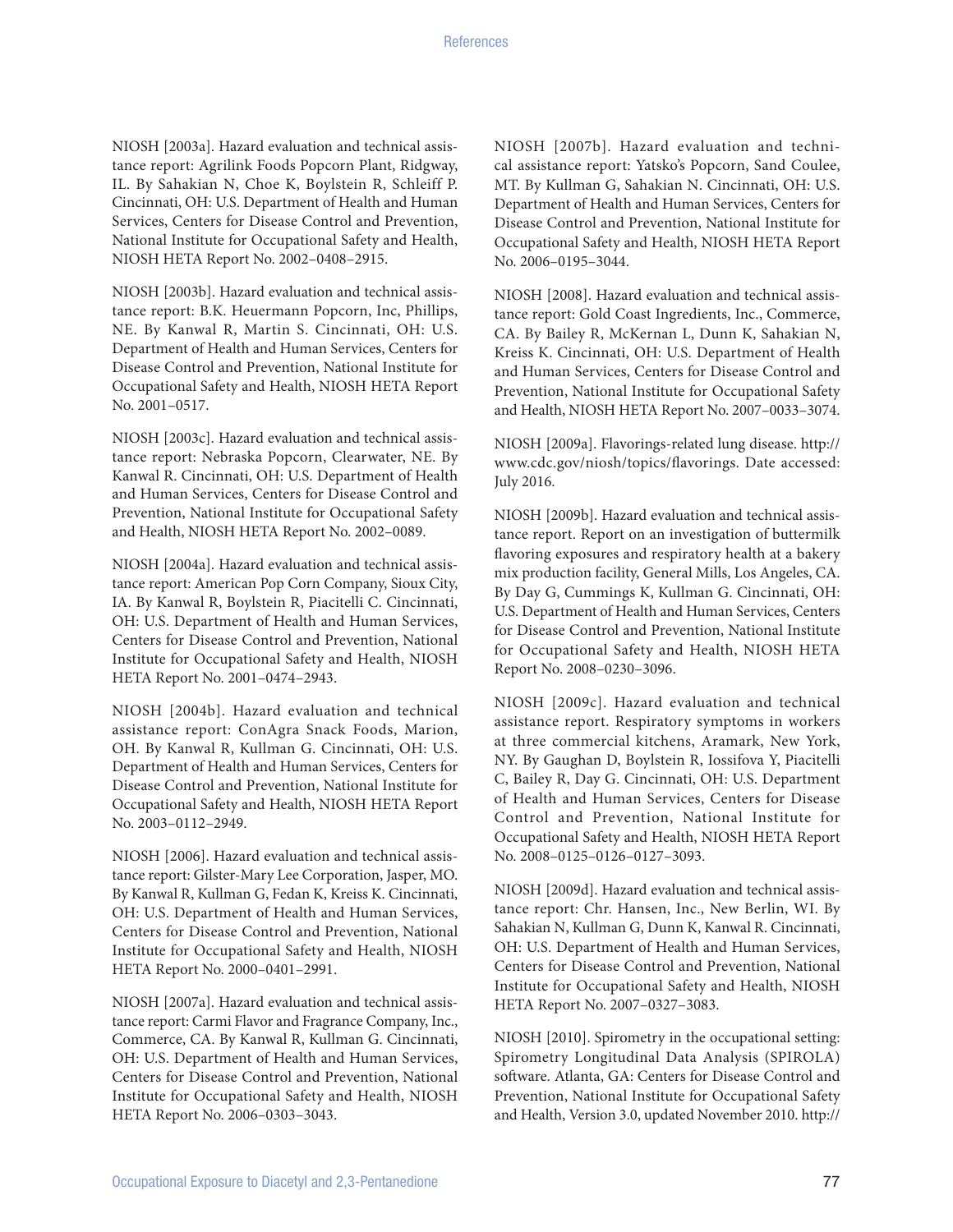NIOSH [2003a]. Hazard evaluation and technical assistance report: Agrilink Foods Popcorn Plant, Ridgway, IL. By Sahakian N, Choe K, Boylstein R, Schleiff P. Cincinnati, OH: U.S. Department of Health and Human Services, Centers for Disease Control and Prevention, National Institute for Occupational Safety and Health, NIOSH HETA Report No. 2002–0408–2915.

NIOSH [2003b]. Hazard evaluation and technical assistance report: B.K. Heuermann Popcorn, Inc, Phillips, NE. By Kanwal R, Martin S. Cincinnati, OH: U.S. Department of Health and Human Services, Centers for Disease Control and Prevention, National Institute for Occupational Safety and Health, NIOSH HETA Report No. 2001–0517.

NIOSH [2003c]. Hazard evaluation and technical assistance report: Nebraska Popcorn, Clearwater, NE. By Kanwal R. Cincinnati, OH: U.S. Department of Health and Human Services, Centers for Disease Control and Prevention, National Institute for Occupational Safety and Health, NIOSH HETA Report No. 2002–0089.

NIOSH [2004a]. Hazard evaluation and technical assistance report: American Pop Corn Company, Sioux City, IA. By Kanwal R, Boylstein R, Piacitelli C. Cincinnati, OH: U.S. Department of Health and Human Services, Centers for Disease Control and Prevention, National Institute for Occupational Safety and Health, NIOSH HETA Report No. 2001–0474–2943.

NIOSH [2004b]. Hazard evaluation and technical assistance report: ConAgra Snack Foods, Marion, OH. By Kanwal R, Kullman G. Cincinnati, OH: U.S. Department of Health and Human Services, Centers for Disease Control and Prevention, National Institute for Occupational Safety and Health, NIOSH HETA Report No. 2003–0112–2949.

NIOSH [2006]. Hazard evaluation and technical assistance report: Gilster-Mary Lee Corporation, Jasper, MO. By Kanwal R, Kullman G, Fedan K, Kreiss K. Cincinnati, OH: U.S. Department of Health and Human Services, Centers for Disease Control and Prevention, National Institute for Occupational Safety and Health, NIOSH HETA Report No. 2000–0401–2991.

NIOSH [2007a]. Hazard evaluation and technical assistance report: Carmi Flavor and Fragrance Company, Inc., Commerce, CA. By Kanwal R, Kullman G. Cincinnati, OH: U.S. Department of Health and Human Services, Centers for Disease Control and Prevention, National Institute for Occupational Safety and Health, NIOSH HETA Report No. 2006–0303–3043.

NIOSH [2007b]. Hazard evaluation and technical assistance report: Yatsko's Popcorn, Sand Coulee, MT. By Kullman G, Sahakian N. Cincinnati, OH: U.S. Department of Health and Human Services, Centers for Disease Control and Prevention, National Institute for Occupational Safety and Health, NIOSH HETA Report No. 2006–0195–3044.

NIOSH [2008]. Hazard evaluation and technical assistance report: Gold Coast Ingredients, Inc., Commerce, CA. By Bailey R, McKernan L, Dunn K, Sahakian N, Kreiss K. Cincinnati, OH: U.S. Department of Health and Human Services, Centers for Disease Control and Prevention, National Institute for Occupational Safety and Health, NIOSH HETA Report No. 2007–0033–3074.

NIOSH [2009a]. Flavorings-related lung disease. http://www.cdc.gov/niosh/topics/flavorings. Date accessed: July 2016.

NIOSH [2009b]. Hazard evaluation and technical assistance report. Report on an investigation of buttermilk flavoring exposures and respiratory health at a bakery mix production facility, General Mills, Los Angeles, CA. By Day G, Cummings K, Kullman G. Cincinnati, OH: U.S. Department of Health and Human Services, Centers for Disease Control and Prevention, National Institute for Occupational Safety and Health, NIOSH HETA Report No. 2008–0230–3096.

NIOSH [2009c]. Hazard evaluation and technical assistance report. Respiratory symptoms in workers at three commercial kitchens, Aramark, New York, NY. By Gaughan D, Boylstein R, Iossifova Y, Piacitelli C, Bailey R, Day G. Cincinnati, OH: U.S. Department of Health and Human Services, Centers for Disease Control and Prevention, National Institute for Occupational Safety and Health, NIOSH HETA Report No. 2008–0125–0126–0127–3093.

NIOSH [2009d]. Hazard evaluation and technical assistance report: Chr. Hansen, Inc., New Berlin, WI. By Sahakian N, Kullman G, Dunn K, Kanwal R. Cincinnati, OH: U.S. Department of Health and Human Services, Centers for Disease Control and Prevention, National Institute for Occupational Safety and Health, NIOSH HETA Report No. 2007–0327–3083.

NIOSH [2010]. Spirometry in the occupational setting: Spirometry Longitudinal Data Analysis (SPIROLA) software. Atlanta, GA: Centers for Disease Control and Prevention, National Institute for Occupational Safety and Health, Version 3.0, updated November 2010. http://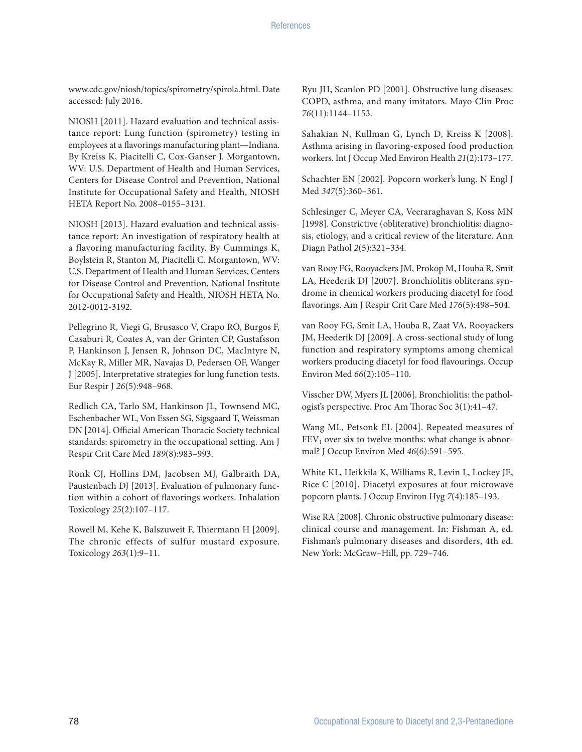www.cdc.gov/niosh/topics/spirometry/spirola.html. Date accessed: July 2016.

NIOSH [2011]. Hazard evaluation and technical assistance report: Lung function (spirometry) testing in employees at a flavorings manufacturing plant—Indiana. By Kreiss K, Piacitelli C, Cox-Ganser J. Morgantown, WV: U.S. Department of Health and Human Services, Centers for Disease Control and Prevention, National Institute for Occupational Safety and Health, NIOSH HETA Report No. 2008–0155–3131.

NIOSH [2013]. Hazard evaluation and technical assistance report: An investigation of respiratory health at a flavoring manufacturing facility. By Cummings K, Boylstein R, Stanton M, Piacitelli C. Morgantown, WV: U.S. Department of Health and Human Services, Centers for Disease Control and Prevention, National Institute for Occupational Safety and Health, NIOSH HETA No. 2012-0012-3192.

Pellegrino R, Viegi G, Brusasco V, Crapo RO, Burgos F, Casaburi R, Coates A, van der Grinten CP, Gustafsson P, Hankinson J, Jensen R, Johnson DC, MacIntyre N, McKay R, Miller MR, Navajas D, Pedersen OF, Wanger J [2005]. Interpretative strategies for lung function tests. Eur Respir J *26*(5):948–968.

Redlich CA, Tarlo SM, Hankinson JL, Townsend MC, Eschenbacher WL, Von Essen SG, Sigsgaard T, Weissman DN [2014]. Official American Thoracic Society technical standards: spirometry in the occupational setting. Am J Respir Crit Care Med *189*(8):983–993.

Ronk CJ, Hollins DM, Jacobsen MJ, Galbraith DA, Paustenbach DJ [2013]. Evaluation of pulmonary function within a cohort of flavorings workers. Inhalation Toxicology *25*(2):107–117.

Rowell M, Kehe K, Balszuweit F, Thiermann H [2009]. The chronic effects of sulfur mustard exposure. Toxicology *263*(1):9–11.

Ryu JH, Scanlon PD [2001]. Obstructive lung diseases: COPD, asthma, and many imitators. Mayo Clin Proc *76*(11):1144–1153.

Sahakian N, Kullman G, Lynch D, Kreiss K [2008]. Asthma arising in flavoring-exposed food production workers. Int J Occup Med Environ Health *21*(2):173–177.

Schachter EN [2002]. Popcorn worker's lung. N Engl J Med *347*(5):360–361.

Schlesinger C, Meyer CA, Veeraraghavan S, Koss MN [1998]. Constrictive (obliterative) bronchiolitis: diagnosis, etiology, and a critical review of the literature. Ann Diagn Pathol *2*(5):321–334.

van Rooy FG, Rooyackers JM, Prokop M, Houba R, Smit LA, Heederik DJ [2007]. Bronchiolitis obliterans syndrome in chemical workers producing diacetyl for food flavorings. Am J Respir Crit Care Med *176*(5):498–504.

van Rooy FG, Smit LA, Houba R, Zaat VA, Rooyackers JM, Heederik DJ [2009]. A cross-sectional study of lung function and respiratory symptoms among chemical workers producing diacetyl for food flavourings. Occup Environ Med *66*(2):105–110.

Visscher DW, Myers JL [2006]. Bronchiolitis: the pathologist's perspective. Proc Am Thorac Soc 3(1):41–47.

Wang ML, Petsonk EL [2004]. Repeated measures of $FEV_1$ over six to twelve months: what change is abnormal? J Occup Environ Med *46*(6):591–595.

White KL, Heikkila K, Williams R, Levin L, Lockey JE, Rice C [2010]. Diacetyl exposures at four microwave popcorn plants. J Occup Environ Hyg *7*(4):185–193.

Wise RA [2008]. Chronic obstructive pulmonary disease: clinical course and management. In: Fishman A, ed. Fishman's pulmonary diseases and disorders, 4th ed. New York: McGraw–Hill, pp. 729–746.